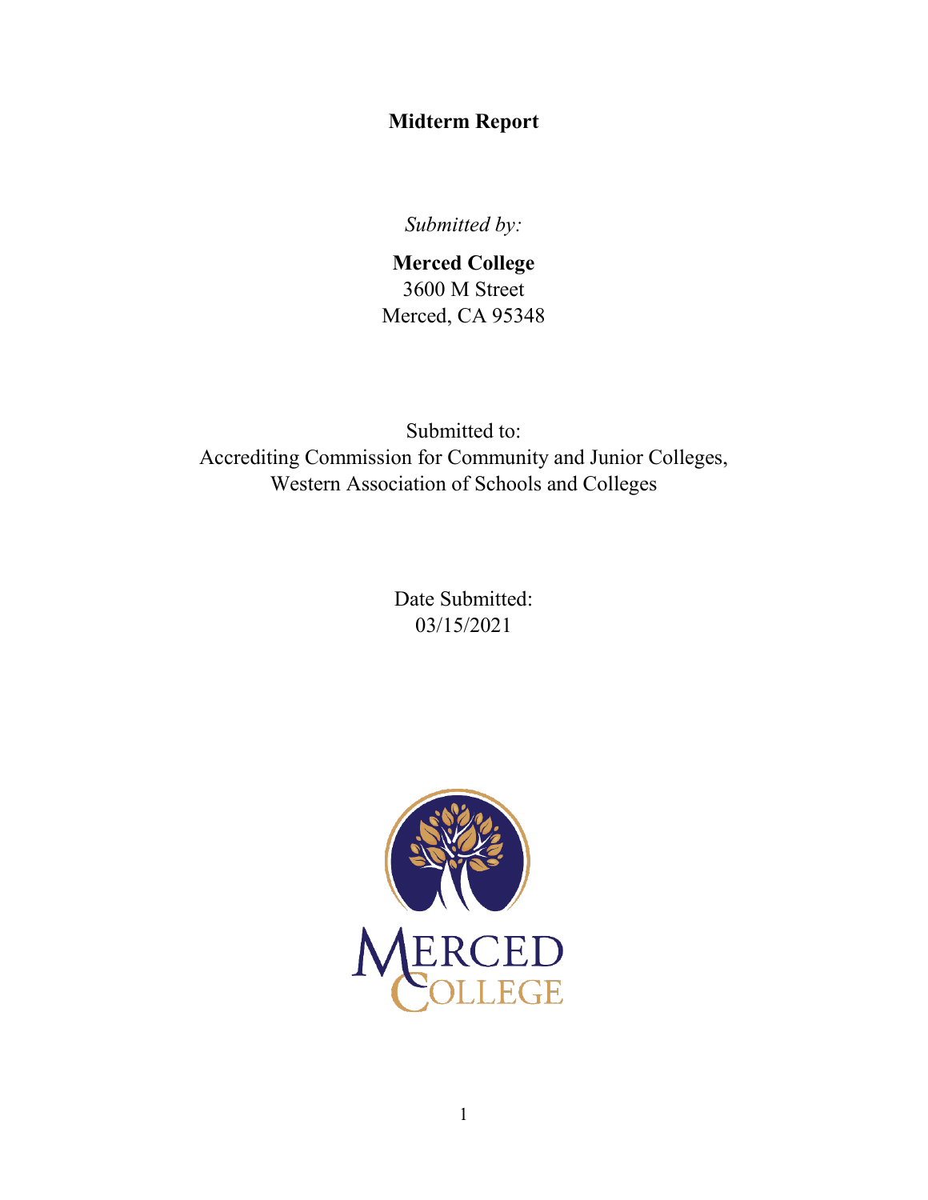# Midterm Report

*Submitted by:*

**Merced College**
3600 M Street
Merced, CA 95348

Submitted to:
Accrediting Commission for Community and Junior Colleges,
Western Association of Schools and Colleges

Date Submitted:
03/15/2021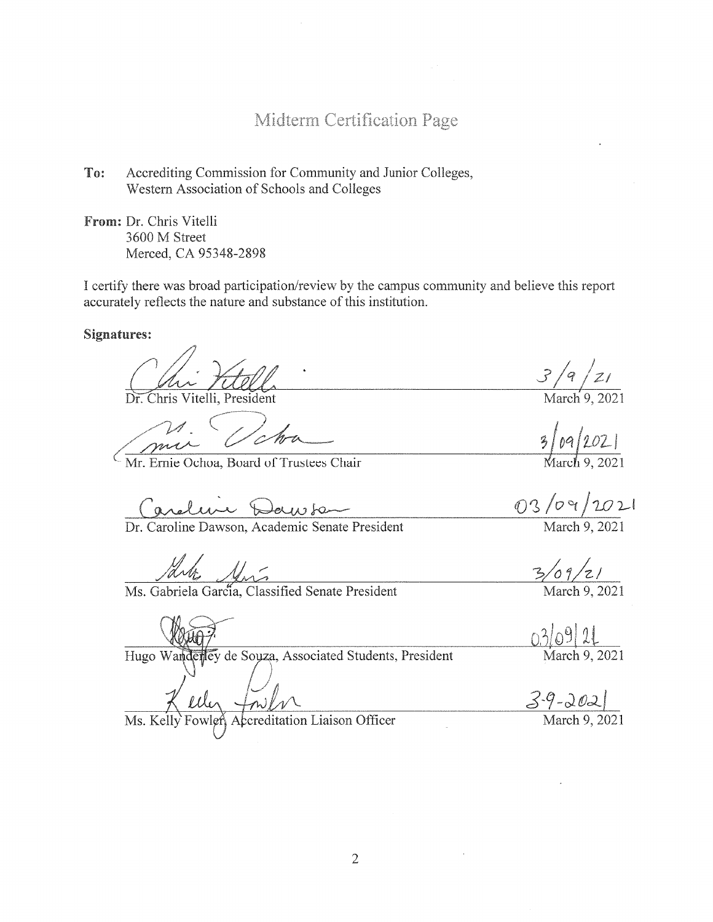# Midterm Certification Page

**To:** Accrediting Commission for Community and Junior Colleges, Western Association of Schools and Colleges

**From:** Dr. Chris Vitelli
3600 M Street
Merced, CA 95348-2898

I certify there was broad participation/review by the campus community and believe this report accurately reflects the nature and substance of this institution.

**Signatures:**

| | |
|---|---|
| Dr. Chris Vitelli, President | 3/9/21<br>March 9, 2021 |
| Mr. Ernie Ochoa, Board of Trustees Chair | 3/09/2021<br>March 9, 2021 |
| Dr. Caroline Dawson, Academic Senate President | 03/09/2021<br>March 9, 2021 |
| Ms. Gabriela García, Classified Senate President | 3/09/21<br>March 9, 2021 |
| Hugo Wanderley de Souza, Associated Students, President | 03/09/21<br>March 9, 2021 |
| Ms. Kelly Fowler, Accreditation Liaison Officer | 3-9-2021<br>March 9, 2021 |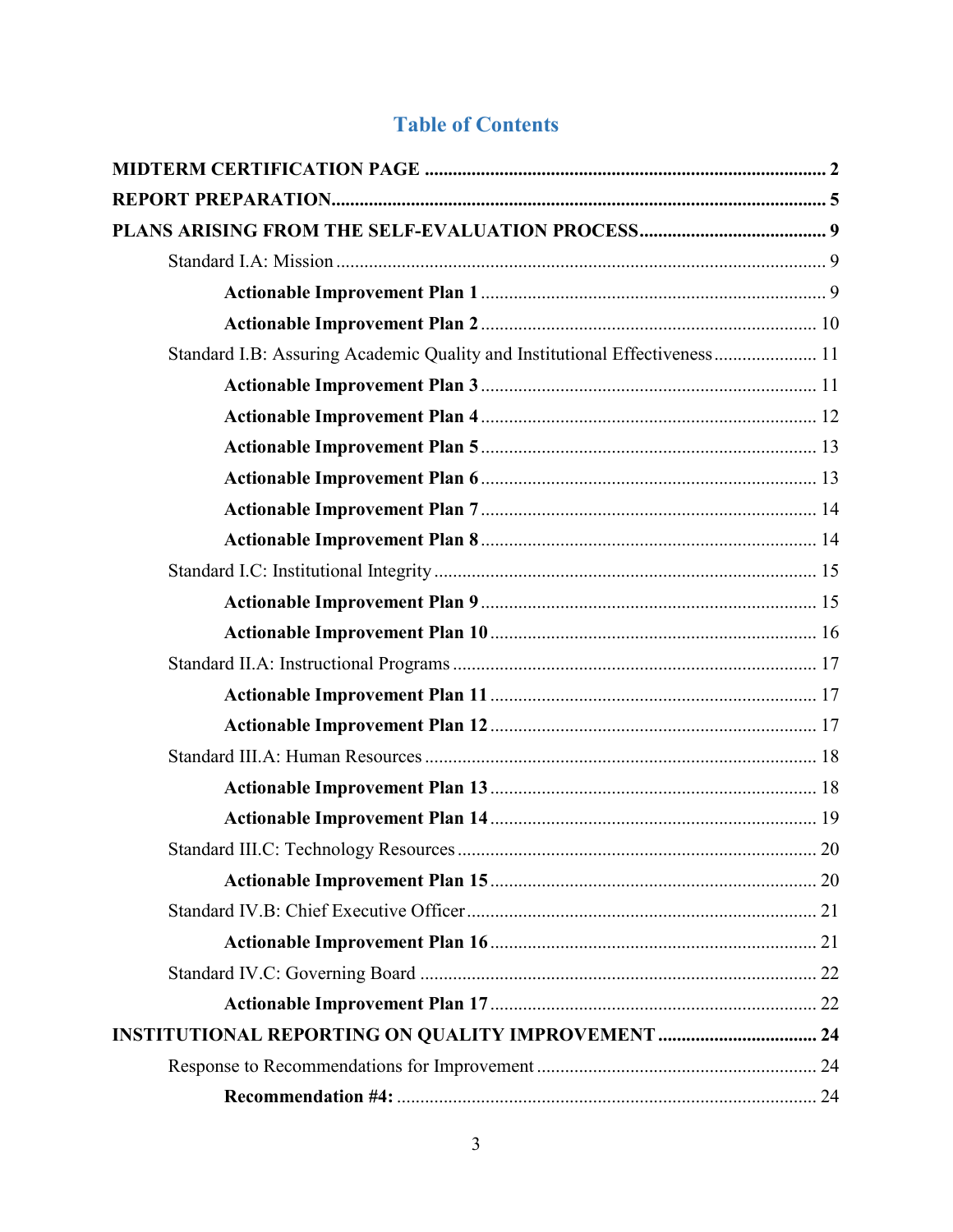# Table of Contents

**MIDTERM CERTIFICATION PAGE** .......... **2**

**REPORT PREPARATION** .......... **5**

**PLANS ARISING FROM THE SELF-EVALUATION PROCESS** .......... **9**

- Standard I.A: Mission .......... 9
  - **Actionable Improvement Plan 1** .......... 9
  - **Actionable Improvement Plan 2** .......... 10
- Standard I.B: Assuring Academic Quality and Institutional Effectiveness .......... 11
  - **Actionable Improvement Plan 3** .......... 11
  - **Actionable Improvement Plan 4** .......... 12
  - **Actionable Improvement Plan 5** .......... 13
  - **Actionable Improvement Plan 6** .......... 13
  - **Actionable Improvement Plan 7** .......... 14
  - **Actionable Improvement Plan 8** .......... 14
- Standard I.C: Institutional Integrity .......... 15
  - **Actionable Improvement Plan 9** .......... 15
  - **Actionable Improvement Plan 10** .......... 16
- Standard II.A: Instructional Programs .......... 17
  - **Actionable Improvement Plan 11** .......... 17
  - **Actionable Improvement Plan 12** .......... 17
- Standard III.A: Human Resources .......... 18
  - **Actionable Improvement Plan 13** .......... 18
  - **Actionable Improvement Plan 14** .......... 19
- Standard III.C: Technology Resources .......... 20
  - **Actionable Improvement Plan 15** .......... 20
- Standard IV.B: Chief Executive Officer .......... 21
  - **Actionable Improvement Plan 16** .......... 21
- Standard IV.C: Governing Board .......... 22
  - **Actionable Improvement Plan 17** .......... 22

**INSTITUTIONAL REPORTING ON QUALITY IMPROVEMENT** .......... **24**

- Response to Recommendations for Improvement .......... 24
  - **Recommendation #4:** .......... 24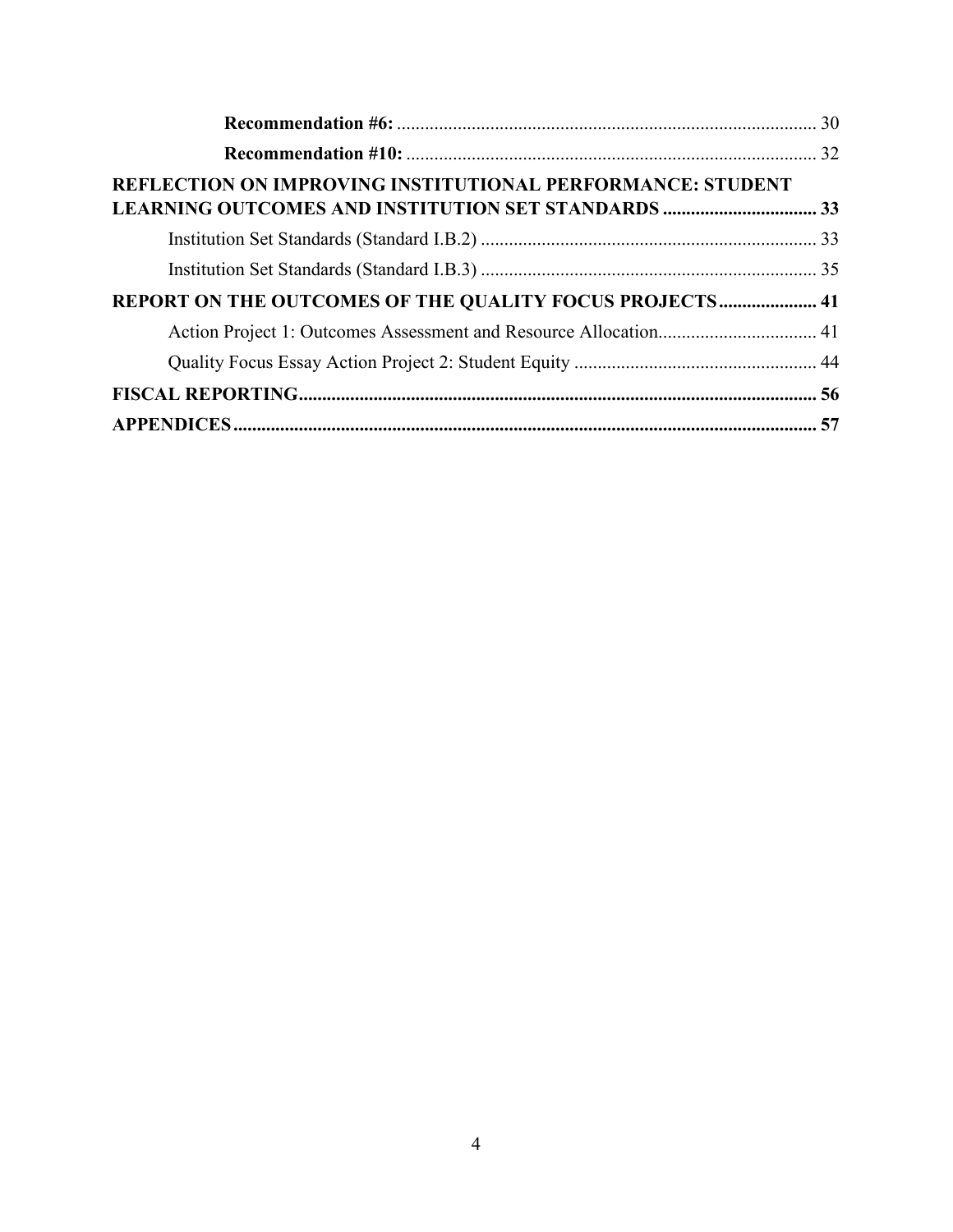**Recommendation #6:** ......................................................................................... 30

**Recommendation #10:** ....................................................................................... 32

**REFLECTION ON IMPROVING INSTITUTIONAL PERFORMANCE: STUDENT LEARNING OUTCOMES AND INSTITUTION SET STANDARDS** ................................. **33**

Institution Set Standards (Standard I.B.2) ....................................................................... 33

Institution Set Standards (Standard I.B.3) ....................................................................... 35

**REPORT ON THE OUTCOMES OF THE QUALITY FOCUS PROJECTS** ..................... **41**

Action Project 1: Outcomes Assessment and Resource Allocation.................................. 41

Quality Focus Essay Action Project 2: Student Equity ................................................... 44

**FISCAL REPORTING**.............................................................................................. **56**

**APPENDICES**............................................................................................................ **57**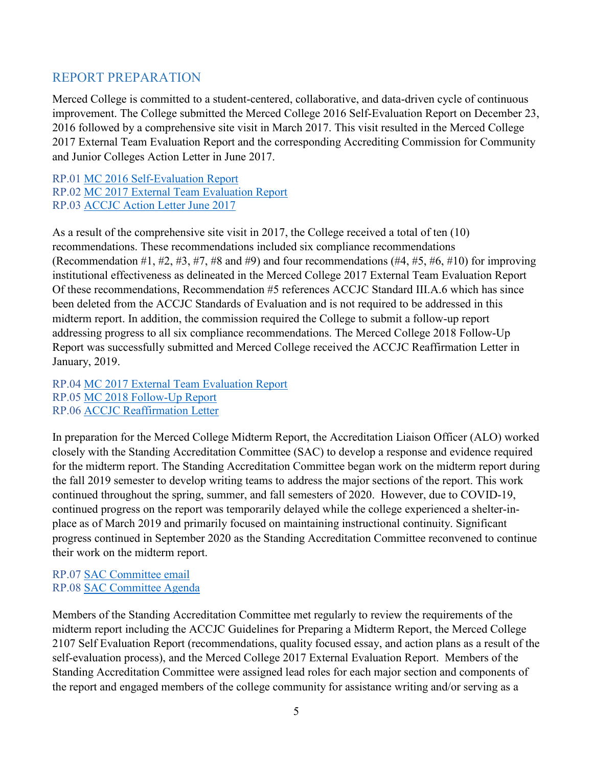## REPORT PREPARATION

Merced College is committed to a student-centered, collaborative, and data-driven cycle of continuous improvement. The College submitted the Merced College 2016 Self-Evaluation Report on December 23, 2016 followed by a comprehensive site visit in March 2017. This visit resulted in the Merced College 2017 External Team Evaluation Report and the corresponding Accrediting Commission for Community and Junior Colleges Action Letter in June 2017.

RP.01 MC 2016 Self-Evaluation Report
RP.02 MC 2017 External Team Evaluation Report
RP.03 ACCJC Action Letter June 2017

As a result of the comprehensive site visit in 2017, the College received a total of ten (10) recommendations. These recommendations included six compliance recommendations (Recommendation #1, #2, #3, #7, #8 and #9) and four recommendations (#4, #5, #6, #10) for improving institutional effectiveness as delineated in the Merced College 2017 External Team Evaluation Report Of these recommendations, Recommendation #5 references ACCJC Standard III.A.6 which has since been deleted from the ACCJC Standards of Evaluation and is not required to be addressed in this midterm report. In addition, the commission required the College to submit a follow-up report addressing progress to all six compliance recommendations. The Merced College 2018 Follow-Up Report was successfully submitted and Merced College received the ACCJC Reaffirmation Letter in January, 2019.

RP.04 MC 2017 External Team Evaluation Report
RP.05 MC 2018 Follow-Up Report
RP.06 ACCJC Reaffirmation Letter

In preparation for the Merced College Midterm Report, the Accreditation Liaison Officer (ALO) worked closely with the Standing Accreditation Committee (SAC) to develop a response and evidence required for the midterm report. The Standing Accreditation Committee began work on the midterm report during the fall 2019 semester to develop writing teams to address the major sections of the report. This work continued throughout the spring, summer, and fall semesters of 2020. However, due to COVID-19, continued progress on the report was temporarily delayed while the college experienced a shelter-in-place as of March 2019 and primarily focused on maintaining instructional continuity. Significant progress continued in September 2020 as the Standing Accreditation Committee reconvened to continue their work on the midterm report.

RP.07 SAC Committee email
RP.08 SAC Committee Agenda

Members of the Standing Accreditation Committee met regularly to review the requirements of the midterm report including the ACCJC Guidelines for Preparing a Midterm Report, the Merced College 2107 Self Evaluation Report (recommendations, quality focused essay, and action plans as a result of the self-evaluation process), and the Merced College 2017 External Evaluation Report. Members of the Standing Accreditation Committee were assigned lead roles for each major section and components of the report and engaged members of the college community for assistance writing and/or serving as a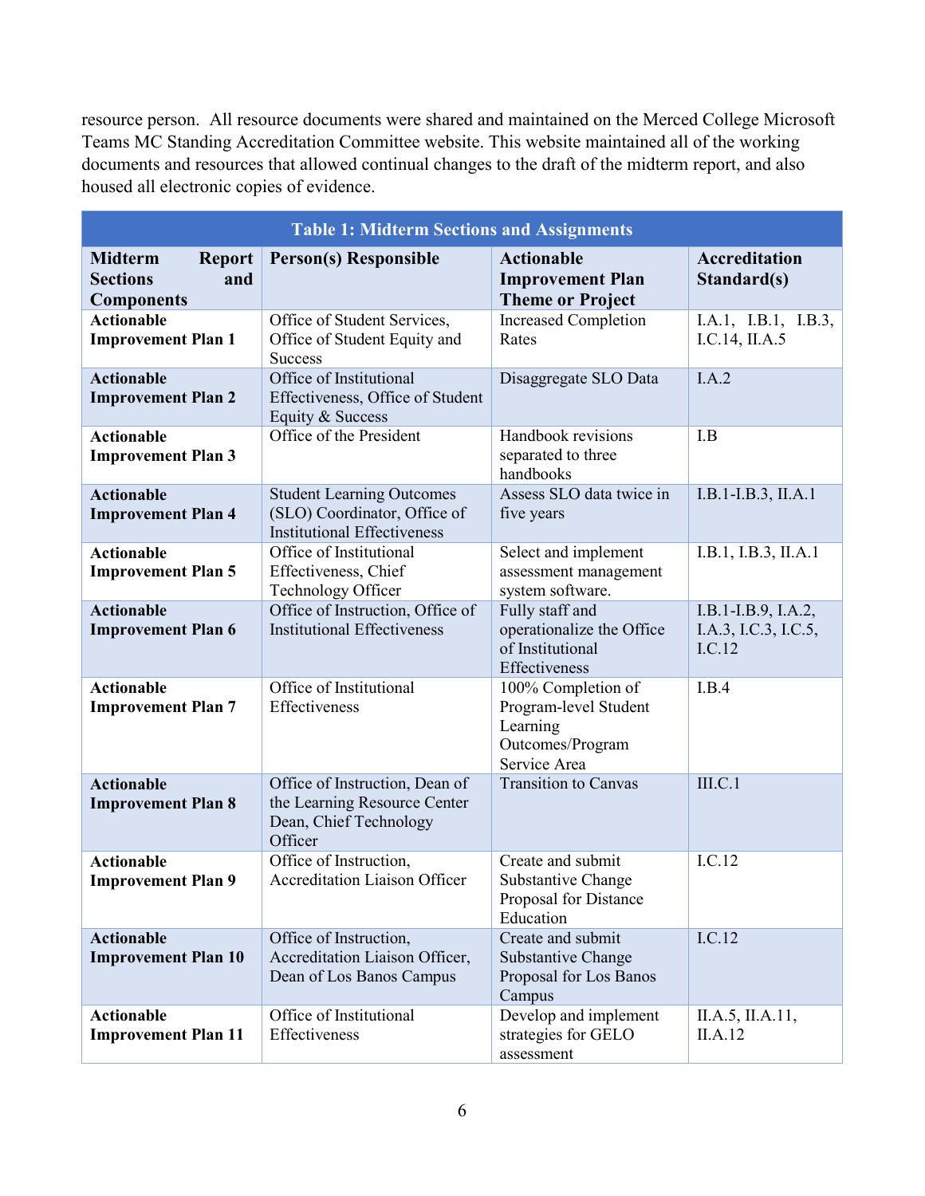resource person. All resource documents were shared and maintained on the Merced College Microsoft Teams MC Standing Accreditation Committee website. This website maintained all of the working documents and resources that allowed continual changes to the draft of the midterm report, and also housed all electronic copies of evidence.

**Table 1: Midterm Sections and Assignments**

| Midterm Report Sections and Components | Person(s) Responsible | Actionable Improvement Plan Theme or Project | Accreditation Standard(s) |
|---|---|---|---|
| **Actionable Improvement Plan 1** | Office of Student Services, Office of Student Equity and Success | Increased Completion Rates | I.A.1, I.B.1, I.B.3, I.C.14, II.A.5 |
| **Actionable Improvement Plan 2** | Office of Institutional Effectiveness, Office of Student Equity & Success | Disaggregate SLO Data | I.A.2 |
| **Actionable Improvement Plan 3** | Office of the President | Handbook revisions separated to three handbooks | I.B |
| **Actionable Improvement Plan 4** | Student Learning Outcomes (SLO) Coordinator, Office of Institutional Effectiveness | Assess SLO data twice in five years | I.B.1-I.B.3, II.A.1 |
| **Actionable Improvement Plan 5** | Office of Institutional Effectiveness, Chief Technology Officer | Select and implement assessment management system software. | I.B.1, I.B.3, II.A.1 |
| **Actionable Improvement Plan 6** | Office of Instruction, Office of Institutional Effectiveness | Fully staff and operationalize the Office of Institutional Effectiveness | I.B.1-I.B.9, I.A.2, I.A.3, I.C.3, I.C.5, I.C.12 |
| **Actionable Improvement Plan 7** | Office of Institutional Effectiveness | 100% Completion of Program-level Student Learning Outcomes/Program Service Area | I.B.4 |
| **Actionable Improvement Plan 8** | Office of Instruction, Dean of the Learning Resource Center Dean, Chief Technology Officer | Transition to Canvas | III.C.1 |
| **Actionable Improvement Plan 9** | Office of Instruction, Accreditation Liaison Officer | Create and submit Substantive Change Proposal for Distance Education | I.C.12 |
| **Actionable Improvement Plan 10** | Office of Instruction, Accreditation Liaison Officer, Dean of Los Banos Campus | Create and submit Substantive Change Proposal for Los Banos Campus | I.C.12 |
| **Actionable Improvement Plan 11** | Office of Institutional Effectiveness | Develop and implement strategies for GELO assessment | II.A.5, II.A.11, II.A.12 |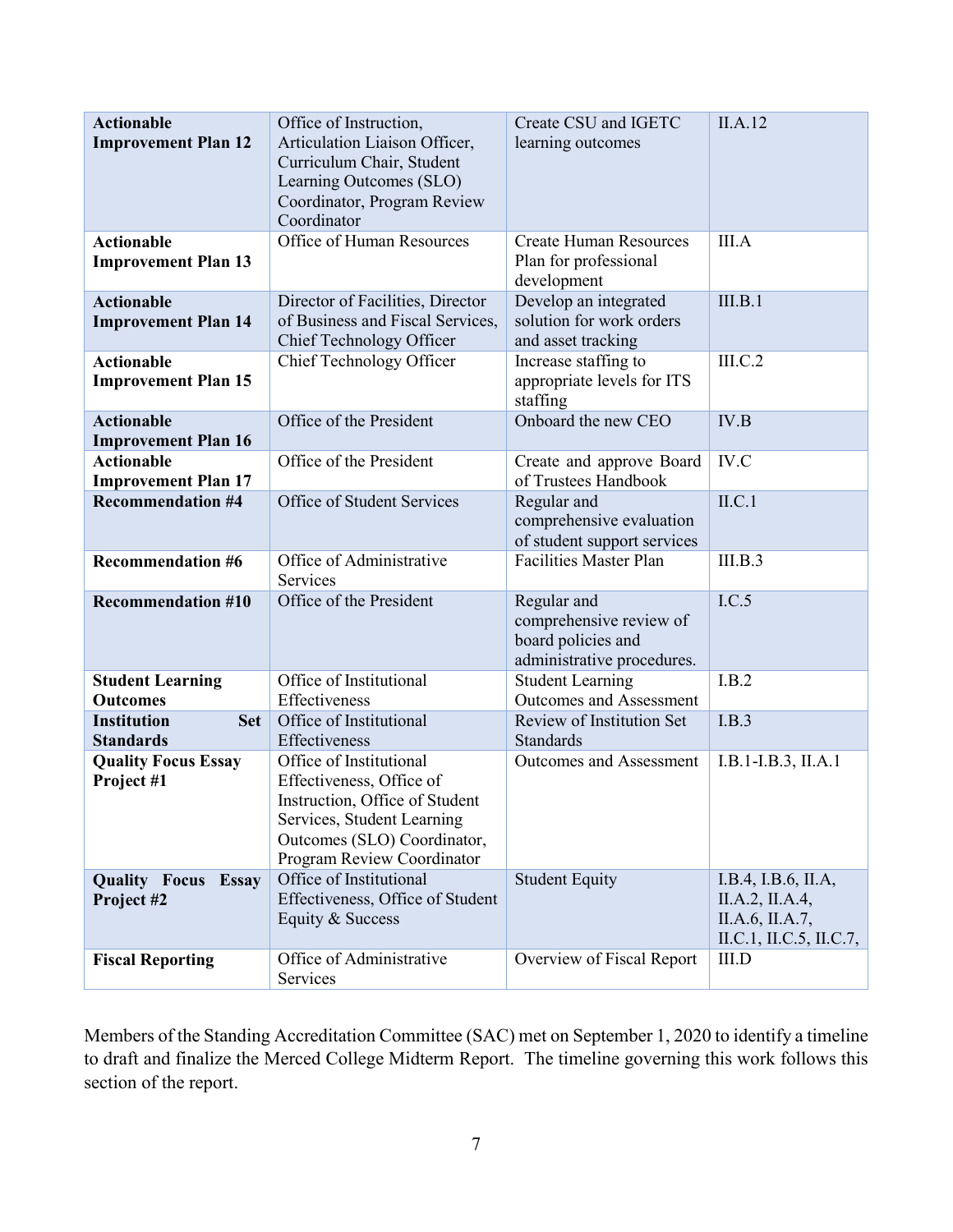| | | | |
|---|---|---|---|
| **Actionable Improvement Plan 12** | Office of Instruction, Articulation Liaison Officer, Curriculum Chair, Student Learning Outcomes (SLO) Coordinator, Program Review Coordinator | Create CSU and IGETC learning outcomes | II.A.12 |
| **Actionable Improvement Plan 13** | Office of Human Resources | Create Human Resources Plan for professional development | III.A |
| **Actionable Improvement Plan 14** | Director of Facilities, Director of Business and Fiscal Services, Chief Technology Officer | Develop an integrated solution for work orders and asset tracking | III.B.1 |
| **Actionable Improvement Plan 15** | Chief Technology Officer | Increase staffing to appropriate levels for ITS staffing | III.C.2 |
| **Actionable Improvement Plan 16** | Office of the President | Onboard the new CEO | IV.B |
| **Actionable Improvement Plan 17** | Office of the President | Create and approve Board of Trustees Handbook | IV.C |
| **Recommendation #4** | Office of Student Services | Regular and comprehensive evaluation of student support services | II.C.1 |
| **Recommendation #6** | Office of Administrative Services | Facilities Master Plan | III.B.3 |
| **Recommendation #10** | Office of the President | Regular and comprehensive review of board policies and administrative procedures. | I.C.5 |
| **Student Learning Outcomes** | Office of Institutional Effectiveness | Student Learning Outcomes and Assessment | I.B.2 |
| **Institution Set Standards** | Office of Institutional Effectiveness | Review of Institution Set Standards | I.B.3 |
| **Quality Focus Essay Project #1** | Office of Institutional Effectiveness, Office of Instruction, Office of Student Services, Student Learning Outcomes (SLO) Coordinator, Program Review Coordinator | Outcomes and Assessment | I.B.1-I.B.3, II.A.1 |
| **Quality Focus Essay Project #2** | Office of Institutional Effectiveness, Office of Student Equity & Success | Student Equity | I.B.4, I.B.6, II.A, II.A.2, II.A.4, II.A.6, II.A.7, II.C.1, II.C.5, II.C.7, |
| **Fiscal Reporting** | Office of Administrative Services | Overview of Fiscal Report | III.D |

Members of the Standing Accreditation Committee (SAC) met on September 1, 2020 to identify a timeline to draft and finalize the Merced College Midterm Report. The timeline governing this work follows this section of the report.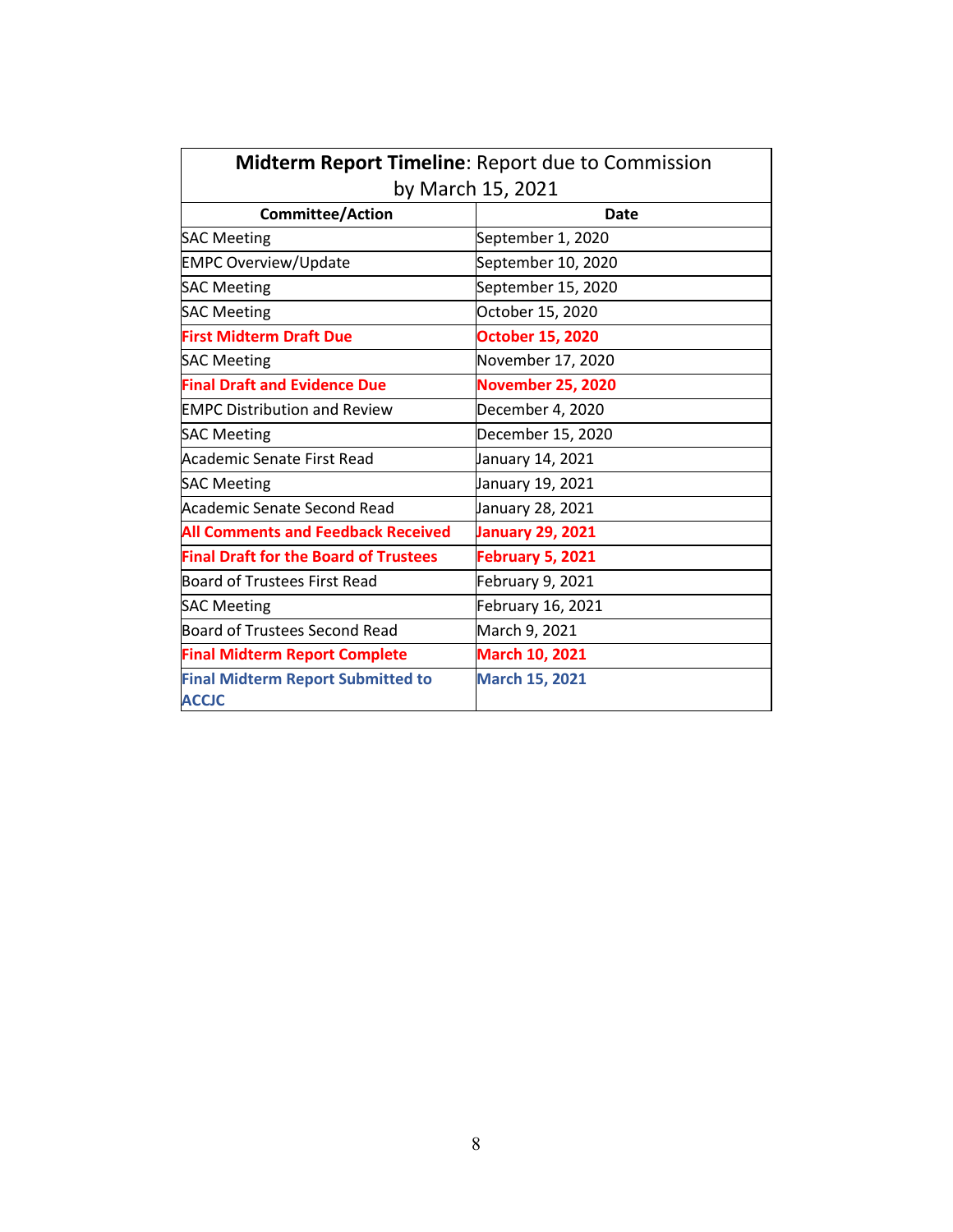| **Midterm Report Timeline**: Report due to Commission by March 15, 2021 | |
|---|---|
| **Committee/Action** | **Date** |
| SAC Meeting | September 1, 2020 |
| EMPC Overview/Update | September 10, 2020 |
| SAC Meeting | September 15, 2020 |
| SAC Meeting | October 15, 2020 |
| **First Midterm Draft Due** | **October 15, 2020** |
| SAC Meeting | November 17, 2020 |
| **Final Draft and Evidence Due** | **November 25, 2020** |
| EMPC Distribution and Review | December 4, 2020 |
| SAC Meeting | December 15, 2020 |
| Academic Senate First Read | January 14, 2021 |
| SAC Meeting | January 19, 2021 |
| Academic Senate Second Read | January 28, 2021 |
| **All Comments and Feedback Received** | **January 29, 2021** |
| **Final Draft for the Board of Trustees** | **February 5, 2021** |
| Board of Trustees First Read | February 9, 2021 |
| SAC Meeting | February 16, 2021 |
| Board of Trustees Second Read | March 9, 2021 |
| **Final Midterm Report Complete** | **March 10, 2021** |
| **Final Midterm Report Submitted to ACCJC** | **March 15, 2021** |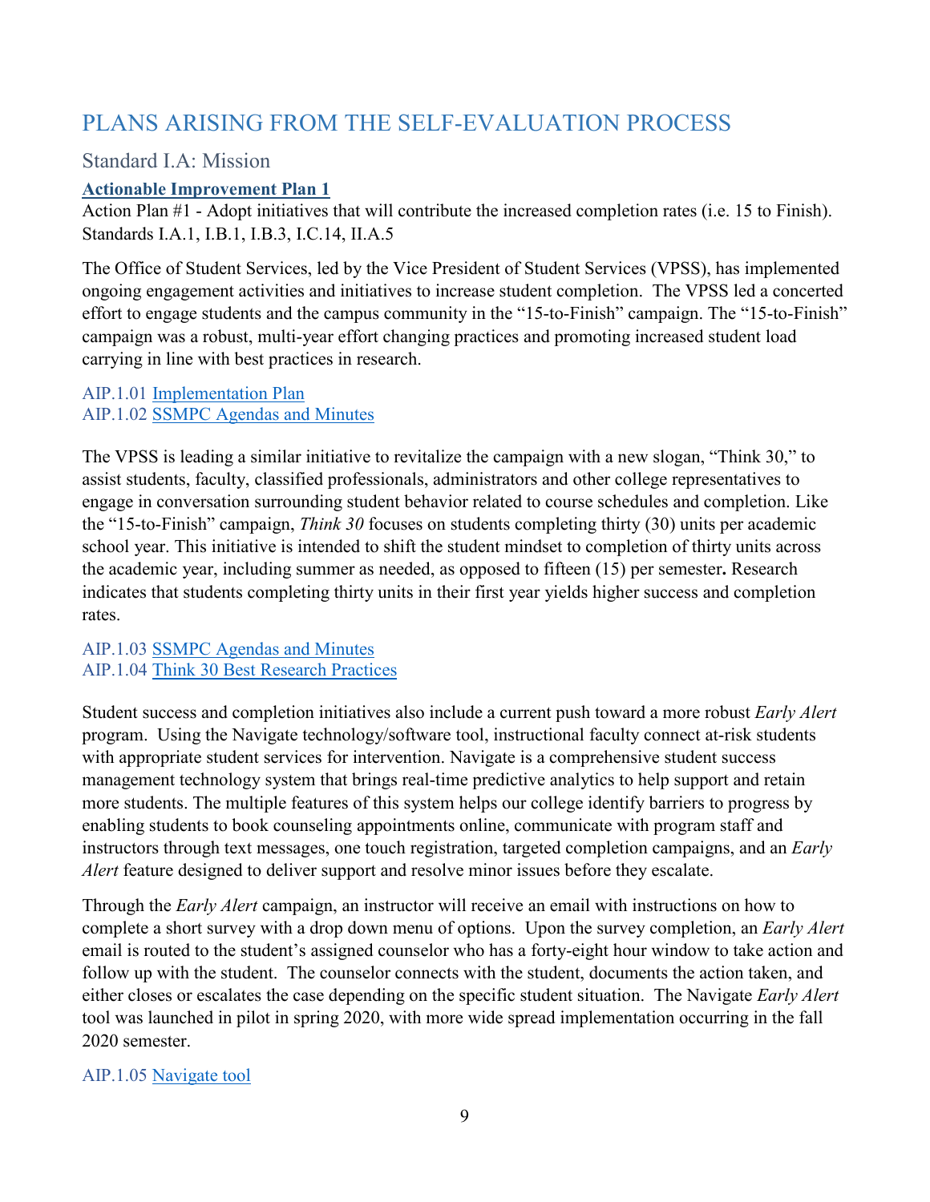# PLANS ARISING FROM THE SELF-EVALUATION PROCESS

## Standard I.A: Mission

### **Actionable Improvement Plan 1**

Action Plan #1 - Adopt initiatives that will contribute the increased completion rates (i.e. 15 to Finish). Standards I.A.1, I.B.1, I.B.3, I.C.14, II.A.5

The Office of Student Services, led by the Vice President of Student Services (VPSS), has implemented ongoing engagement activities and initiatives to increase student completion. The VPSS led a concerted effort to engage students and the campus community in the "15-to-Finish" campaign. The "15-to-Finish" campaign was a robust, multi-year effort changing practices and promoting increased student load carrying in line with best practices in research.

AIP.1.01 Implementation Plan
AIP.1.02 SSMPC Agendas and Minutes

The VPSS is leading a similar initiative to revitalize the campaign with a new slogan, "Think 30," to assist students, faculty, classified professionals, administrators and other college representatives to engage in conversation surrounding student behavior related to course schedules and completion. Like the "15-to-Finish" campaign, *Think 30* focuses on students completing thirty (30) units per academic school year. This initiative is intended to shift the student mindset to completion of thirty units across the academic year, including summer as needed, as opposed to fifteen (15) per semester**.** Research indicates that students completing thirty units in their first year yields higher success and completion rates.

AIP.1.03 SSMPC Agendas and Minutes
AIP.1.04 Think 30 Best Research Practices

Student success and completion initiatives also include a current push toward a more robust *Early Alert* program. Using the Navigate technology/software tool, instructional faculty connect at-risk students with appropriate student services for intervention. Navigate is a comprehensive student success management technology system that brings real-time predictive analytics to help support and retain more students. The multiple features of this system helps our college identify barriers to progress by enabling students to book counseling appointments online, communicate with program staff and instructors through text messages, one touch registration, targeted completion campaigns, and an *Early Alert* feature designed to deliver support and resolve minor issues before they escalate.

Through the *Early Alert* campaign, an instructor will receive an email with instructions on how to complete a short survey with a drop down menu of options. Upon the survey completion, an *Early Alert* email is routed to the student's assigned counselor who has a forty-eight hour window to take action and follow up with the student. The counselor connects with the student, documents the action taken, and either closes or escalates the case depending on the specific student situation. The Navigate *Early Alert* tool was launched in pilot in spring 2020, with more wide spread implementation occurring in the fall 2020 semester.

AIP.1.05 Navigate tool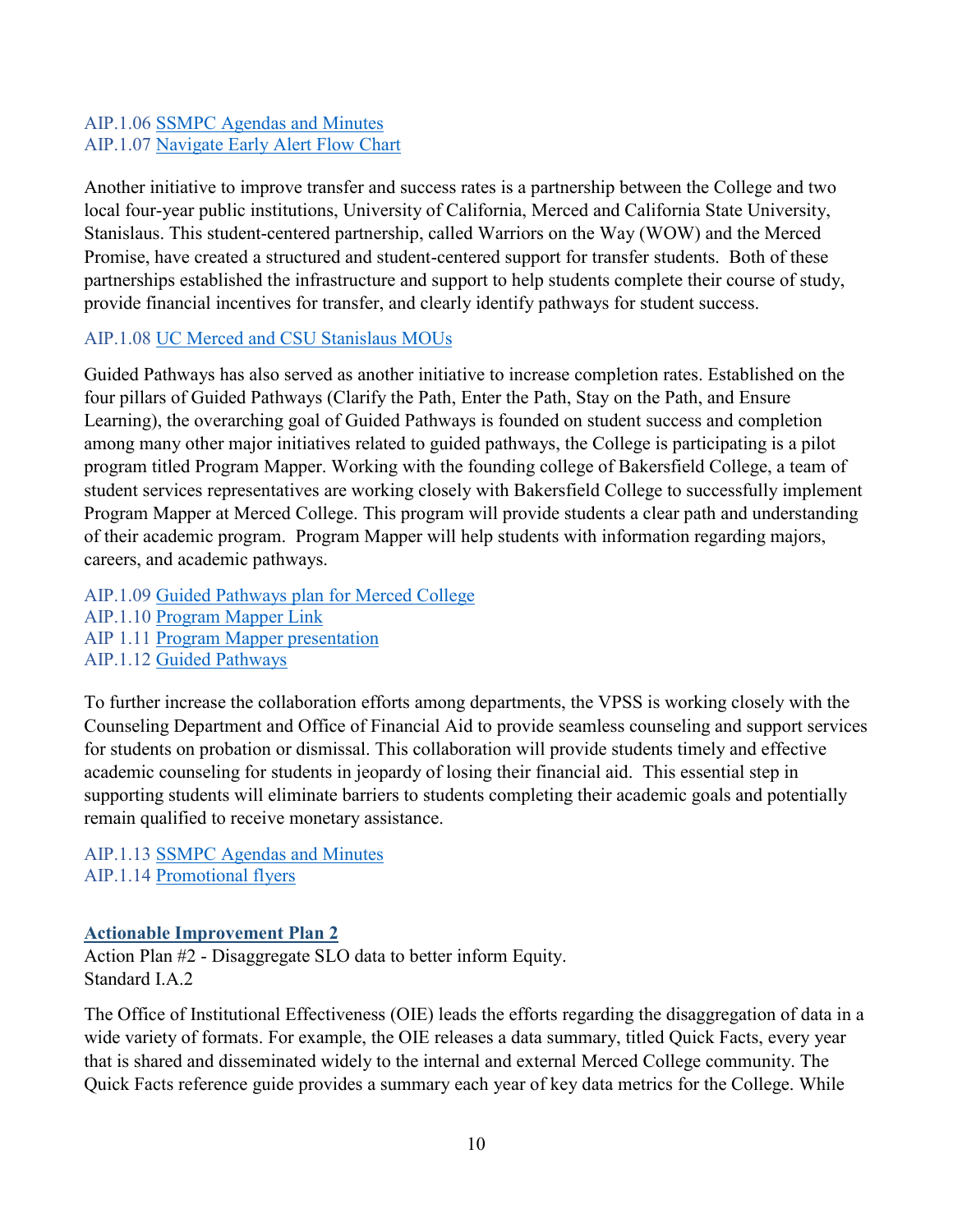AIP.1.06 SSMPC Agendas and Minutes
AIP.1.07 Navigate Early Alert Flow Chart

Another initiative to improve transfer and success rates is a partnership between the College and two local four-year public institutions, University of California, Merced and California State University, Stanislaus. This student-centered partnership, called Warriors on the Way (WOW) and the Merced Promise, have created a structured and student-centered support for transfer students. Both of these partnerships established the infrastructure and support to help students complete their course of study, provide financial incentives for transfer, and clearly identify pathways for student success.

AIP.1.08 UC Merced and CSU Stanislaus MOUs

Guided Pathways has also served as another initiative to increase completion rates. Established on the four pillars of Guided Pathways (Clarify the Path, Enter the Path, Stay on the Path, and Ensure Learning), the overarching goal of Guided Pathways is founded on student success and completion among many other major initiatives related to guided pathways, the College is participating is a pilot program titled Program Mapper. Working with the founding college of Bakersfield College, a team of student services representatives are working closely with Bakersfield College to successfully implement Program Mapper at Merced College. This program will provide students a clear path and understanding of their academic program. Program Mapper will help students with information regarding majors, careers, and academic pathways.

AIP.1.09 Guided Pathways plan for Merced College
AIP.1.10 Program Mapper Link
AIP 1.11 Program Mapper presentation
AIP.1.12 Guided Pathways

To further increase the collaboration efforts among departments, the VPSS is working closely with the Counseling Department and Office of Financial Aid to provide seamless counseling and support services for students on probation or dismissal. This collaboration will provide students timely and effective academic counseling for students in jeopardy of losing their financial aid. This essential step in supporting students will eliminate barriers to students completing their academic goals and potentially remain qualified to receive monetary assistance.

AIP.1.13 SSMPC Agendas and Minutes
AIP.1.14 Promotional flyers

**Actionable Improvement Plan 2**

Action Plan #2 - Disaggregate SLO data to better inform Equity.
Standard I.A.2

The Office of Institutional Effectiveness (OIE) leads the efforts regarding the disaggregation of data in a wide variety of formats. For example, the OIE releases a data summary, titled Quick Facts, every year that is shared and disseminated widely to the internal and external Merced College community. The Quick Facts reference guide provides a summary each year of key data metrics for the College. While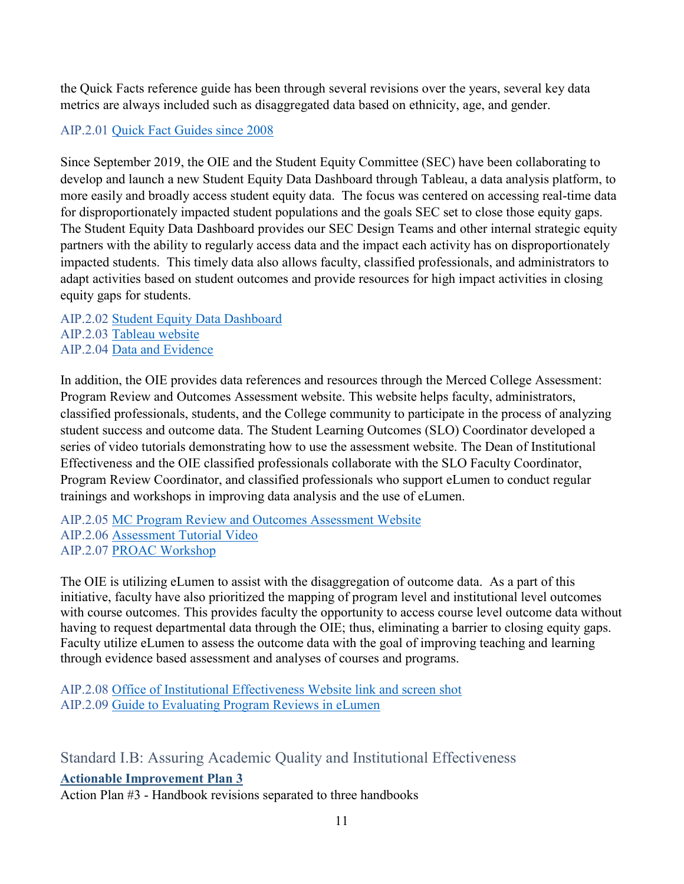the Quick Facts reference guide has been through several revisions over the years, several key data metrics are always included such as disaggregated data based on ethnicity, age, and gender.

AIP.2.01 [Quick Fact Guides since 2008]()

Since September 2019, the OIE and the Student Equity Committee (SEC) have been collaborating to develop and launch a new Student Equity Data Dashboard through Tableau, a data analysis platform, to more easily and broadly access student equity data. The focus was centered on accessing real-time data for disproportionately impacted student populations and the goals SEC set to close those equity gaps. The Student Equity Data Dashboard provides our SEC Design Teams and other internal strategic equity partners with the ability to regularly access data and the impact each activity has on disproportionately impacted students. This timely data also allows faculty, classified professionals, and administrators to adapt activities based on student outcomes and provide resources for high impact activities in closing equity gaps for students.

AIP.2.02 [Student Equity Data Dashboard]()
AIP.2.03 [Tableau website]()
AIP.2.04 [Data and Evidence]()

In addition, the OIE provides data references and resources through the Merced College Assessment: Program Review and Outcomes Assessment website. This website helps faculty, administrators, classified professionals, students, and the College community to participate in the process of analyzing student success and outcome data. The Student Learning Outcomes (SLO) Coordinator developed a series of video tutorials demonstrating how to use the assessment website. The Dean of Institutional Effectiveness and the OIE classified professionals collaborate with the SLO Faculty Coordinator, Program Review Coordinator, and classified professionals who support eLumen to conduct regular trainings and workshops in improving data analysis and the use of eLumen.

AIP.2.05 [MC Program Review and Outcomes Assessment Website]()
AIP.2.06 [Assessment Tutorial Video]()
AIP.2.07 [PROAC Workshop]()

The OIE is utilizing eLumen to assist with the disaggregation of outcome data. As a part of this initiative, faculty have also prioritized the mapping of program level and institutional level outcomes with course outcomes. This provides faculty the opportunity to access course level outcome data without having to request departmental data through the OIE; thus, eliminating a barrier to closing equity gaps. Faculty utilize eLumen to assess the outcome data with the goal of improving teaching and learning through evidence based assessment and analyses of courses and programs.

AIP.2.08 [Office of Institutional Effectiveness Website link and screen shot]()
AIP.2.09 [Guide to Evaluating Program Reviews in eLumen]()

## Standard I.B: Assuring Academic Quality and Institutional Effectiveness

**Actionable Improvement Plan 3**

Action Plan #3 - Handbook revisions separated to three handbooks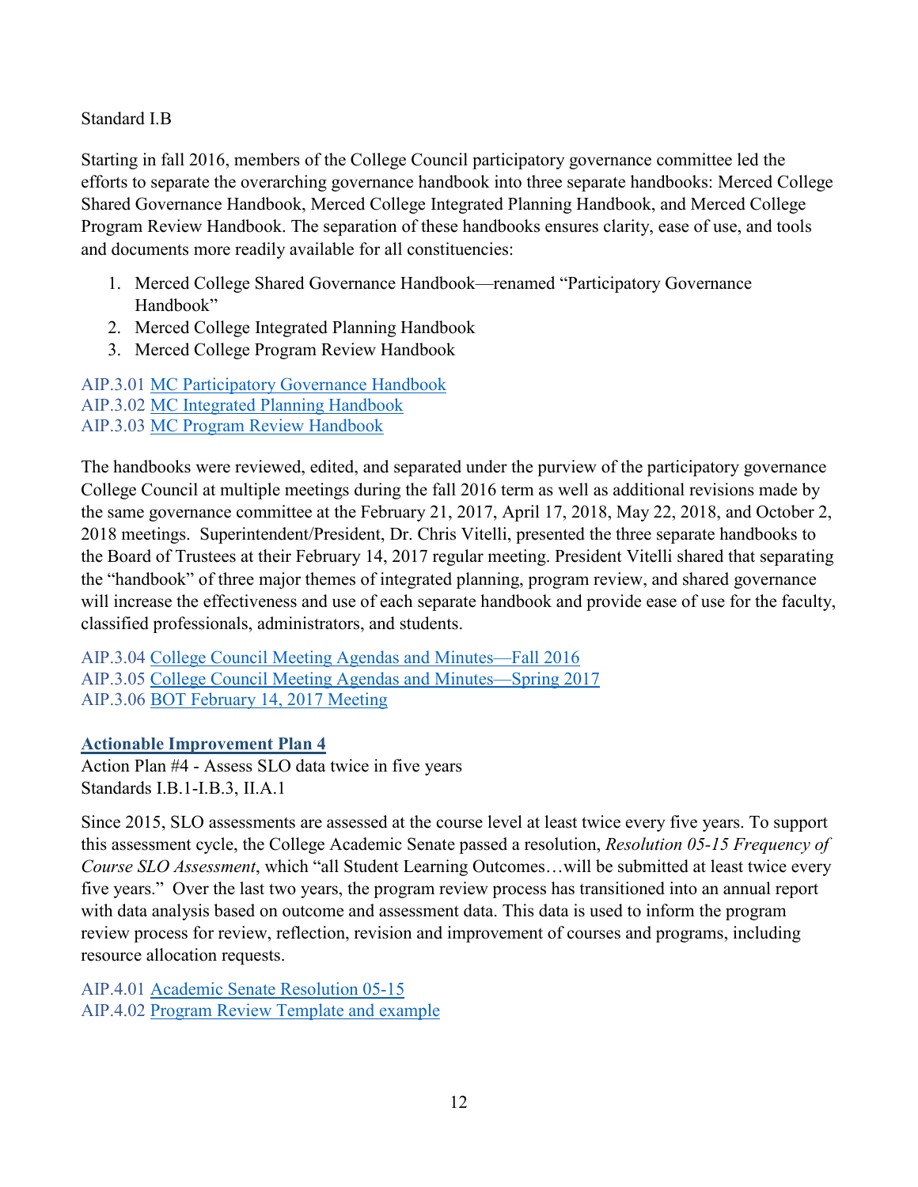Standard I.B

Starting in fall 2016, members of the College Council participatory governance committee led the efforts to separate the overarching governance handbook into three separate handbooks: Merced College Shared Governance Handbook, Merced College Integrated Planning Handbook, and Merced College Program Review Handbook. The separation of these handbooks ensures clarity, ease of use, and tools and documents more readily available for all constituencies:

1. Merced College Shared Governance Handbook—renamed "Participatory Governance Handbook"
2. Merced College Integrated Planning Handbook
3. Merced College Program Review Handbook

AIP.3.01 MC Participatory Governance Handbook
AIP.3.02 MC Integrated Planning Handbook
AIP.3.03 MC Program Review Handbook

The handbooks were reviewed, edited, and separated under the purview of the participatory governance College Council at multiple meetings during the fall 2016 term as well as additional revisions made by the same governance committee at the February 21, 2017, April 17, 2018, May 22, 2018, and October 2, 2018 meetings. Superintendent/President, Dr. Chris Vitelli, presented the three separate handbooks to the Board of Trustees at their February 14, 2017 regular meeting. President Vitelli shared that separating the "handbook" of three major themes of integrated planning, program review, and shared governance will increase the effectiveness and use of each separate handbook and provide ease of use for the faculty, classified professionals, administrators, and students.

AIP.3.04 College Council Meeting Agendas and Minutes—Fall 2016
AIP.3.05 College Council Meeting Agendas and Minutes—Spring 2017
AIP.3.06 BOT February 14, 2017 Meeting

**Actionable Improvement Plan 4**
Action Plan #4 - Assess SLO data twice in five years
Standards I.B.1-I.B.3, II.A.1

Since 2015, SLO assessments are assessed at the course level at least twice every five years. To support this assessment cycle, the College Academic Senate passed a resolution, *Resolution 05-15 Frequency of Course SLO Assessment*, which "all Student Learning Outcomes…will be submitted at least twice every five years." Over the last two years, the program review process has transitioned into an annual report with data analysis based on outcome and assessment data. This data is used to inform the program review process for review, reflection, revision and improvement of courses and programs, including resource allocation requests.

AIP.4.01 Academic Senate Resolution 05-15
AIP.4.02 Program Review Template and example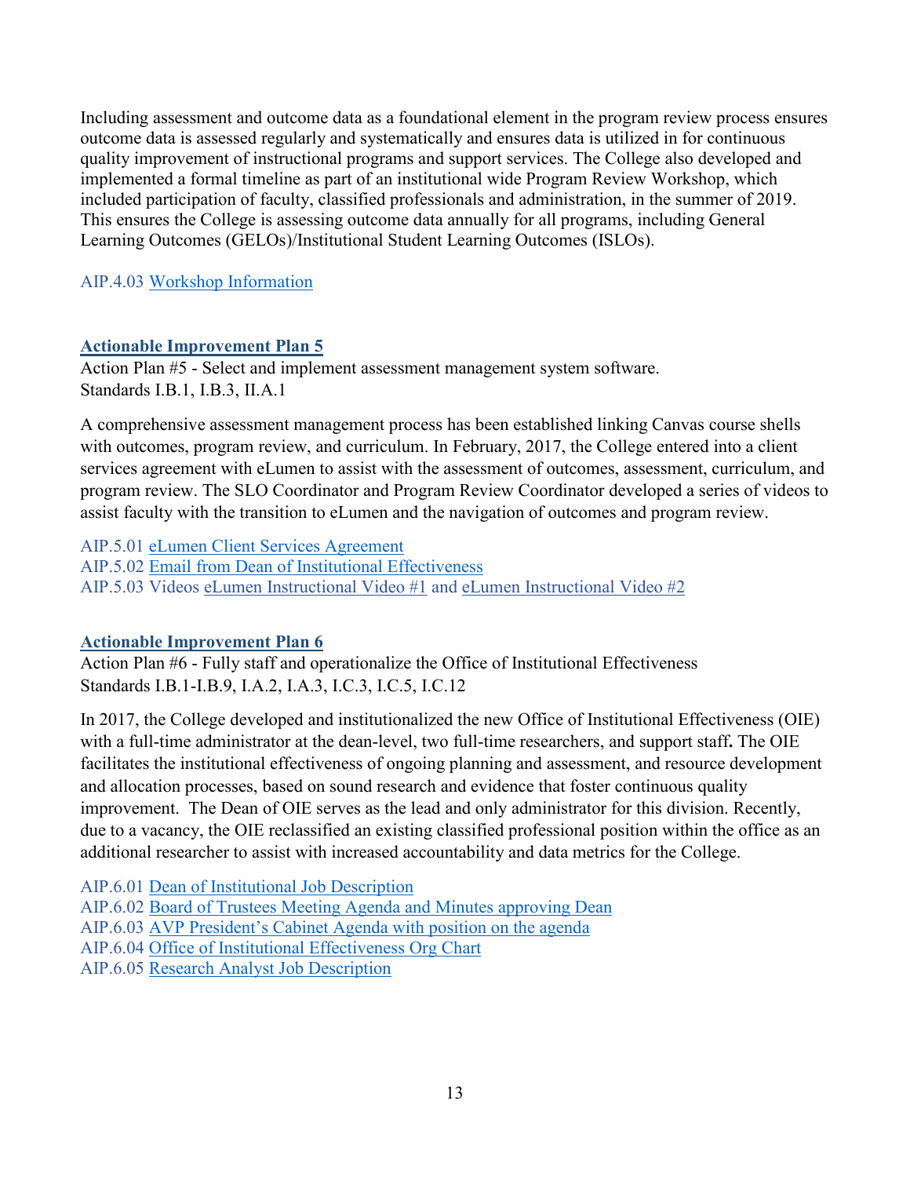Including assessment and outcome data as a foundational element in the program review process ensures outcome data is assessed regularly and systematically and ensures data is utilized in for continuous quality improvement of instructional programs and support services. The College also developed and implemented a formal timeline as part of an institutional wide Program Review Workshop, which included participation of faculty, classified professionals and administration, in the summer of 2019. This ensures the College is assessing outcome data annually for all programs, including General Learning Outcomes (GELOs)/Institutional Student Learning Outcomes (ISLOs).

AIP.4.03 Workshop Information

### Actionable Improvement Plan 5

Action Plan #5 - Select and implement assessment management system software.
Standards I.B.1, I.B.3, II.A.1

A comprehensive assessment management process has been established linking Canvas course shells with outcomes, program review, and curriculum. In February, 2017, the College entered into a client services agreement with eLumen to assist with the assessment of outcomes, assessment, curriculum, and program review. The SLO Coordinator and Program Review Coordinator developed a series of videos to assist faculty with the transition to eLumen and the navigation of outcomes and program review.

AIP.5.01 eLumen Client Services Agreement
AIP.5.02 Email from Dean of Institutional Effectiveness
AIP.5.03 Videos eLumen Instructional Video #1 and eLumen Instructional Video #2

### Actionable Improvement Plan 6

Action Plan #6 - Fully staff and operationalize the Office of Institutional Effectiveness
Standards I.B.1-I.B.9, I.A.2, I.A.3, I.C.3, I.C.5, I.C.12

In 2017, the College developed and institutionalized the new Office of Institutional Effectiveness (OIE) with a full-time administrator at the dean-level, two full-time researchers, and support staff**.** The OIE facilitates the institutional effectiveness of ongoing planning and assessment, and resource development and allocation processes, based on sound research and evidence that foster continuous quality improvement. The Dean of OIE serves as the lead and only administrator for this division. Recently, due to a vacancy, the OIE reclassified an existing classified professional position within the office as an additional researcher to assist with increased accountability and data metrics for the College.

AIP.6.01 Dean of Institutional Job Description
AIP.6.02 Board of Trustees Meeting Agenda and Minutes approving Dean
AIP.6.03 AVP President's Cabinet Agenda with position on the agenda
AIP.6.04 Office of Institutional Effectiveness Org Chart
AIP.6.05 Research Analyst Job Description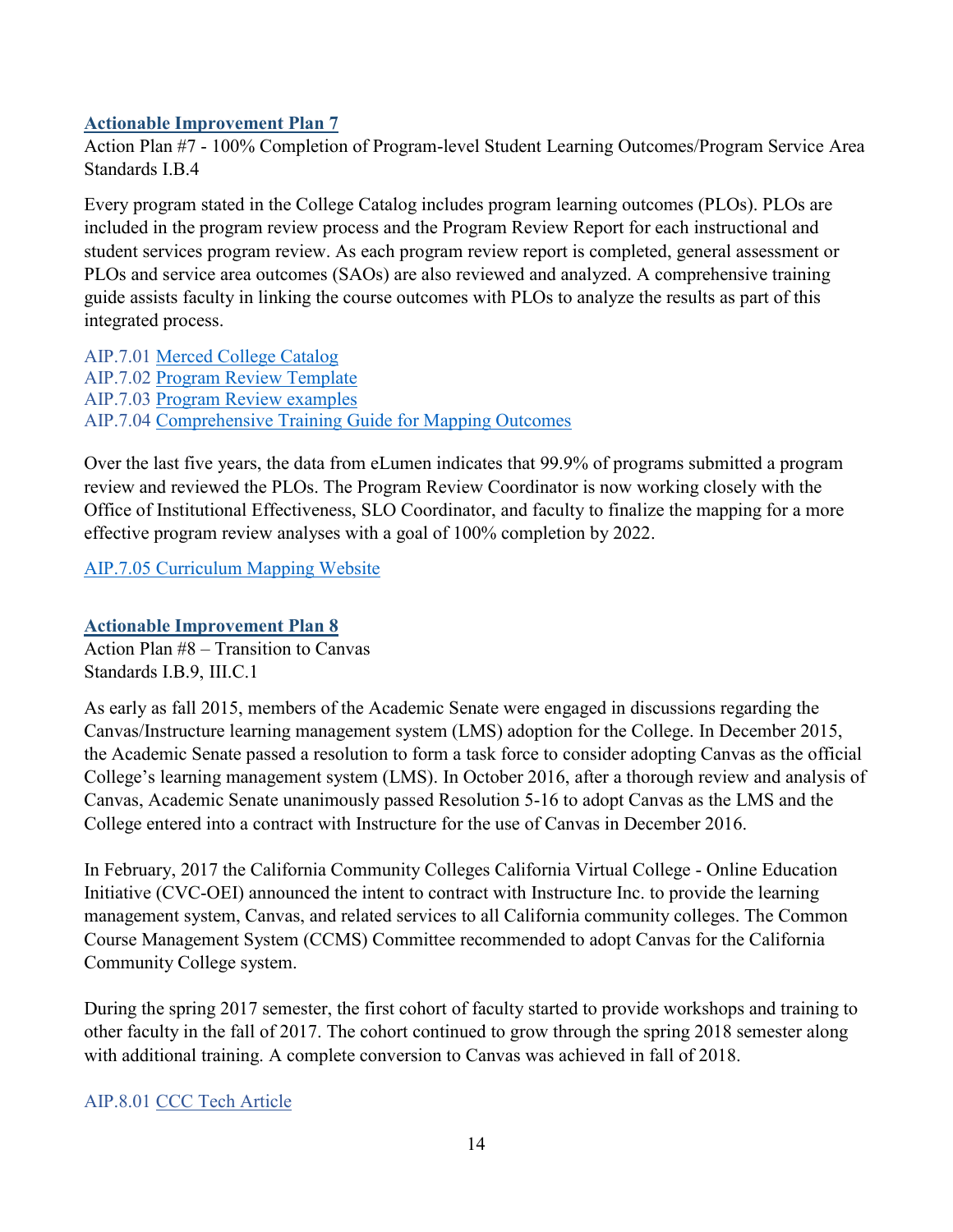### Actionable Improvement Plan 7

Action Plan #7 - 100% Completion of Program-level Student Learning Outcomes/Program Service Area
Standards I.B.4

Every program stated in the College Catalog includes program learning outcomes (PLOs). PLOs are included in the program review process and the Program Review Report for each instructional and student services program review. As each program review report is completed, general assessment or PLOs and service area outcomes (SAOs) are also reviewed and analyzed. A comprehensive training guide assists faculty in linking the course outcomes with PLOs to analyze the results as part of this integrated process.

AIP.7.01 Merced College Catalog
AIP.7.02 Program Review Template
AIP.7.03 Program Review examples
AIP.7.04 Comprehensive Training Guide for Mapping Outcomes

Over the last five years, the data from eLumen indicates that 99.9% of programs submitted a program review and reviewed the PLOs. The Program Review Coordinator is now working closely with the Office of Institutional Effectiveness, SLO Coordinator, and faculty to finalize the mapping for a more effective program review analyses with a goal of 100% completion by 2022.

AIP.7.05 Curriculum Mapping Website

### Actionable Improvement Plan 8

Action Plan #8 – Transition to Canvas
Standards I.B.9, III.C.1

As early as fall 2015, members of the Academic Senate were engaged in discussions regarding the Canvas/Instructure learning management system (LMS) adoption for the College. In December 2015, the Academic Senate passed a resolution to form a task force to consider adopting Canvas as the official College's learning management system (LMS). In October 2016, after a thorough review and analysis of Canvas, Academic Senate unanimously passed Resolution 5-16 to adopt Canvas as the LMS and the College entered into a contract with Instructure for the use of Canvas in December 2016.

In February, 2017 the California Community Colleges California Virtual College - Online Education Initiative (CVC-OEI) announced the intent to contract with Instructure Inc. to provide the learning management system, Canvas, and related services to all California community colleges. The Common Course Management System (CCMS) Committee recommended to adopt Canvas for the California Community College system.

During the spring 2017 semester, the first cohort of faculty started to provide workshops and training to other faculty in the fall of 2017. The cohort continued to grow through the spring 2018 semester along with additional training. A complete conversion to Canvas was achieved in fall of 2018.

AIP.8.01 CCC Tech Article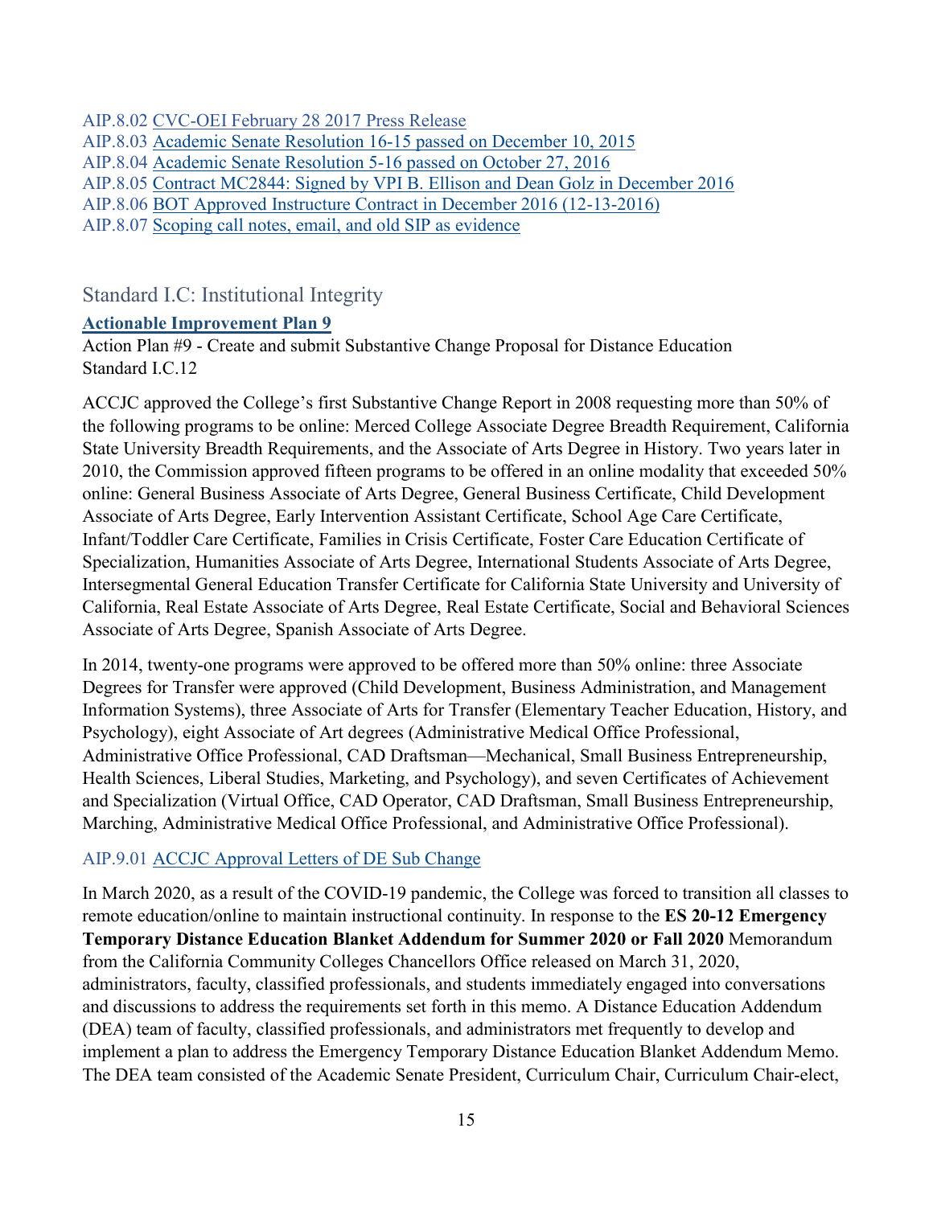AIP.8.02 CVC-OEI February 28 2017 Press Release
AIP.8.03 Academic Senate Resolution 16-15 passed on December 10, 2015
AIP.8.04 Academic Senate Resolution 5-16 passed on October 27, 2016
AIP.8.05 Contract MC2844: Signed by VPI B. Ellison and Dean Golz in December 2016
AIP.8.06 BOT Approved Instructure Contract in December 2016 (12-13-2016)
AIP.8.07 Scoping call notes, email, and old SIP as evidence

## Standard I.C: Institutional Integrity

**Actionable Improvement Plan 9**

Action Plan #9 - Create and submit Substantive Change Proposal for Distance Education
Standard I.C.12

ACCJC approved the College's first Substantive Change Report in 2008 requesting more than 50% of the following programs to be online: Merced College Associate Degree Breadth Requirement, California State University Breadth Requirements, and the Associate of Arts Degree in History. Two years later in 2010, the Commission approved fifteen programs to be offered in an online modality that exceeded 50% online: General Business Associate of Arts Degree, General Business Certificate, Child Development Associate of Arts Degree, Early Intervention Assistant Certificate, School Age Care Certificate, Infant/Toddler Care Certificate, Families in Crisis Certificate, Foster Care Education Certificate of Specialization, Humanities Associate of Arts Degree, International Students Associate of Arts Degree, Intersegmental General Education Transfer Certificate for California State University and University of California, Real Estate Associate of Arts Degree, Real Estate Certificate, Social and Behavioral Sciences Associate of Arts Degree, Spanish Associate of Arts Degree.

In 2014, twenty-one programs were approved to be offered more than 50% online: three Associate Degrees for Transfer were approved (Child Development, Business Administration, and Management Information Systems), three Associate of Arts for Transfer (Elementary Teacher Education, History, and Psychology), eight Associate of Art degrees (Administrative Medical Office Professional, Administrative Office Professional, CAD Draftsman—Mechanical, Small Business Entrepreneurship, Health Sciences, Liberal Studies, Marketing, and Psychology), and seven Certificates of Achievement and Specialization (Virtual Office, CAD Operator, CAD Draftsman, Small Business Entrepreneurship, Marching, Administrative Medical Office Professional, and Administrative Office Professional).

AIP.9.01 ACCJC Approval Letters of DE Sub Change

In March 2020, as a result of the COVID-19 pandemic, the College was forced to transition all classes to remote education/online to maintain instructional continuity. In response to the **ES 20-12 Emergency Temporary Distance Education Blanket Addendum for Summer 2020 or Fall 2020** Memorandum from the California Community Colleges Chancellors Office released on March 31, 2020, administrators, faculty, classified professionals, and students immediately engaged into conversations and discussions to address the requirements set forth in this memo. A Distance Education Addendum (DEA) team of faculty, classified professionals, and administrators met frequently to develop and implement a plan to address the Emergency Temporary Distance Education Blanket Addendum Memo. The DEA team consisted of the Academic Senate President, Curriculum Chair, Curriculum Chair-elect,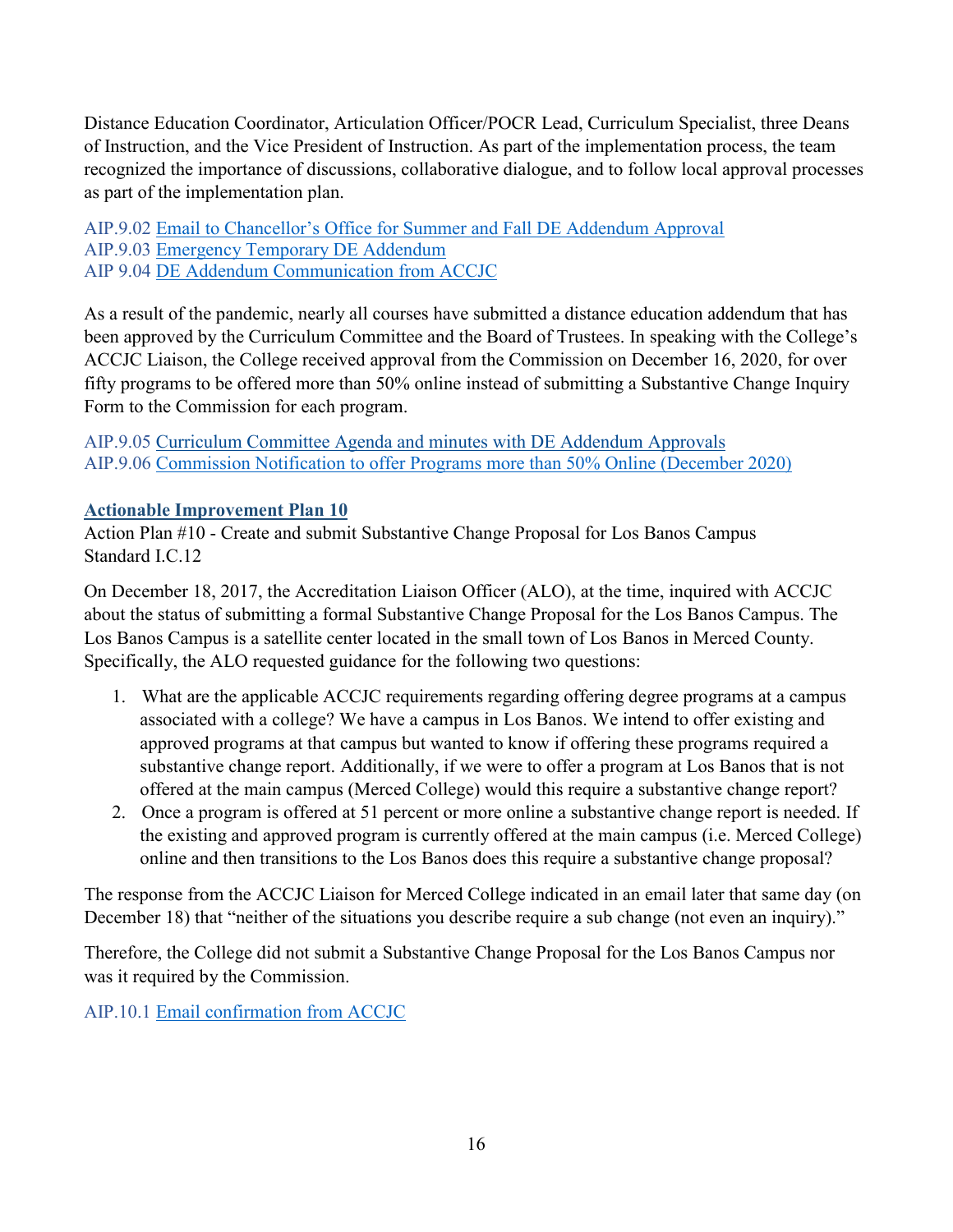Distance Education Coordinator, Articulation Officer/POCR Lead, Curriculum Specialist, three Deans of Instruction, and the Vice President of Instruction. As part of the implementation process, the team recognized the importance of discussions, collaborative dialogue, and to follow local approval processes as part of the implementation plan.

AIP.9.02 Email to Chancellor's Office for Summer and Fall DE Addendum Approval
AIP.9.03 Emergency Temporary DE Addendum
AIP 9.04 DE Addendum Communication from ACCJC

As a result of the pandemic, nearly all courses have submitted a distance education addendum that has been approved by the Curriculum Committee and the Board of Trustees. In speaking with the College's ACCJC Liaison, the College received approval from the Commission on December 16, 2020, for over fifty programs to be offered more than 50% online instead of submitting a Substantive Change Inquiry Form to the Commission for each program.

AIP.9.05 Curriculum Committee Agenda and minutes with DE Addendum Approvals
AIP.9.06 Commission Notification to offer Programs more than 50% Online (December 2020)

**Actionable Improvement Plan 10**

Action Plan #10 - Create and submit Substantive Change Proposal for Los Banos Campus
Standard I.C.12

On December 18, 2017, the Accreditation Liaison Officer (ALO), at the time, inquired with ACCJC about the status of submitting a formal Substantive Change Proposal for the Los Banos Campus. The Los Banos Campus is a satellite center located in the small town of Los Banos in Merced County. Specifically, the ALO requested guidance for the following two questions:

1. What are the applicable ACCJC requirements regarding offering degree programs at a campus associated with a college? We have a campus in Los Banos. We intend to offer existing and approved programs at that campus but wanted to know if offering these programs required a substantive change report. Additionally, if we were to offer a program at Los Banos that is not offered at the main campus (Merced College) would this require a substantive change report?
2. Once a program is offered at 51 percent or more online a substantive change report is needed. If the existing and approved program is currently offered at the main campus (i.e. Merced College) online and then transitions to the Los Banos does this require a substantive change proposal?

The response from the ACCJC Liaison for Merced College indicated in an email later that same day (on December 18) that "neither of the situations you describe require a sub change (not even an inquiry)."

Therefore, the College did not submit a Substantive Change Proposal for the Los Banos Campus nor was it required by the Commission.

AIP.10.1 Email confirmation from ACCJC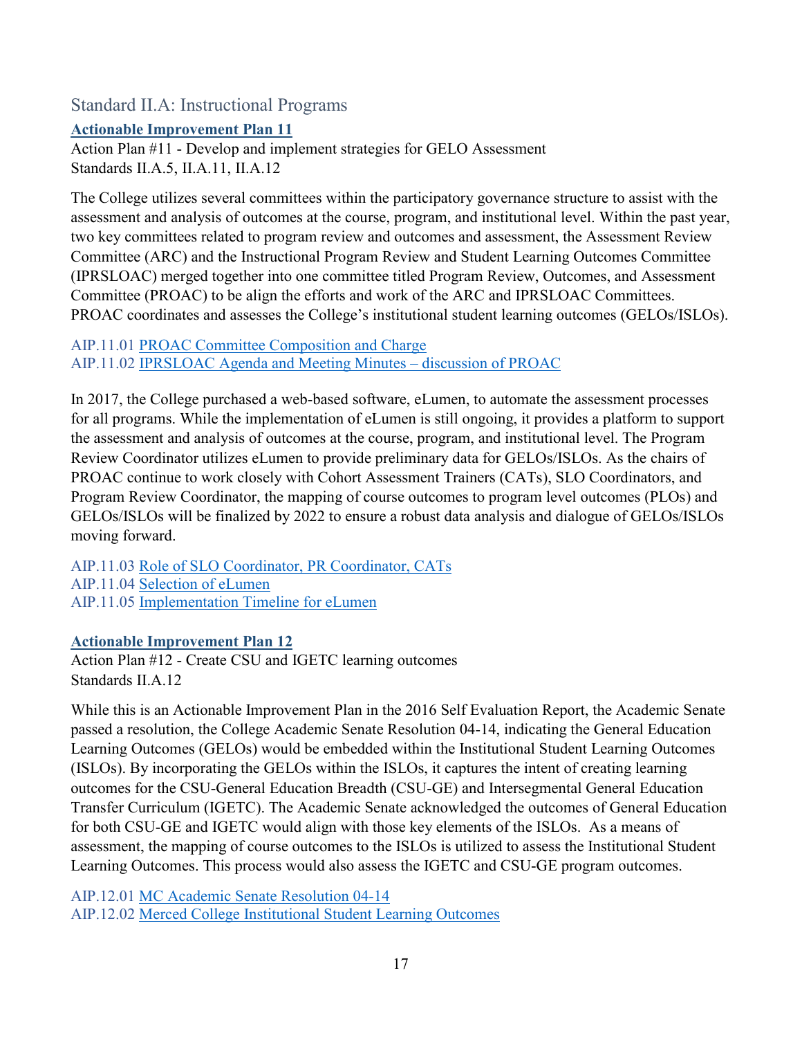## Standard II.A: Instructional Programs

**Actionable Improvement Plan 11**

Action Plan #11 - Develop and implement strategies for GELO Assessment
Standards II.A.5, II.A.11, II.A.12

The College utilizes several committees within the participatory governance structure to assist with the assessment and analysis of outcomes at the course, program, and institutional level. Within the past year, two key committees related to program review and outcomes and assessment, the Assessment Review Committee (ARC) and the Instructional Program Review and Student Learning Outcomes Committee (IPRSLOAC) merged together into one committee titled Program Review, Outcomes, and Assessment Committee (PROAC) to be align the efforts and work of the ARC and IPRSLOAC Committees. PROAC coordinates and assesses the College's institutional student learning outcomes (GELOs/ISLOs).

AIP.11.01 PROAC Committee Composition and Charge
AIP.11.02 IPRSLOAC Agenda and Meeting Minutes – discussion of PROAC

In 2017, the College purchased a web-based software, eLumen, to automate the assessment processes for all programs. While the implementation of eLumen is still ongoing, it provides a platform to support the assessment and analysis of outcomes at the course, program, and institutional level. The Program Review Coordinator utilizes eLumen to provide preliminary data for GELOs/ISLOs. As the chairs of PROAC continue to work closely with Cohort Assessment Trainers (CATs), SLO Coordinators, and Program Review Coordinator, the mapping of course outcomes to program level outcomes (PLOs) and GELOs/ISLOs will be finalized by 2022 to ensure a robust data analysis and dialogue of GELOs/ISLOs moving forward.

AIP.11.03 Role of SLO Coordinator, PR Coordinator, CATs
AIP.11.04 Selection of eLumen
AIP.11.05 Implementation Timeline for eLumen

**Actionable Improvement Plan 12**

Action Plan #12 - Create CSU and IGETC learning outcomes
Standards II.A.12

While this is an Actionable Improvement Plan in the 2016 Self Evaluation Report, the Academic Senate passed a resolution, the College Academic Senate Resolution 04-14, indicating the General Education Learning Outcomes (GELOs) would be embedded within the Institutional Student Learning Outcomes (ISLOs). By incorporating the GELOs within the ISLOs, it captures the intent of creating learning outcomes for the CSU-General Education Breadth (CSU-GE) and Intersegmental General Education Transfer Curriculum (IGETC). The Academic Senate acknowledged the outcomes of General Education for both CSU-GE and IGETC would align with those key elements of the ISLOs. As a means of assessment, the mapping of course outcomes to the ISLOs is utilized to assess the Institutional Student Learning Outcomes. This process would also assess the IGETC and CSU-GE program outcomes.

AIP.12.01 MC Academic Senate Resolution 04-14
AIP.12.02 Merced College Institutional Student Learning Outcomes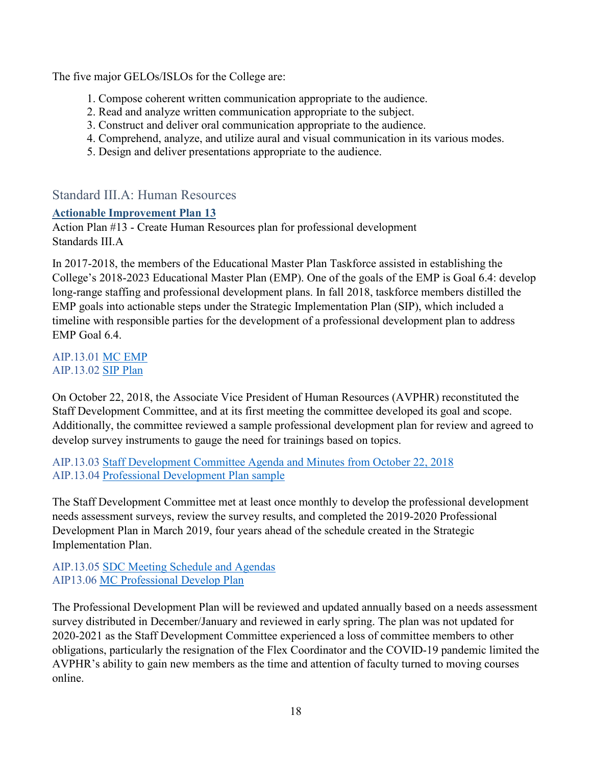The five major GELOs/ISLOs for the College are:

1. Compose coherent written communication appropriate to the audience.
2. Read and analyze written communication appropriate to the subject.
3. Construct and deliver oral communication appropriate to the audience.
4. Comprehend, analyze, and utilize aural and visual communication in its various modes.
5. Design and deliver presentations appropriate to the audience.

## Standard III.A: Human Resources

**Actionable Improvement Plan 13**

Action Plan #13 - Create Human Resources plan for professional development
Standards III.A

In 2017-2018, the members of the Educational Master Plan Taskforce assisted in establishing the College's 2018-2023 Educational Master Plan (EMP). One of the goals of the EMP is Goal 6.4: develop long-range staffing and professional development plans. In fall 2018, taskforce members distilled the EMP goals into actionable steps under the Strategic Implementation Plan (SIP), which included a timeline with responsible parties for the development of a professional development plan to address EMP Goal 6.4.

AIP.13.01 MC EMP
AIP.13.02 SIP Plan

On October 22, 2018, the Associate Vice President of Human Resources (AVPHR) reconstituted the Staff Development Committee, and at its first meeting the committee developed its goal and scope. Additionally, the committee reviewed a sample professional development plan for review and agreed to develop survey instruments to gauge the need for trainings based on topics.

AIP.13.03 Staff Development Committee Agenda and Minutes from October 22, 2018
AIP.13.04 Professional Development Plan sample

The Staff Development Committee met at least once monthly to develop the professional development needs assessment surveys, review the survey results, and completed the 2019-2020 Professional Development Plan in March 2019, four years ahead of the schedule created in the Strategic Implementation Plan.

AIP.13.05 SDC Meeting Schedule and Agendas
AIP13.06 MC Professional Develop Plan

The Professional Development Plan will be reviewed and updated annually based on a needs assessment survey distributed in December/January and reviewed in early spring. The plan was not updated for 2020-2021 as the Staff Development Committee experienced a loss of committee members to other obligations, particularly the resignation of the Flex Coordinator and the COVID-19 pandemic limited the AVPHR's ability to gain new members as the time and attention of faculty turned to moving courses online.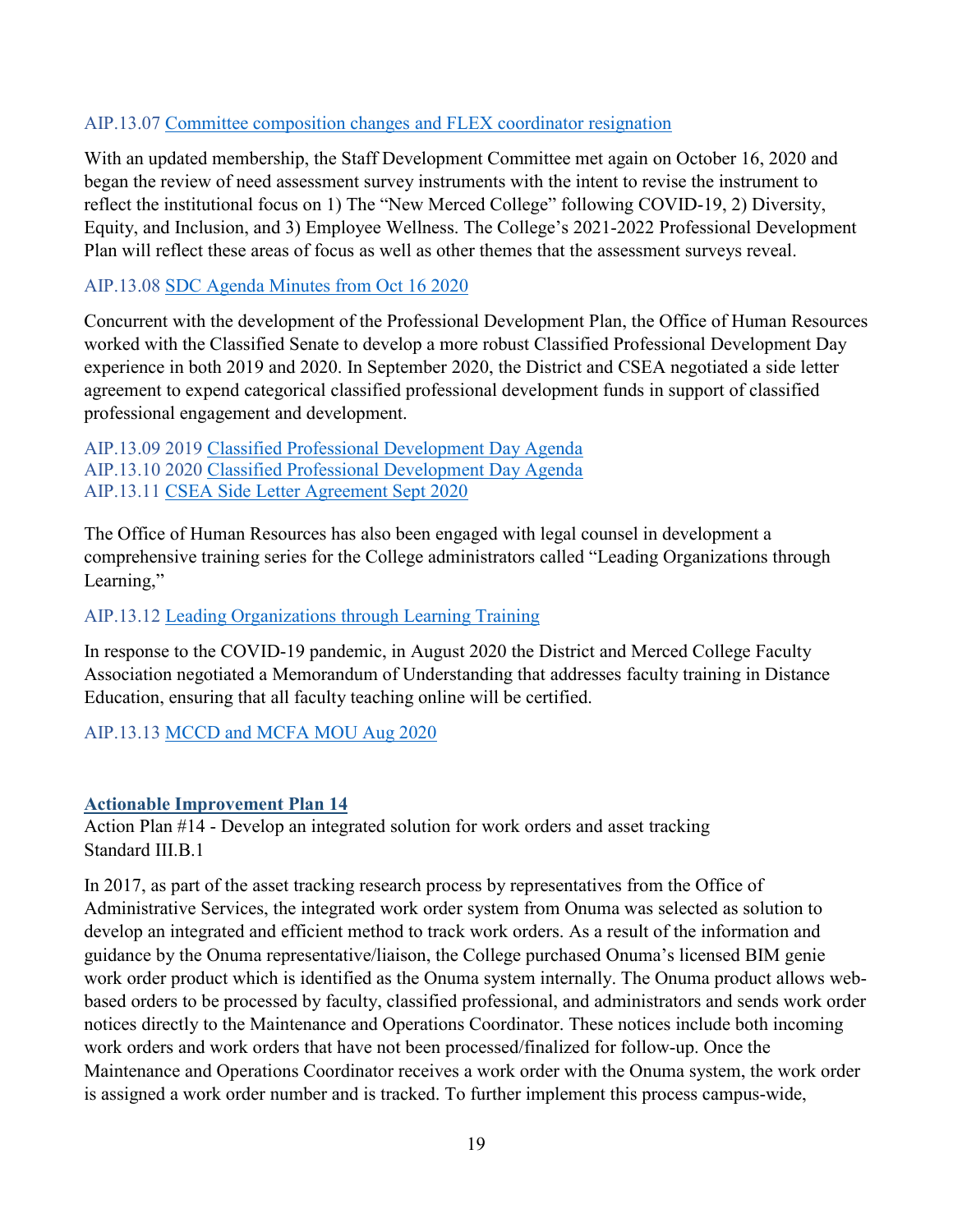AIP.13.07 Committee composition changes and FLEX coordinator resignation

With an updated membership, the Staff Development Committee met again on October 16, 2020 and began the review of need assessment survey instruments with the intent to revise the instrument to reflect the institutional focus on 1) The "New Merced College" following COVID-19, 2) Diversity, Equity, and Inclusion, and 3) Employee Wellness. The College's 2021-2022 Professional Development Plan will reflect these areas of focus as well as other themes that the assessment surveys reveal.

AIP.13.08 SDC Agenda Minutes from Oct 16 2020

Concurrent with the development of the Professional Development Plan, the Office of Human Resources worked with the Classified Senate to develop a more robust Classified Professional Development Day experience in both 2019 and 2020. In September 2020, the District and CSEA negotiated a side letter agreement to expend categorical classified professional development funds in support of classified professional engagement and development.

AIP.13.09 2019 Classified Professional Development Day Agenda
AIP.13.10 2020 Classified Professional Development Day Agenda
AIP.13.11 CSEA Side Letter Agreement Sept 2020

The Office of Human Resources has also been engaged with legal counsel in development a comprehensive training series for the College administrators called "Leading Organizations through Learning,"

AIP.13.12 Leading Organizations through Learning Training

In response to the COVID-19 pandemic, in August 2020 the District and Merced College Faculty Association negotiated a Memorandum of Understanding that addresses faculty training in Distance Education, ensuring that all faculty teaching online will be certified.

AIP.13.13 MCCD and MCFA MOU Aug 2020

## Actionable Improvement Plan 14

Action Plan #14 - Develop an integrated solution for work orders and asset tracking
Standard III.B.1

In 2017, as part of the asset tracking research process by representatives from the Office of Administrative Services, the integrated work order system from Onuma was selected as solution to develop an integrated and efficient method to track work orders. As a result of the information and guidance by the Onuma representative/liaison, the College purchased Onuma's licensed BIM genie work order product which is identified as the Onuma system internally. The Onuma product allows web-based orders to be processed by faculty, classified professional, and administrators and sends work order notices directly to the Maintenance and Operations Coordinator. These notices include both incoming work orders and work orders that have not been processed/finalized for follow-up. Once the Maintenance and Operations Coordinator receives a work order with the Onuma system, the work order is assigned a work order number and is tracked. To further implement this process campus-wide,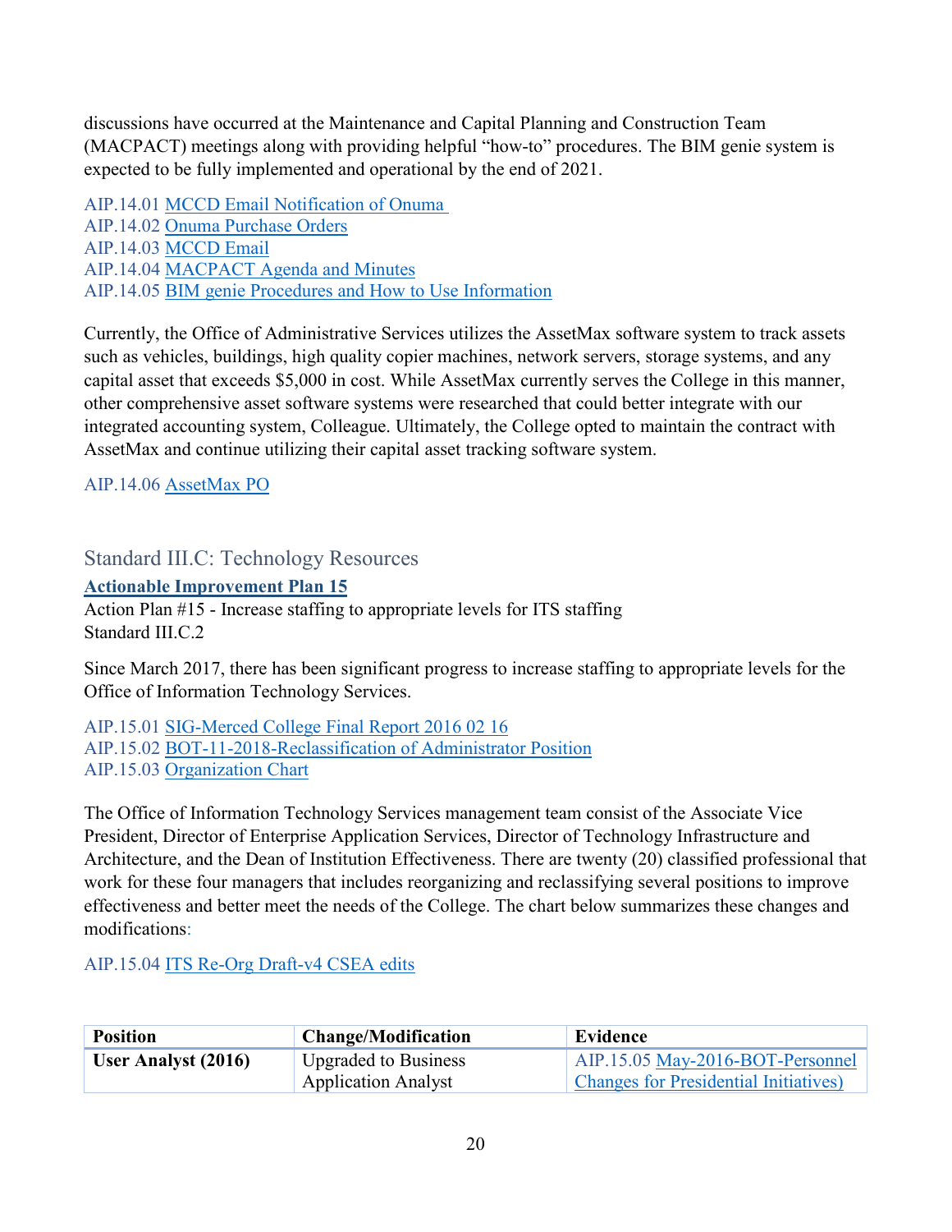discussions have occurred at the Maintenance and Capital Planning and Construction Team (MACPACT) meetings along with providing helpful "how-to" procedures. The BIM genie system is expected to be fully implemented and operational by the end of 2021.

AIP.14.01 MCCD Email Notification of Onuma
AIP.14.02 Onuma Purchase Orders
AIP.14.03 MCCD Email
AIP.14.04 MACPACT Agenda and Minutes
AIP.14.05 BIM genie Procedures and How to Use Information

Currently, the Office of Administrative Services utilizes the AssetMax software system to track assets such as vehicles, buildings, high quality copier machines, network servers, storage systems, and any capital asset that exceeds $5,000 in cost. While AssetMax currently serves the College in this manner, other comprehensive asset software systems were researched that could better integrate with our integrated accounting system, Colleague. Ultimately, the College opted to maintain the contract with AssetMax and continue utilizing their capital asset tracking software system.

AIP.14.06 AssetMax PO

## Standard III.C: Technology Resources

**Actionable Improvement Plan 15**

Action Plan #15 - Increase staffing to appropriate levels for ITS staffing
Standard III.C.2

Since March 2017, there has been significant progress to increase staffing to appropriate levels for the Office of Information Technology Services.

AIP.15.01 SIG-Merced College Final Report 2016 02 16
AIP.15.02 BOT-11-2018-Reclassification of Administrator Position
AIP.15.03 Organization Chart

The Office of Information Technology Services management team consist of the Associate Vice President, Director of Enterprise Application Services, Director of Technology Infrastructure and Architecture, and the Dean of Institution Effectiveness. There are twenty (20) classified professional that work for these four managers that includes reorganizing and reclassifying several positions to improve effectiveness and better meet the needs of the College. The chart below summarizes these changes and modifications:

AIP.15.04 ITS Re-Org Draft-v4 CSEA edits

| Position | Change/Modification | Evidence |
|---|---|---|
| **User Analyst (2016)** | Upgraded to Business Application Analyst | AIP.15.05 May-2016-BOT-Personnel Changes for Presidential Initiatives) |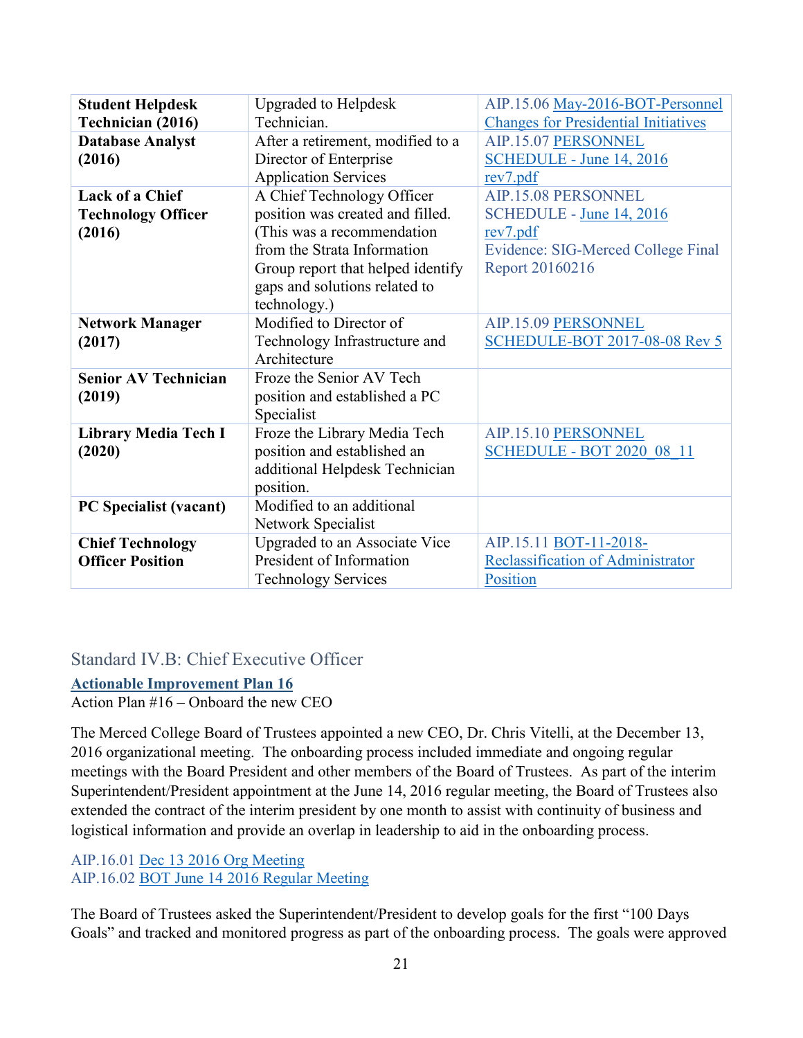| **Student Helpdesk Technician (2016)** | Upgraded to Helpdesk Technician. | AIP.15.06 May-2016-BOT-Personnel Changes for Presidential Initiatives |
|---|---|---|
| **Database Analyst (2016)** | After a retirement, modified to a Director of Enterprise Application Services | AIP.15.07 PERSONNEL SCHEDULE - June 14, 2016 rev7.pdf |
| **Lack of a Chief Technology Officer (2016)** | A Chief Technology Officer position was created and filled. (This was a recommendation from the Strata Information Group report that helped identify gaps and solutions related to technology.) | AIP.15.08 PERSONNEL SCHEDULE - June 14, 2016 rev7.pdf<br>Evidence: SIG-Merced College Final Report 20160216 |
| **Network Manager (2017)** | Modified to Director of Technology Infrastructure and Architecture | AIP.15.09 PERSONNEL SCHEDULE-BOT 2017-08-08 Rev 5 |
| **Senior AV Technician (2019)** | Froze the Senior AV Tech position and established a PC Specialist | |
| **Library Media Tech I (2020)** | Froze the Library Media Tech position and established an additional Helpdesk Technician position. | AIP.15.10 PERSONNEL SCHEDULE - BOT 2020_08_11 |
| **PC Specialist (vacant)** | Modified to an additional Network Specialist | |
| **Chief Technology Officer Position** | Upgraded to an Associate Vice President of Information Technology Services | AIP.15.11 BOT-11-2018-Reclassification of Administrator Position |

## Standard IV.B: Chief Executive Officer

**Actionable Improvement Plan 16**

Action Plan #16 – Onboard the new CEO

The Merced College Board of Trustees appointed a new CEO, Dr. Chris Vitelli, at the December 13, 2016 organizational meeting. The onboarding process included immediate and ongoing regular meetings with the Board President and other members of the Board of Trustees. As part of the interim Superintendent/President appointment at the June 14, 2016 regular meeting, the Board of Trustees also extended the contract of the interim president by one month to assist with continuity of business and logistical information and provide an overlap in leadership to aid in the onboarding process.

AIP.16.01 Dec 13 2016 Org Meeting
AIP.16.02 BOT June 14 2016 Regular Meeting

The Board of Trustees asked the Superintendent/President to develop goals for the first "100 Days Goals" and tracked and monitored progress as part of the onboarding process. The goals were approved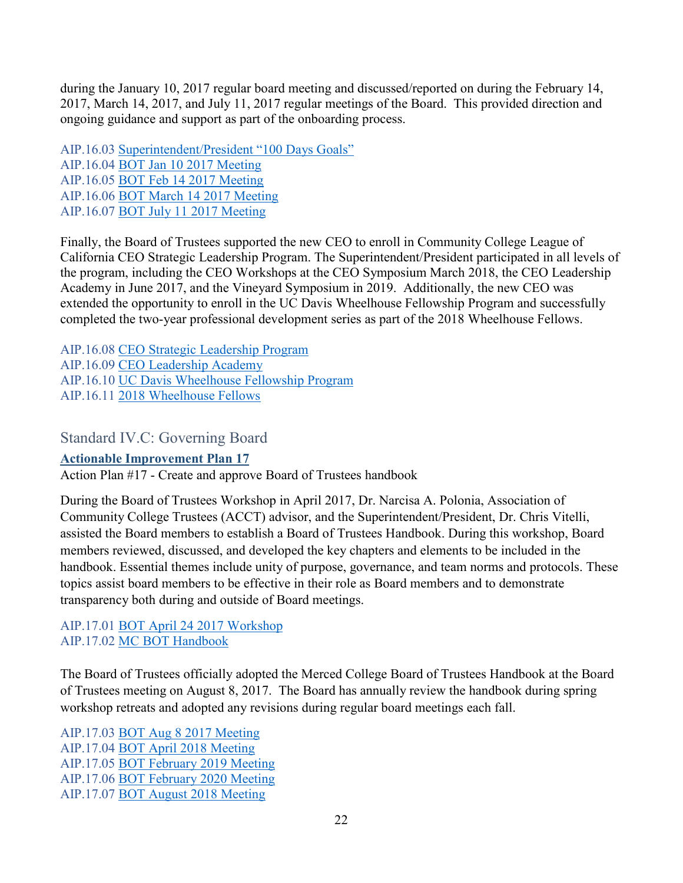during the January 10, 2017 regular board meeting and discussed/reported on during the February 14, 2017, March 14, 2017, and July 11, 2017 regular meetings of the Board.  This provided direction and ongoing guidance and support as part of the onboarding process.

AIP.16.03 Superintendent/President "100 Days Goals"
AIP.16.04 BOT Jan 10 2017 Meeting
AIP.16.05 BOT Feb 14 2017 Meeting
AIP.16.06 BOT March 14 2017 Meeting
AIP.16.07 BOT July 11 2017 Meeting

Finally, the Board of Trustees supported the new CEO to enroll in Community College League of California CEO Strategic Leadership Program. The Superintendent/President participated in all levels of the program, including the CEO Workshops at the CEO Symposium March 2018, the CEO Leadership Academy in June 2017, and the Vineyard Symposium in 2019.  Additionally, the new CEO was extended the opportunity to enroll in the UC Davis Wheelhouse Fellowship Program and successfully completed the two-year professional development series as part of the 2018 Wheelhouse Fellows.

AIP.16.08 CEO Strategic Leadership Program
AIP.16.09 CEO Leadership Academy
AIP.16.10 UC Davis Wheelhouse Fellowship Program
AIP.16.11 2018 Wheelhouse Fellows

## Standard IV.C: Governing Board

**Actionable Improvement Plan 17**

Action Plan #17 - Create and approve Board of Trustees handbook

During the Board of Trustees Workshop in April 2017, Dr. Narcisa A. Polonia, Association of Community College Trustees (ACCT) advisor, and the Superintendent/President, Dr. Chris Vitelli, assisted the Board members to establish a Board of Trustees Handbook. During this workshop, Board members reviewed, discussed, and developed the key chapters and elements to be included in the handbook. Essential themes include unity of purpose, governance, and team norms and protocols. These topics assist board members to be effective in their role as Board members and to demonstrate transparency both during and outside of Board meetings.

AIP.17.01 BOT April 24 2017 Workshop
AIP.17.02 MC BOT Handbook

The Board of Trustees officially adopted the Merced College Board of Trustees Handbook at the Board of Trustees meeting on August 8, 2017.  The Board has annually review the handbook during spring workshop retreats and adopted any revisions during regular board meetings each fall.

AIP.17.03 BOT Aug 8 2017 Meeting
AIP.17.04 BOT April 2018 Meeting
AIP.17.05 BOT February 2019 Meeting
AIP.17.06 BOT February 2020 Meeting
AIP.17.07 BOT August 2018 Meeting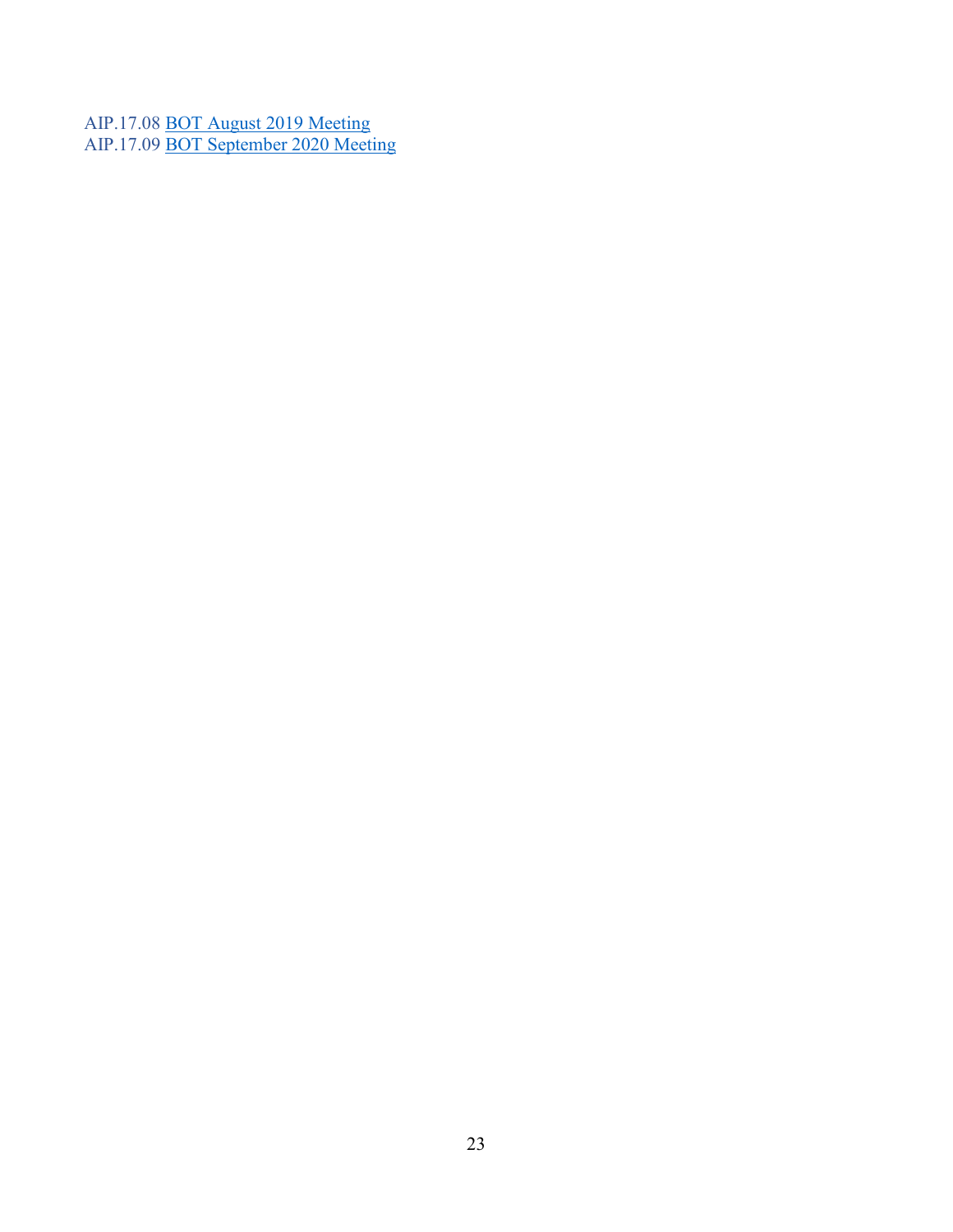AIP.17.08 BOT August 2019 Meeting
AIP.17.09 BOT September 2020 Meeting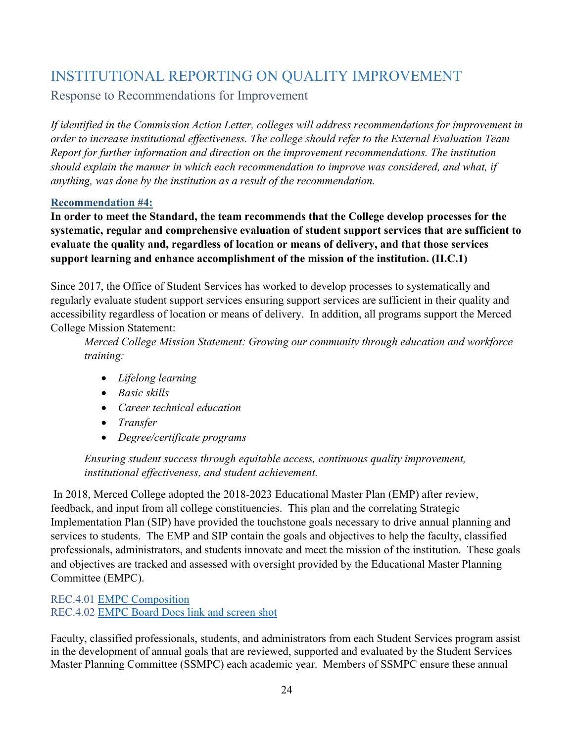# INSTITUTIONAL REPORTING ON QUALITY IMPROVEMENT

## Response to Recommendations for Improvement

*If identified in the Commission Action Letter, colleges will address recommendations for improvement in order to increase institutional effectiveness. The college should refer to the External Evaluation Team Report for further information and direction on the improvement recommendations. The institution should explain the manner in which each recommendation to improve was considered, and what, if anything, was done by the institution as a result of the recommendation.*

**Recommendation #4:**

**In order to meet the Standard, the team recommends that the College develop processes for the systematic, regular and comprehensive evaluation of student support services that are sufficient to evaluate the quality and, regardless of location or means of delivery, and that those services support learning and enhance accomplishment of the mission of the institution. (II.C.1)**

Since 2017, the Office of Student Services has worked to develop processes to systematically and regularly evaluate student support services ensuring support services are sufficient in their quality and accessibility regardless of location or means of delivery. In addition, all programs support the Merced College Mission Statement:

> *Merced College Mission Statement: Growing our community through education and workforce training:*
>
> - *Lifelong learning*
> - *Basic skills*
> - *Career technical education*
> - *Transfer*
> - *Degree/certificate programs*
>
> *Ensuring student success through equitable access, continuous quality improvement, institutional effectiveness, and student achievement.*

In 2018, Merced College adopted the 2018-2023 Educational Master Plan (EMP) after review, feedback, and input from all college constituencies. This plan and the correlating Strategic Implementation Plan (SIP) have provided the touchstone goals necessary to drive annual planning and services to students. The EMP and SIP contain the goals and objectives to help the faculty, classified professionals, administrators, and students innovate and meet the mission of the institution. These goals and objectives are tracked and assessed with oversight provided by the Educational Master Planning Committee (EMPC).

REC.4.01 EMPC Composition
REC.4.02 EMPC Board Docs link and screen shot

Faculty, classified professionals, students, and administrators from each Student Services program assist in the development of annual goals that are reviewed, supported and evaluated by the Student Services Master Planning Committee (SSMPC) each academic year. Members of SSMPC ensure these annual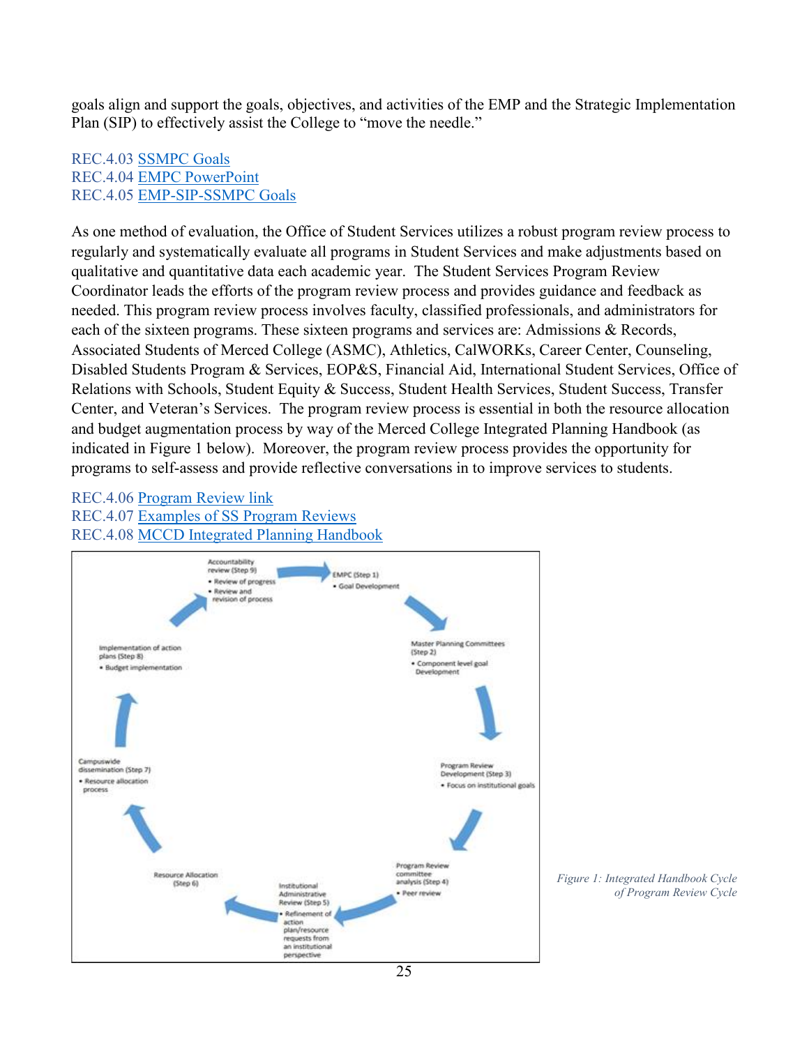goals align and support the goals, objectives, and activities of the EMP and the Strategic Implementation Plan (SIP) to effectively assist the College to "move the needle."

REC.4.03 SSMPC Goals
REC.4.04 EMPC PowerPoint
REC.4.05 EMP-SIP-SSMPC Goals

As one method of evaluation, the Office of Student Services utilizes a robust program review process to regularly and systematically evaluate all programs in Student Services and make adjustments based on qualitative and quantitative data each academic year. The Student Services Program Review Coordinator leads the efforts of the program review process and provides guidance and feedback as needed. This program review process involves faculty, classified professionals, and administrators for each of the sixteen programs. These sixteen programs and services are: Admissions & Records, Associated Students of Merced College (ASMC), Athletics, CalWORKs, Career Center, Counseling, Disabled Students Program & Services, EOP&S, Financial Aid, International Student Services, Office of Relations with Schools, Student Equity & Success, Student Health Services, Student Success, Transfer Center, and Veteran's Services. The program review process is essential in both the resource allocation and budget augmentation process by way of the Merced College Integrated Planning Handbook (as indicated in Figure 1 below). Moreover, the program review process provides the opportunity for programs to self-assess and provide reflective conversations in to improve services to students.

REC.4.06 Program Review link
REC.4.07 Examples of SS Program Reviews
REC.4.08 MCCD Integrated Planning Handbook

Accountability review (Step 9)
- Review of progress
- Review and revision of process

EMPC (Step 1)
- Goal Development

Master Planning Committees (Step 2)
- Component level goal Development

Program Review Development (Step 3)
- Focus on institutional goals

Program Review committee analysis (Step 4)
- Peer review

Institutional Administrative Review (Step 5)
- Refinement of action plan/resource requests from an institutional perspective

Resource Allocation (Step 6)

Campuswide dissemination (Step 7)
- Resource allocation process

Implementation of action plans (Step 8)
- Budget implementation

*Figure 1: Integrated Handbook Cycle of Program Review Cycle*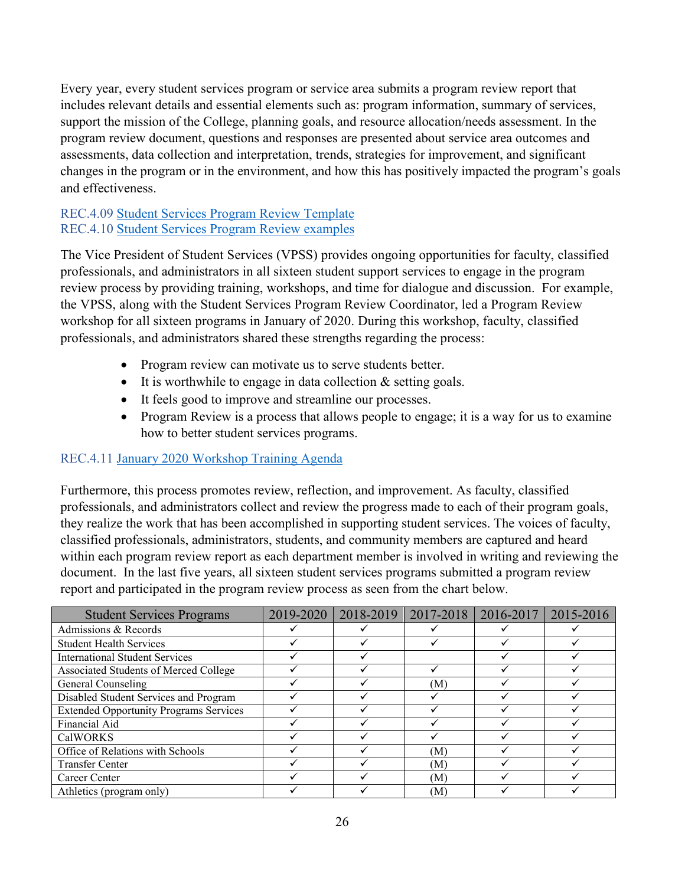Every year, every student services program or service area submits a program review report that includes relevant details and essential elements such as: program information, summary of services, support the mission of the College, planning goals, and resource allocation/needs assessment. In the program review document, questions and responses are presented about service area outcomes and assessments, data collection and interpretation, trends, strategies for improvement, and significant changes in the program or in the environment, and how this has positively impacted the program's goals and effectiveness.

REC.4.09 Student Services Program Review Template
REC.4.10 Student Services Program Review examples

The Vice President of Student Services (VPSS) provides ongoing opportunities for faculty, classified professionals, and administrators in all sixteen student support services to engage in the program review process by providing training, workshops, and time for dialogue and discussion. For example, the VPSS, along with the Student Services Program Review Coordinator, led a Program Review workshop for all sixteen programs in January of 2020. During this workshop, faculty, classified professionals, and administrators shared these strengths regarding the process:

- Program review can motivate us to serve students better.
- It is worthwhile to engage in data collection & setting goals.
- It feels good to improve and streamline our processes.
- Program Review is a process that allows people to engage; it is a way for us to examine how to better student services programs.

REC.4.11 January 2020 Workshop Training Agenda

Furthermore, this process promotes review, reflection, and improvement. As faculty, classified professionals, and administrators collect and review the progress made to each of their program goals, they realize the work that has been accomplished in supporting student services. The voices of faculty, classified professionals, administrators, students, and community members are captured and heard within each program review report as each department member is involved in writing and reviewing the document. In the last five years, all sixteen student services programs submitted a program review report and participated in the program review process as seen from the chart below.

| Student Services Programs | 2019-2020 | 2018-2019 | 2017-2018 | 2016-2017 | 2015-2016 |
|---|---|---|---|---|---|
| Admissions & Records | ✓ | ✓ | ✓ | ✓ | ✓ |
| Student Health Services | ✓ | ✓ | ✓ | ✓ | ✓ |
| International Student Services | ✓ | ✓ | | ✓ | ✓ |
| Associated Students of Merced College | ✓ | ✓ | ✓ | ✓ | ✓ |
| General Counseling | ✓ | ✓ | (M) | ✓ | ✓ |
| Disabled Student Services and Program | ✓ | ✓ | ✓ | ✓ | ✓ |
| Extended Opportunity Programs Services | ✓ | ✓ | ✓ | ✓ | ✓ |
| Financial Aid | ✓ | ✓ | ✓ | ✓ | ✓ |
| CalWORKS | ✓ | ✓ | ✓ | ✓ | ✓ |
| Office of Relations with Schools | ✓ | ✓ | (M) | ✓ | ✓ |
| Transfer Center | ✓ | ✓ | (M) | ✓ | ✓ |
| Career Center | ✓ | ✓ | (M) | ✓ | ✓ |
| Athletics (program only) | ✓ | ✓ | (M) | ✓ | ✓ |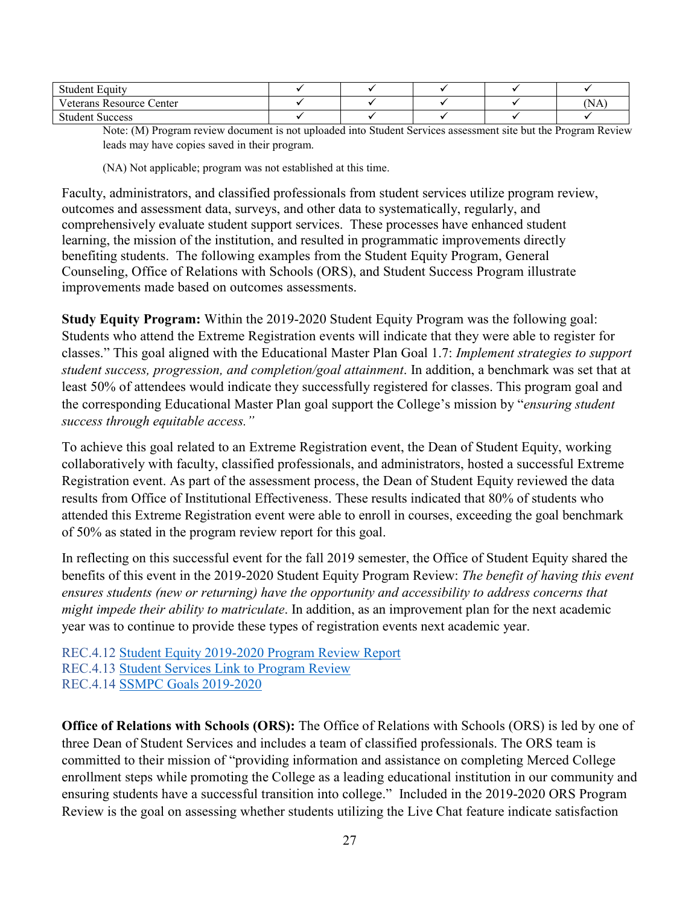| Student Equity | ✓ | ✓ | ✓ | ✓ | ✓ |
|---|---|---|---|---|---|
| Veterans Resource Center | ✓ | ✓ | ✓ | ✓ | (NA) |
| Student Success | ✓ | ✓ | ✓ | ✓ | ✓ |

Note: (M) Program review document is not uploaded into Student Services assessment site but the Program Review leads may have copies saved in their program.

(NA) Not applicable; program was not established at this time.

Faculty, administrators, and classified professionals from student services utilize program review, outcomes and assessment data, surveys, and other data to systematically, regularly, and comprehensively evaluate student support services. These processes have enhanced student learning, the mission of the institution, and resulted in programmatic improvements directly benefiting students. The following examples from the Student Equity Program, General Counseling, Office of Relations with Schools (ORS), and Student Success Program illustrate improvements made based on outcomes assessments.

**Study Equity Program:** Within the 2019-2020 Student Equity Program was the following goal: Students who attend the Extreme Registration events will indicate that they were able to register for classes." This goal aligned with the Educational Master Plan Goal 1.7: *Implement strategies to support student success, progression, and completion/goal attainment*. In addition, a benchmark was set that at least 50% of attendees would indicate they successfully registered for classes. This program goal and the corresponding Educational Master Plan goal support the College's mission by "*ensuring student success through equitable access."*

To achieve this goal related to an Extreme Registration event, the Dean of Student Equity, working collaboratively with faculty, classified professionals, and administrators, hosted a successful Extreme Registration event. As part of the assessment process, the Dean of Student Equity reviewed the data results from Office of Institutional Effectiveness. These results indicated that 80% of students who attended this Extreme Registration event were able to enroll in courses, exceeding the goal benchmark of 50% as stated in the program review report for this goal.

In reflecting on this successful event for the fall 2019 semester, the Office of Student Equity shared the benefits of this event in the 2019-2020 Student Equity Program Review: *The benefit of having this event ensures students (new or returning) have the opportunity and accessibility to address concerns that might impede their ability to matriculate*. In addition, as an improvement plan for the next academic year was to continue to provide these types of registration events next academic year.

REC.4.12 Student Equity 2019-2020 Program Review Report
REC.4.13 Student Services Link to Program Review
REC.4.14 SSMPC Goals 2019-2020

**Office of Relations with Schools (ORS):** The Office of Relations with Schools (ORS) is led by one of three Dean of Student Services and includes a team of classified professionals. The ORS team is committed to their mission of "providing information and assistance on completing Merced College enrollment steps while promoting the College as a leading educational institution in our community and ensuring students have a successful transition into college." Included in the 2019-2020 ORS Program Review is the goal on assessing whether students utilizing the Live Chat feature indicate satisfaction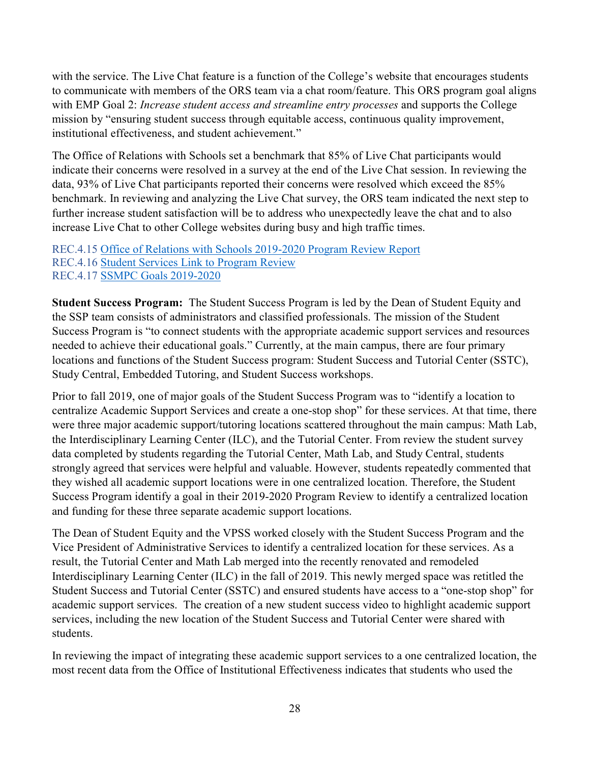with the service. The Live Chat feature is a function of the College's website that encourages students to communicate with members of the ORS team via a chat room/feature. This ORS program goal aligns with EMP Goal 2: *Increase student access and streamline entry processes* and supports the College mission by "ensuring student success through equitable access, continuous quality improvement, institutional effectiveness, and student achievement."

The Office of Relations with Schools set a benchmark that 85% of Live Chat participants would indicate their concerns were resolved in a survey at the end of the Live Chat session. In reviewing the data, 93% of Live Chat participants reported their concerns were resolved which exceed the 85% benchmark. In reviewing and analyzing the Live Chat survey, the ORS team indicated the next step to further increase student satisfaction will be to address who unexpectedly leave the chat and to also increase Live Chat to other College websites during busy and high traffic times.

REC.4.15 Office of Relations with Schools 2019-2020 Program Review Report
REC.4.16 Student Services Link to Program Review
REC.4.17 SSMPC Goals 2019-2020

**Student Success Program:** The Student Success Program is led by the Dean of Student Equity and the SSP team consists of administrators and classified professionals. The mission of the Student Success Program is "to connect students with the appropriate academic support services and resources needed to achieve their educational goals." Currently, at the main campus, there are four primary locations and functions of the Student Success program: Student Success and Tutorial Center (SSTC), Study Central, Embedded Tutoring, and Student Success workshops.

Prior to fall 2019, one of major goals of the Student Success Program was to "identify a location to centralize Academic Support Services and create a one-stop shop" for these services. At that time, there were three major academic support/tutoring locations scattered throughout the main campus: Math Lab, the Interdisciplinary Learning Center (ILC), and the Tutorial Center. From review the student survey data completed by students regarding the Tutorial Center, Math Lab, and Study Central, students strongly agreed that services were helpful and valuable. However, students repeatedly commented that they wished all academic support locations were in one centralized location. Therefore, the Student Success Program identify a goal in their 2019-2020 Program Review to identify a centralized location and funding for these three separate academic support locations.

The Dean of Student Equity and the VPSS worked closely with the Student Success Program and the Vice President of Administrative Services to identify a centralized location for these services. As a result, the Tutorial Center and Math Lab merged into the recently renovated and remodeled Interdisciplinary Learning Center (ILC) in the fall of 2019. This newly merged space was retitled the Student Success and Tutorial Center (SSTC) and ensured students have access to a "one-stop shop" for academic support services. The creation of a new student success video to highlight academic support services, including the new location of the Student Success and Tutorial Center were shared with students.

In reviewing the impact of integrating these academic support services to a one centralized location, the most recent data from the Office of Institutional Effectiveness indicates that students who used the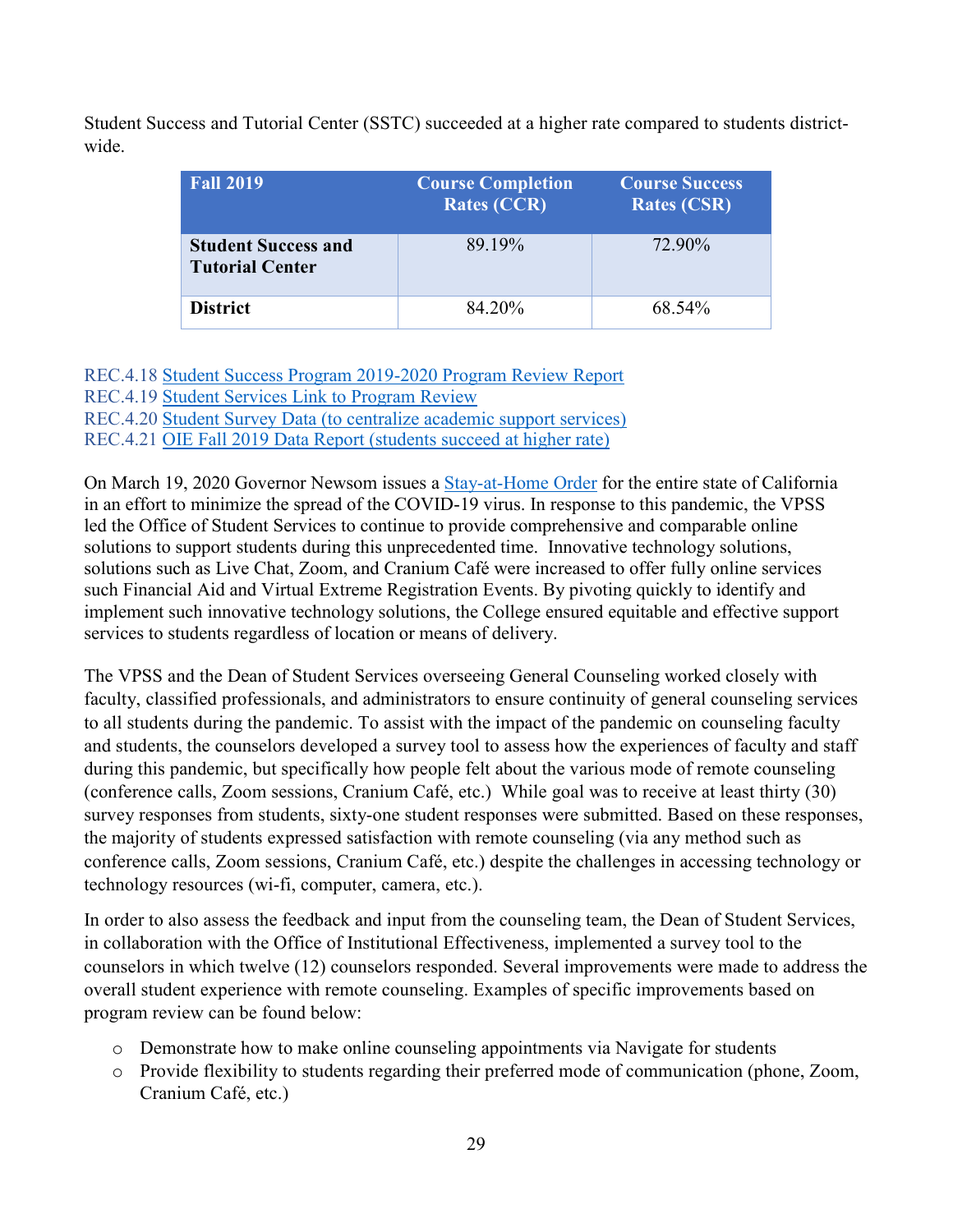Student Success and Tutorial Center (SSTC) succeeded at a higher rate compared to students district-wide.

| Fall 2019 | Course Completion Rates (CCR) | Course Success Rates (CSR) |
|---|---|---|
| **Student Success and Tutorial Center** | 89.19% | 72.90% |
| **District** | 84.20% | 68.54% |

REC.4.18 Student Success Program 2019-2020 Program Review Report
REC.4.19 Student Services Link to Program Review
REC.4.20 Student Survey Data (to centralize academic support services)
REC.4.21 OIE Fall 2019 Data Report (students succeed at higher rate)

On March 19, 2020 Governor Newsom issues a Stay-at-Home Order for the entire state of California in an effort to minimize the spread of the COVID-19 virus. In response to this pandemic, the VPSS led the Office of Student Services to continue to provide comprehensive and comparable online solutions to support students during this unprecedented time. Innovative technology solutions, solutions such as Live Chat, Zoom, and Cranium Café were increased to offer fully online services such Financial Aid and Virtual Extreme Registration Events. By pivoting quickly to identify and implement such innovative technology solutions, the College ensured equitable and effective support services to students regardless of location or means of delivery.

The VPSS and the Dean of Student Services overseeing General Counseling worked closely with faculty, classified professionals, and administrators to ensure continuity of general counseling services to all students during the pandemic. To assist with the impact of the pandemic on counseling faculty and students, the counselors developed a survey tool to assess how the experiences of faculty and staff during this pandemic, but specifically how people felt about the various mode of remote counseling (conference calls, Zoom sessions, Cranium Café, etc.) While goal was to receive at least thirty (30) survey responses from students, sixty-one student responses were submitted. Based on these responses, the majority of students expressed satisfaction with remote counseling (via any method such as conference calls, Zoom sessions, Cranium Café, etc.) despite the challenges in accessing technology or technology resources (wi-fi, computer, camera, etc.).

In order to also assess the feedback and input from the counseling team, the Dean of Student Services, in collaboration with the Office of Institutional Effectiveness, implemented a survey tool to the counselors in which twelve (12) counselors responded. Several improvements were made to address the overall student experience with remote counseling. Examples of specific improvements based on program review can be found below:

- Demonstrate how to make online counseling appointments via Navigate for students
- Provide flexibility to students regarding their preferred mode of communication (phone, Zoom, Cranium Café, etc.)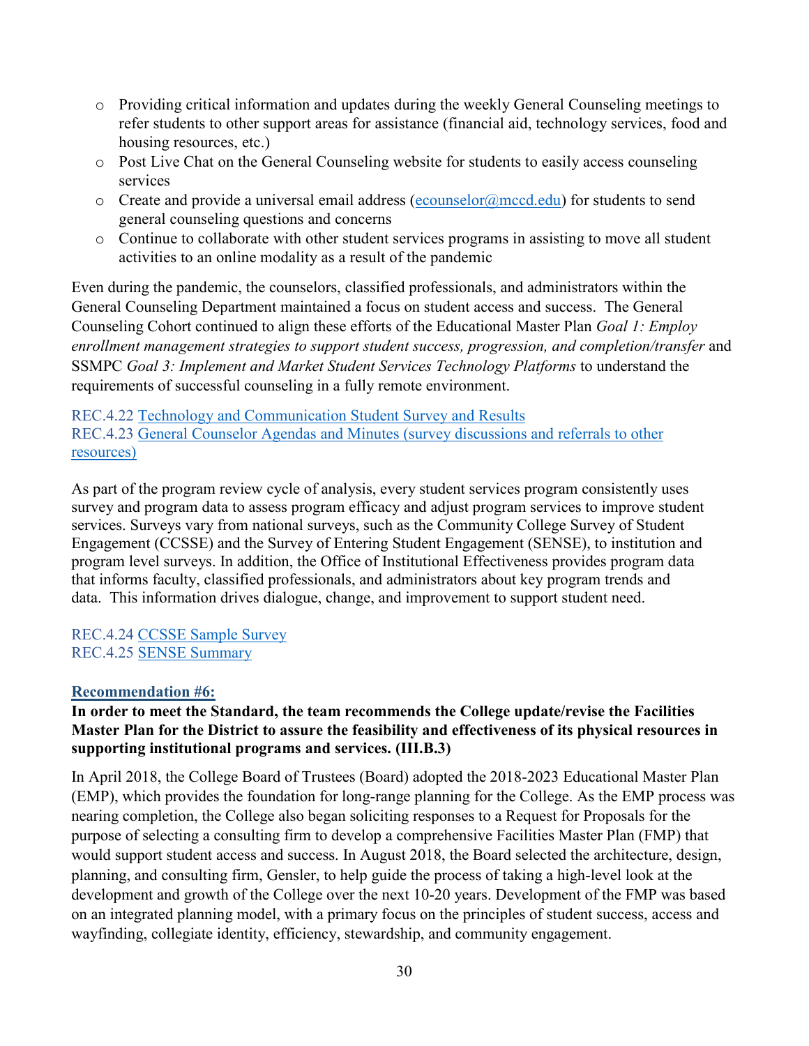- Providing critical information and updates during the weekly General Counseling meetings to refer students to other support areas for assistance (financial aid, technology services, food and housing resources, etc.)
- Post Live Chat on the General Counseling website for students to easily access counseling services
- Create and provide a universal email address (ecounselor@mccd.edu) for students to send general counseling questions and concerns
- Continue to collaborate with other student services programs in assisting to move all student activities to an online modality as a result of the pandemic

Even during the pandemic, the counselors, classified professionals, and administrators within the General Counseling Department maintained a focus on student access and success. The General Counseling Cohort continued to align these efforts of the Educational Master Plan *Goal 1: Employ enrollment management strategies to support student success, progression, and completion/transfer* and SSMPC *Goal 3: Implement and Market Student Services Technology Platforms* to understand the requirements of successful counseling in a fully remote environment.

REC.4.22 Technology and Communication Student Survey and Results
REC.4.23 General Counselor Agendas and Minutes (survey discussions and referrals to other resources)

As part of the program review cycle of analysis, every student services program consistently uses survey and program data to assess program efficacy and adjust program services to improve student services. Surveys vary from national surveys, such as the Community College Survey of Student Engagement (CCSSE) and the Survey of Entering Student Engagement (SENSE), to institution and program level surveys. In addition, the Office of Institutional Effectiveness provides program data that informs faculty, classified professionals, and administrators about key program trends and data. This information drives dialogue, change, and improvement to support student need.

REC.4.24 CCSSE Sample Survey
REC.4.25 SENSE Summary

## Recommendation #6:

**In order to meet the Standard, the team recommends the College update/revise the Facilities Master Plan for the District to assure the feasibility and effectiveness of its physical resources in supporting institutional programs and services. (III.B.3)**

In April 2018, the College Board of Trustees (Board) adopted the 2018-2023 Educational Master Plan (EMP), which provides the foundation for long-range planning for the College. As the EMP process was nearing completion, the College also began soliciting responses to a Request for Proposals for the purpose of selecting a consulting firm to develop a comprehensive Facilities Master Plan (FMP) that would support student access and success. In August 2018, the Board selected the architecture, design, planning, and consulting firm, Gensler, to help guide the process of taking a high-level look at the development and growth of the College over the next 10-20 years. Development of the FMP was based on an integrated planning model, with a primary focus on the principles of student success, access and wayfinding, collegiate identity, efficiency, stewardship, and community engagement.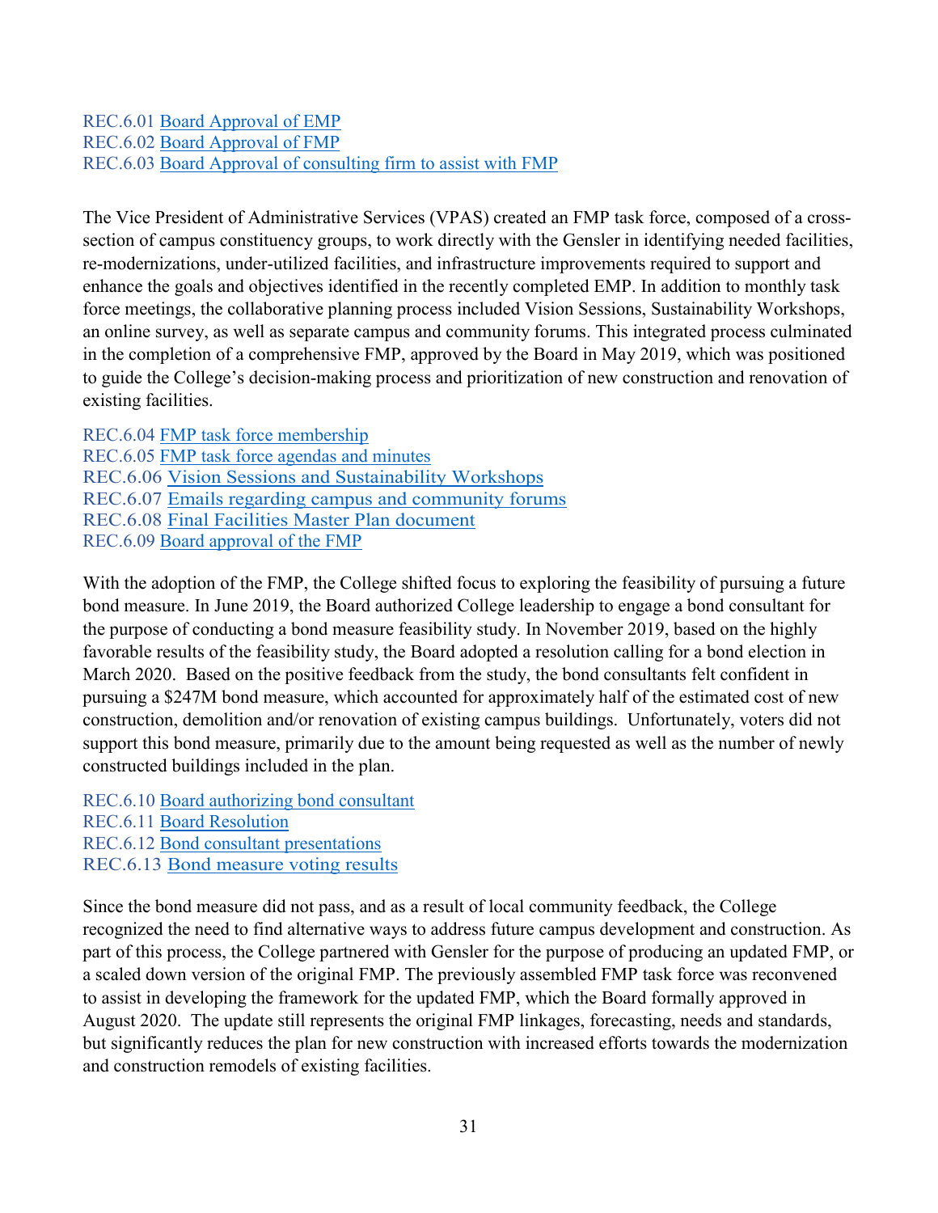REC.6.01 Board Approval of EMP
REC.6.02 Board Approval of FMP
REC.6.03 Board Approval of consulting firm to assist with FMP

The Vice President of Administrative Services (VPAS) created an FMP task force, composed of a cross-section of campus constituency groups, to work directly with the Gensler in identifying needed facilities, re-modernizations, under-utilized facilities, and infrastructure improvements required to support and enhance the goals and objectives identified in the recently completed EMP. In addition to monthly task force meetings, the collaborative planning process included Vision Sessions, Sustainability Workshops, an online survey, as well as separate campus and community forums. This integrated process culminated in the completion of a comprehensive FMP, approved by the Board in May 2019, which was positioned to guide the College's decision-making process and prioritization of new construction and renovation of existing facilities.

REC.6.04 FMP task force membership
REC.6.05 FMP task force agendas and minutes
REC.6.06 Vision Sessions and Sustainability Workshops
REC.6.07 Emails regarding campus and community forums
REC.6.08 Final Facilities Master Plan document
REC.6.09 Board approval of the FMP

With the adoption of the FMP, the College shifted focus to exploring the feasibility of pursuing a future bond measure. In June 2019, the Board authorized College leadership to engage a bond consultant for the purpose of conducting a bond measure feasibility study. In November 2019, based on the highly favorable results of the feasibility study, the Board adopted a resolution calling for a bond election in March 2020. Based on the positive feedback from the study, the bond consultants felt confident in pursuing a $247M bond measure, which accounted for approximately half of the estimated cost of new construction, demolition and/or renovation of existing campus buildings. Unfortunately, voters did not support this bond measure, primarily due to the amount being requested as well as the number of newly constructed buildings included in the plan.

REC.6.10 Board authorizing bond consultant
REC.6.11 Board Resolution
REC.6.12 Bond consultant presentations
REC.6.13 Bond measure voting results

Since the bond measure did not pass, and as a result of local community feedback, the College recognized the need to find alternative ways to address future campus development and construction. As part of this process, the College partnered with Gensler for the purpose of producing an updated FMP, or a scaled down version of the original FMP. The previously assembled FMP task force was reconvened to assist in developing the framework for the updated FMP, which the Board formally approved in August 2020. The update still represents the original FMP linkages, forecasting, needs and standards, but significantly reduces the plan for new construction with increased efforts towards the modernization and construction remodels of existing facilities.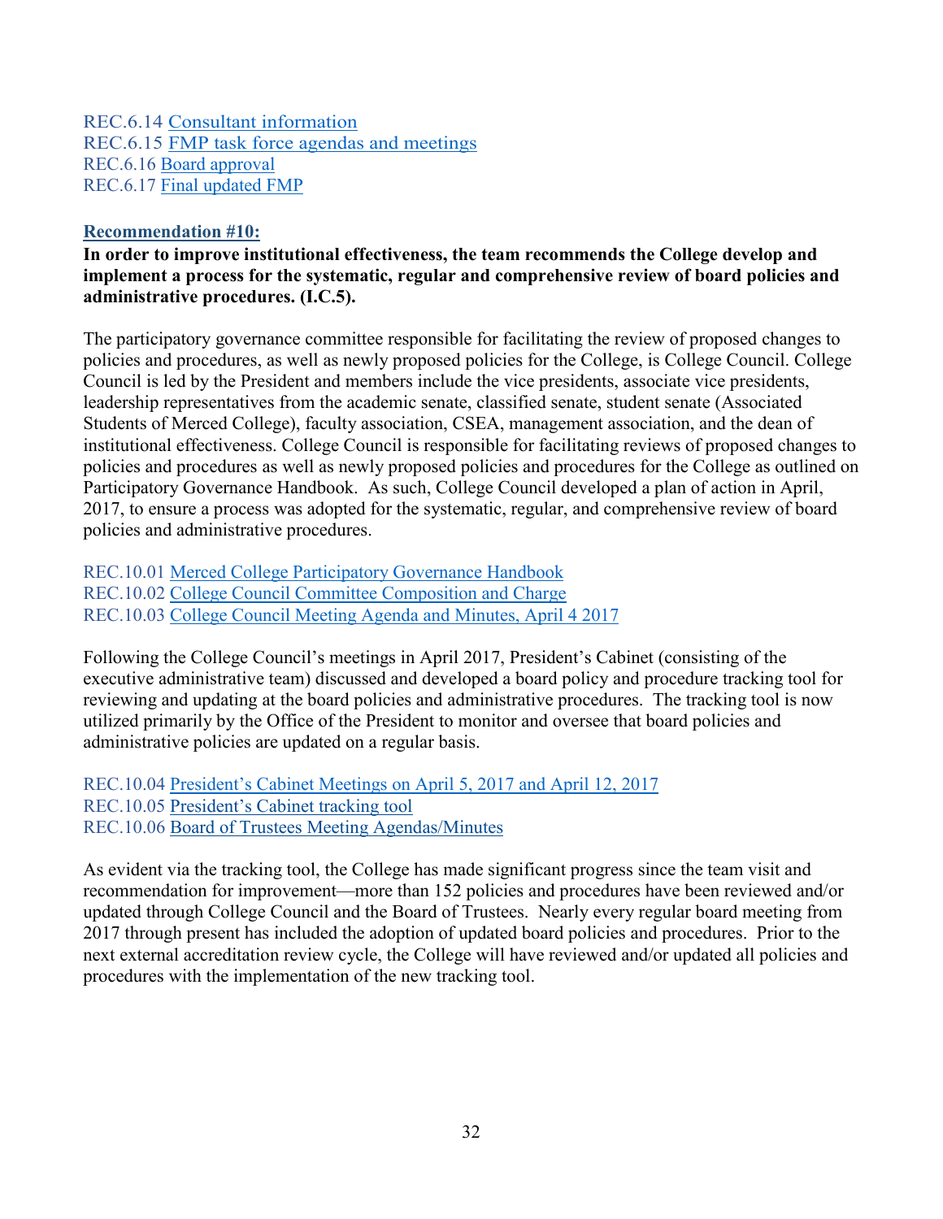REC.6.14 Consultant information
REC.6.15 FMP task force agendas and meetings
REC.6.16 Board approval
REC.6.17 Final updated FMP

**Recommendation #10:**

**In order to improve institutional effectiveness, the team recommends the College develop and implement a process for the systematic, regular and comprehensive review of board policies and administrative procedures. (I.C.5).**

The participatory governance committee responsible for facilitating the review of proposed changes to policies and procedures, as well as newly proposed policies for the College, is College Council. College Council is led by the President and members include the vice presidents, associate vice presidents, leadership representatives from the academic senate, classified senate, student senate (Associated Students of Merced College), faculty association, CSEA, management association, and the dean of institutional effectiveness. College Council is responsible for facilitating reviews of proposed changes to policies and procedures as well as newly proposed policies and procedures for the College as outlined on Participatory Governance Handbook. As such, College Council developed a plan of action in April, 2017, to ensure a process was adopted for the systematic, regular, and comprehensive review of board policies and administrative procedures.

REC.10.01 Merced College Participatory Governance Handbook
REC.10.02 College Council Committee Composition and Charge
REC.10.03 College Council Meeting Agenda and Minutes, April 4 2017

Following the College Council's meetings in April 2017, President's Cabinet (consisting of the executive administrative team) discussed and developed a board policy and procedure tracking tool for reviewing and updating at the board policies and administrative procedures. The tracking tool is now utilized primarily by the Office of the President to monitor and oversee that board policies and administrative policies are updated on a regular basis.

REC.10.04 President's Cabinet Meetings on April 5, 2017 and April 12, 2017
REC.10.05 President's Cabinet tracking tool
REC.10.06 Board of Trustees Meeting Agendas/Minutes

As evident via the tracking tool, the College has made significant progress since the team visit and recommendation for improvement—more than 152 policies and procedures have been reviewed and/or updated through College Council and the Board of Trustees. Nearly every regular board meeting from 2017 through present has included the adoption of updated board policies and procedures. Prior to the next external accreditation review cycle, the College will have reviewed and/or updated all policies and procedures with the implementation of the new tracking tool.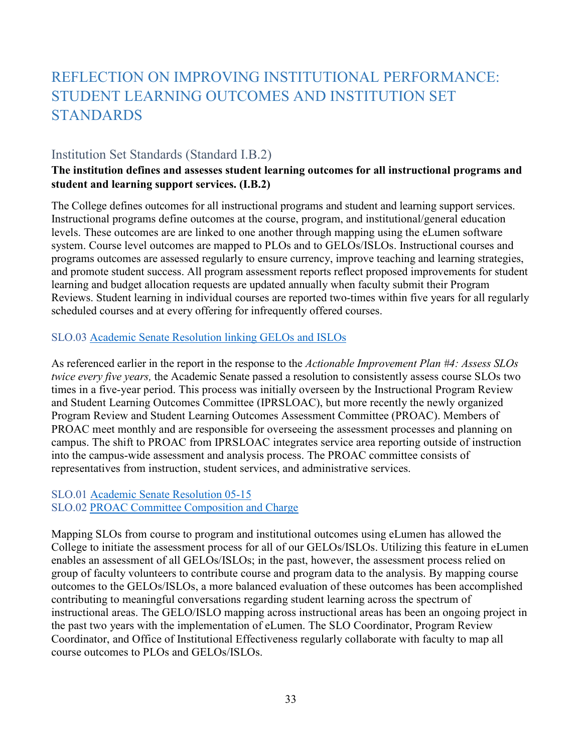# REFLECTION ON IMPROVING INSTITUTIONAL PERFORMANCE: STUDENT LEARNING OUTCOMES AND INSTITUTION SET STANDARDS

## Institution Set Standards (Standard I.B.2)

**The institution defines and assesses student learning outcomes for all instructional programs and student and learning support services. (I.B.2)**

The College defines outcomes for all instructional programs and student and learning support services. Instructional programs define outcomes at the course, program, and institutional/general education levels. These outcomes are are linked to one another through mapping using the eLumen software system. Course level outcomes are mapped to PLOs and to GELOs/ISLOs. Instructional courses and programs outcomes are assessed regularly to ensure currency, improve teaching and learning strategies, and promote student success. All program assessment reports reflect proposed improvements for student learning and budget allocation requests are updated annually when faculty submit their Program Reviews. Student learning in individual courses are reported two-times within five years for all regularly scheduled courses and at every offering for infrequently offered courses.

SLO.03 Academic Senate Resolution linking GELOs and ISLOs

As referenced earlier in the report in the response to the *Actionable Improvement Plan #4: Assess SLOs twice every five years,* the Academic Senate passed a resolution to consistently assess course SLOs two times in a five-year period. This process was initially overseen by the Instructional Program Review and Student Learning Outcomes Committee (IPRSLOAC), but more recently the newly organized Program Review and Student Learning Outcomes Assessment Committee (PROAC). Members of PROAC meet monthly and are responsible for overseeing the assessment processes and planning on campus. The shift to PROAC from IPRSLOAC integrates service area reporting outside of instruction into the campus-wide assessment and analysis process. The PROAC committee consists of representatives from instruction, student services, and administrative services.

SLO.01 Academic Senate Resolution 05-15
SLO.02 PROAC Committee Composition and Charge

Mapping SLOs from course to program and institutional outcomes using eLumen has allowed the College to initiate the assessment process for all of our GELOs/ISLOs. Utilizing this feature in eLumen enables an assessment of all GELOs/ISLOs; in the past, however, the assessment process relied on group of faculty volunteers to contribute course and program data to the analysis. By mapping course outcomes to the GELOs/ISLOs, a more balanced evaluation of these outcomes has been accomplished contributing to meaningful conversations regarding student learning across the spectrum of instructional areas. The GELO/ISLO mapping across instructional areas has been an ongoing project in the past two years with the implementation of eLumen. The SLO Coordinator, Program Review Coordinator, and Office of Institutional Effectiveness regularly collaborate with faculty to map all course outcomes to PLOs and GELOs/ISLOs.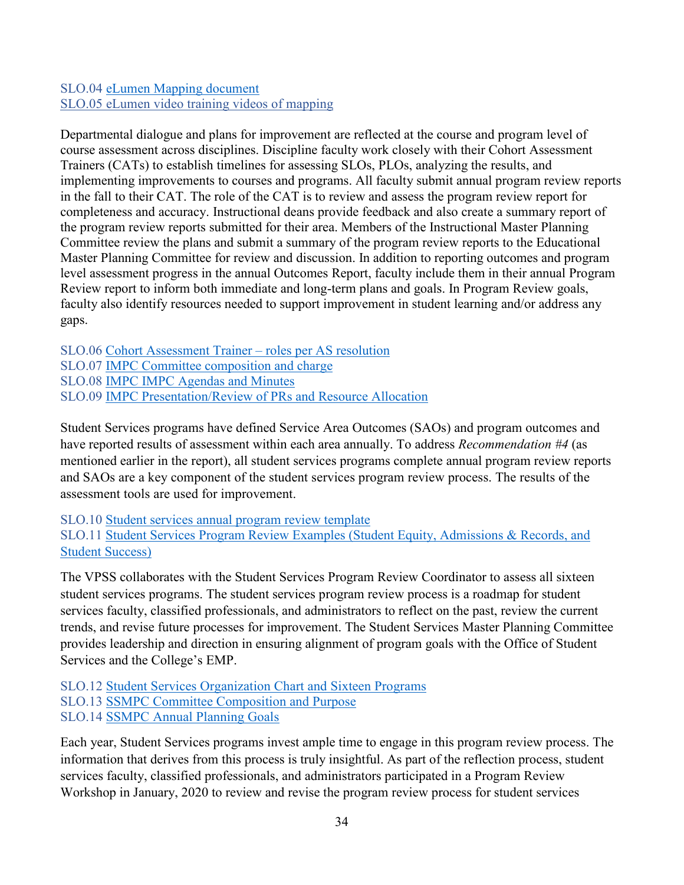SLO.04 eLumen Mapping document
SLO.05 eLumen video training videos of mapping

Departmental dialogue and plans for improvement are reflected at the course and program level of course assessment across disciplines. Discipline faculty work closely with their Cohort Assessment Trainers (CATs) to establish timelines for assessing SLOs, PLOs, analyzing the results, and implementing improvements to courses and programs. All faculty submit annual program review reports in the fall to their CAT. The role of the CAT is to review and assess the program review report for completeness and accuracy. Instructional deans provide feedback and also create a summary report of the program review reports submitted for their area. Members of the Instructional Master Planning Committee review the plans and submit a summary of the program review reports to the Educational Master Planning Committee for review and discussion. In addition to reporting outcomes and program level assessment progress in the annual Outcomes Report, faculty include them in their annual Program Review report to inform both immediate and long-term plans and goals. In Program Review goals, faculty also identify resources needed to support improvement in student learning and/or address any gaps.

SLO.06 Cohort Assessment Trainer – roles per AS resolution
SLO.07 IMPC Committee composition and charge
SLO.08 IMPC IMPC Agendas and Minutes
SLO.09 IMPC Presentation/Review of PRs and Resource Allocation

Student Services programs have defined Service Area Outcomes (SAOs) and program outcomes and have reported results of assessment within each area annually. To address *Recommendation #4* (as mentioned earlier in the report), all student services programs complete annual program review reports and SAOs are a key component of the student services program review process. The results of the assessment tools are used for improvement.

SLO.10 Student services annual program review template
SLO.11 Student Services Program Review Examples (Student Equity, Admissions & Records, and Student Success)

The VPSS collaborates with the Student Services Program Review Coordinator to assess all sixteen student services programs. The student services program review process is a roadmap for student services faculty, classified professionals, and administrators to reflect on the past, review the current trends, and revise future processes for improvement. The Student Services Master Planning Committee provides leadership and direction in ensuring alignment of program goals with the Office of Student Services and the College's EMP.

SLO.12 Student Services Organization Chart and Sixteen Programs
SLO.13 SSMPC Committee Composition and Purpose
SLO.14 SSMPC Annual Planning Goals

Each year, Student Services programs invest ample time to engage in this program review process. The information that derives from this process is truly insightful. As part of the reflection process, student services faculty, classified professionals, and administrators participated in a Program Review Workshop in January, 2020 to review and revise the program review process for student services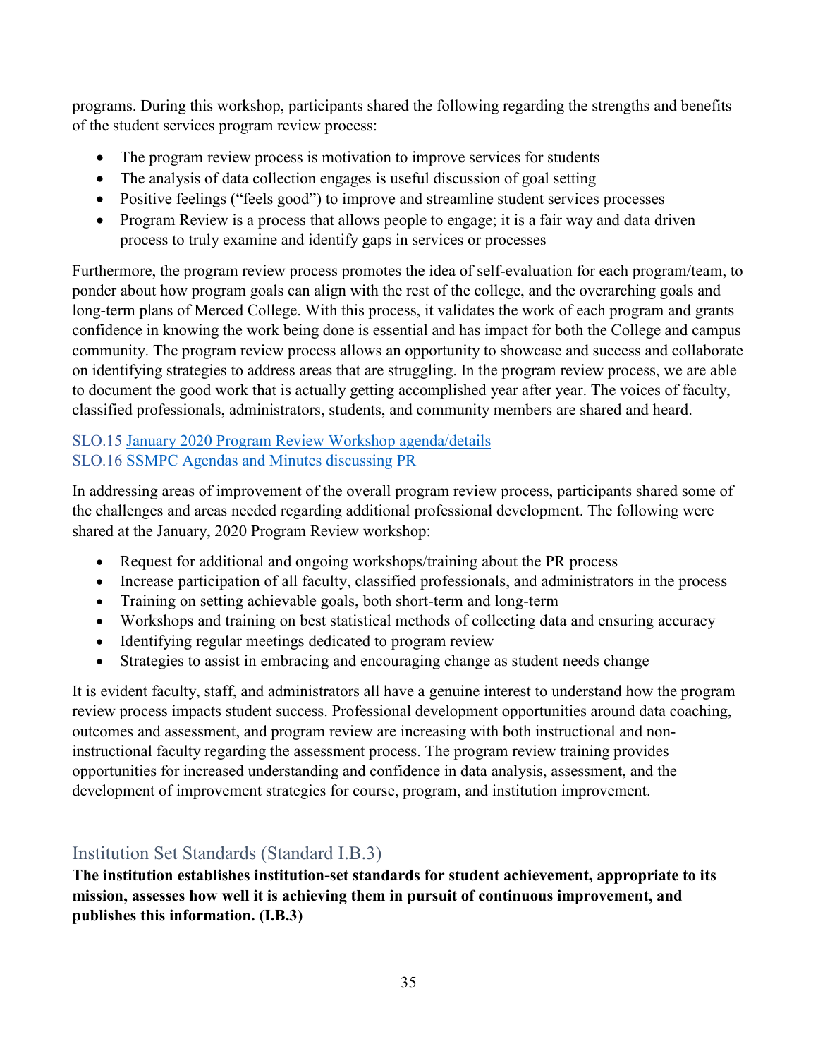programs. During this workshop, participants shared the following regarding the strengths and benefits of the student services program review process:

- The program review process is motivation to improve services for students
- The analysis of data collection engages is useful discussion of goal setting
- Positive feelings ("feels good") to improve and streamline student services processes
- Program Review is a process that allows people to engage; it is a fair way and data driven process to truly examine and identify gaps in services or processes

Furthermore, the program review process promotes the idea of self-evaluation for each program/team, to ponder about how program goals can align with the rest of the college, and the overarching goals and long-term plans of Merced College. With this process, it validates the work of each program and grants confidence in knowing the work being done is essential and has impact for both the College and campus community. The program review process allows an opportunity to showcase and success and collaborate on identifying strategies to address areas that are struggling. In the program review process, we are able to document the good work that is actually getting accomplished year after year. The voices of faculty, classified professionals, administrators, students, and community members are shared and heard.

SLO.15 January 2020 Program Review Workshop agenda/details
SLO.16 SSMPC Agendas and Minutes discussing PR

In addressing areas of improvement of the overall program review process, participants shared some of the challenges and areas needed regarding additional professional development. The following were shared at the January, 2020 Program Review workshop:

- Request for additional and ongoing workshops/training about the PR process
- Increase participation of all faculty, classified professionals, and administrators in the process
- Training on setting achievable goals, both short-term and long-term
- Workshops and training on best statistical methods of collecting data and ensuring accuracy
- Identifying regular meetings dedicated to program review
- Strategies to assist in embracing and encouraging change as student needs change

It is evident faculty, staff, and administrators all have a genuine interest to understand how the program review process impacts student success. Professional development opportunities around data coaching, outcomes and assessment, and program review are increasing with both instructional and non-instructional faculty regarding the assessment process. The program review training provides opportunities for increased understanding and confidence in data analysis, assessment, and the development of improvement strategies for course, program, and institution improvement.

## Institution Set Standards (Standard I.B.3)

**The institution establishes institution-set standards for student achievement, appropriate to its mission, assesses how well it is achieving them in pursuit of continuous improvement, and publishes this information. (I.B.3)**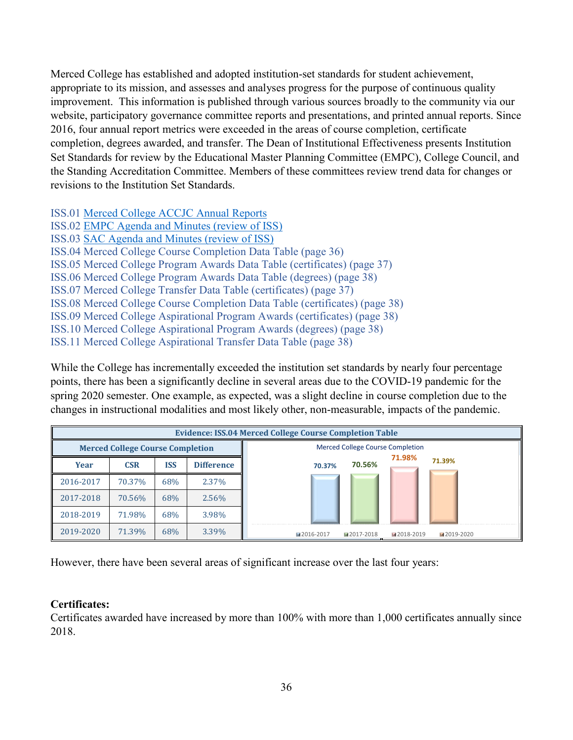Merced College has established and adopted institution-set standards for student achievement, appropriate to its mission, and assesses and analyses progress for the purpose of continuous quality improvement. This information is published through various sources broadly to the community via our website, participatory governance committee reports and presentations, and printed annual reports. Since 2016, four annual report metrics were exceeded in the areas of course completion, certificate completion, degrees awarded, and transfer. The Dean of Institutional Effectiveness presents Institution Set Standards for review by the Educational Master Planning Committee (EMPC), College Council, and the Standing Accreditation Committee. Members of these committees review trend data for changes or revisions to the Institution Set Standards.

ISS.01 Merced College ACCJC Annual Reports
ISS.02 EMPC Agenda and Minutes (review of ISS)
ISS.03 SAC Agenda and Minutes (review of ISS)
ISS.04 Merced College Course Completion Data Table (page 36)
ISS.05 Merced College Program Awards Data Table (certificates) (page 37)
ISS.06 Merced College Program Awards Data Table (degrees) (page 38)
ISS.07 Merced College Transfer Data Table (certificates) (page 37)
ISS.08 Merced College Course Completion Data Table (certificates) (page 38)
ISS.09 Merced College Aspirational Program Awards (certificates) (page 38)
ISS.10 Merced College Aspirational Program Awards (degrees) (page 38)
ISS.11 Merced College Aspirational Transfer Data Table (page 38)

While the College has incrementally exceeded the institution set standards by nearly four percentage points, there has been a significantly decline in several areas due to the COVID-19 pandemic for the spring 2020 semester. One example, as expected, was a slight decline in course completion due to the changes in instructional modalities and most likely other, non-measurable, impacts of the pandemic.

**Evidence: ISS.04 Merced College Course Completion Table**

**Merced College Course Completion**

| Year | CSR | ISS | Difference |
|---|---|---|---|
| 2016-2017 | 70.37% | 68% | 2.37% |
| 2017-2018 | 70.56% | 68% | 2.56% |
| 2018-2019 | 71.98% | 68% | 3.98% |
| 2019-2020 | 71.39% | 68% | 3.39% |

Merced College Course Completion

| 2016-2017 | 2017-2018 | 2018-2019 | 2019-2020 |
|---|---|---|---|
| 70.37% | 70.56% | 71.98% | 71.39% |

However, there have been several areas of significant increase over the last four years:

**Certificates:**
Certificates awarded have increased by more than 100% with more than 1,000 certificates annually since 2018.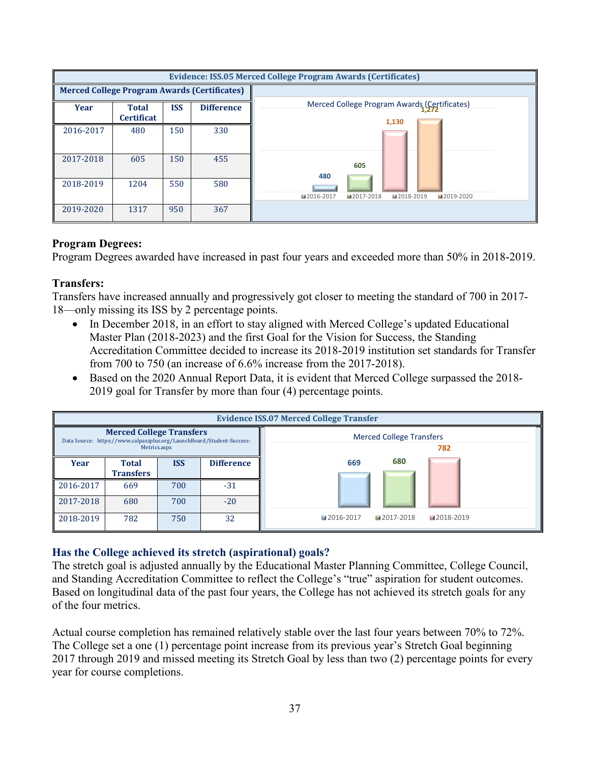**Evidence: ISS.05 Merced College Program Awards (Certificates)**

**Merced College Program Awards (Certificates)**

| Year | Total Certificat | ISS | Difference |
|---|---|---|---|
| 2016-2017 | 480 | 150 | 330 |
| 2017-2018 | 605 | 150 | 455 |
| 2018-2019 | 1204 | 550 | 580 |
| 2019-2020 | 1317 | 950 | 367 |

Merced College Program Awards (Certificates)

| Year | Value |
|---|---|
| 2016-2017 | 480 |
| 2017-2018 | 605 |
| 2018-2019 | 1,130 |
| 2019-2020 | 1,272 |

**Program Degrees:**
Program Degrees awarded have increased in past four years and exceeded more than 50% in 2018-2019.

**Transfers:**
Transfers have increased annually and progressively got closer to meeting the standard of 700 in 2017-18—only missing its ISS by 2 percentage points.

- In December 2018, in an effort to stay aligned with Merced College's updated Educational Master Plan (2018-2023) and the first Goal for the Vision for Success, the Standing Accreditation Committee decided to increase its 2018-2019 institution set standards for Transfer from 700 to 750 (an increase of 6.6% increase from the 2017-2018).
- Based on the 2020 Annual Report Data, it is evident that Merced College surpassed the 2018-2019 goal for Transfer by more than four (4) percentage points.

**Evidence ISS.07 Merced College Transfer**

**Merced College Transfers**
Data Source: https://www.calpassplus.org/LaunchBoard/Student-Success-Metrics.aspx

| Year | Total Transfers | ISS | Difference |
|---|---|---|---|
| 2016-2017 | 669 | 700 | -31 |
| 2017-2018 | 680 | 700 | -20 |
| 2018-2019 | 782 | 750 | 32 |

Merced College Transfers

| Year | Value |
|---|---|
| 2016-2017 | 669 |
| 2017-2018 | 680 |
| 2018-2019 | 782 |

### Has the College achieved its stretch (aspirational) goals?

The stretch goal is adjusted annually by the Educational Master Planning Committee, College Council, and Standing Accreditation Committee to reflect the College's "true" aspiration for student outcomes. Based on longitudinal data of the past four years, the College has not achieved its stretch goals for any of the four metrics.

Actual course completion has remained relatively stable over the last four years between 70% to 72%. The College set a one (1) percentage point increase from its previous year's Stretch Goal beginning 2017 through 2019 and missed meeting its Stretch Goal by less than two (2) percentage points for every year for course completions.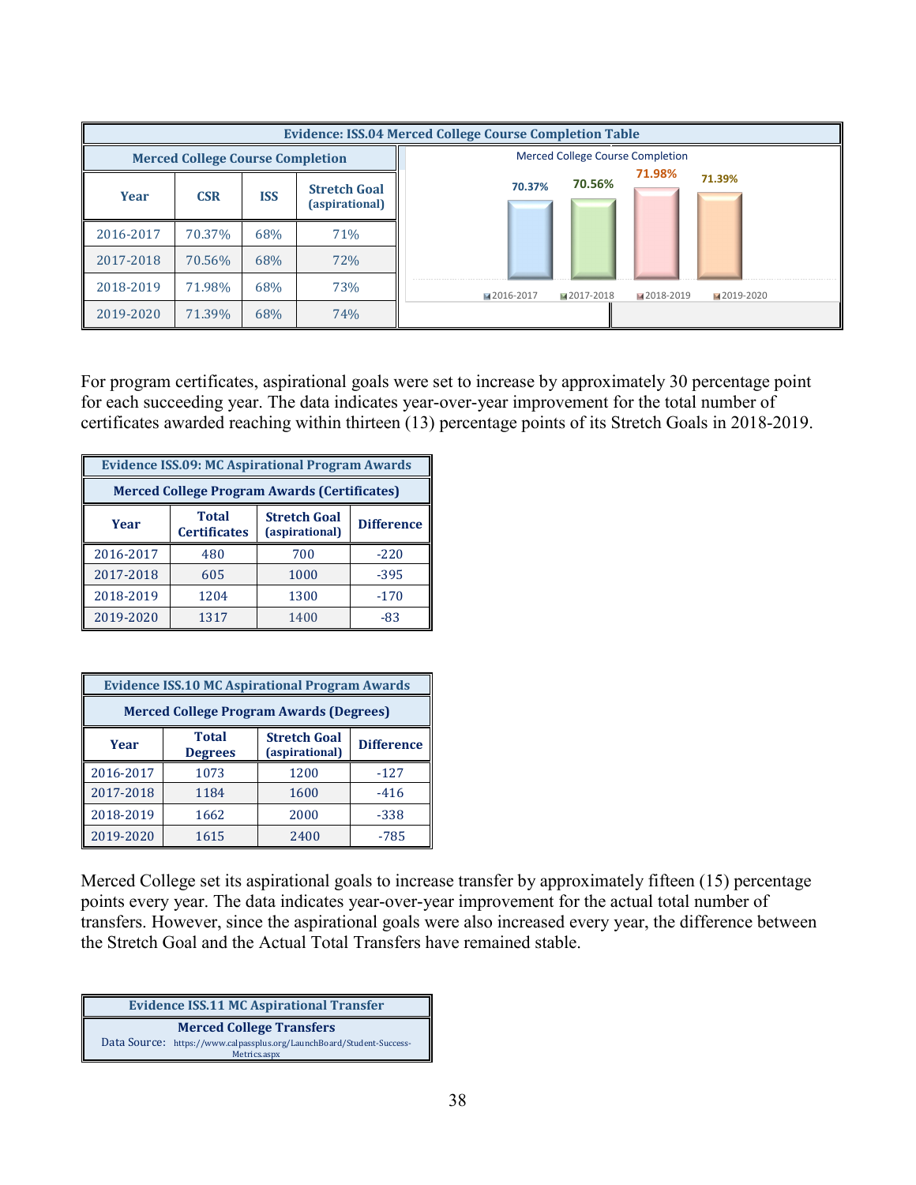**Evidence: ISS.04 Merced College Course Completion Table**

| Merced College Course Completion | | | |
|---|---|---|---|
| Year | CSR | ISS | Stretch Goal (aspirational) |
| 2016-2017 | 70.37% | 68% | 71% |
| 2017-2018 | 70.56% | 68% | 72% |
| 2018-2019 | 71.98% | 68% | 73% |
| 2019-2020 | 71.39% | 68% | 74% |

Merced College Course Completion

| 2016-2017 | 2017-2018 | 2018-2019 | 2019-2020 |
|---|---|---|---|
| 70.37% | 70.56% | 71.98% | 71.39% |

For program certificates, aspirational goals were set to increase by approximately 30 percentage point for each succeeding year. The data indicates year-over-year improvement for the total number of certificates awarded reaching within thirteen (13) percentage points of its Stretch Goals in 2018-2019.

**Evidence ISS.09: MC Aspirational Program Awards**

| Merced College Program Awards (Certificates) | | | |
|---|---|---|---|
| Year | Total Certificates | Stretch Goal (aspirational) | Difference |
| 2016-2017 | 480 | 700 | -220 |
| 2017-2018 | 605 | 1000 | -395 |
| 2018-2019 | 1204 | 1300 | -170 |
| 2019-2020 | 1317 | 1400 | -83 |

**Evidence ISS.10 MC Aspirational Program Awards**

| Merced College Program Awards (Degrees) | | | |
|---|---|---|---|
| Year | Total Degrees | Stretch Goal (aspirational) | Difference |
| 2016-2017 | 1073 | 1200 | -127 |
| 2017-2018 | 1184 | 1600 | -416 |
| 2018-2019 | 1662 | 2000 | -338 |
| 2019-2020 | 1615 | 2400 | -785 |

Merced College set its aspirational goals to increase transfer by approximately fifteen (15) percentage points every year. The data indicates year-over-year improvement for the actual total number of transfers. However, since the aspirational goals were also increased every year, the difference between the Stretch Goal and the Actual Total Transfers have remained stable.

**Evidence ISS.11 MC Aspirational Transfer**

**Merced College Transfers**

Data Source: https://www.calpassplus.org/LaunchBoard/Student-Success-Metrics.aspx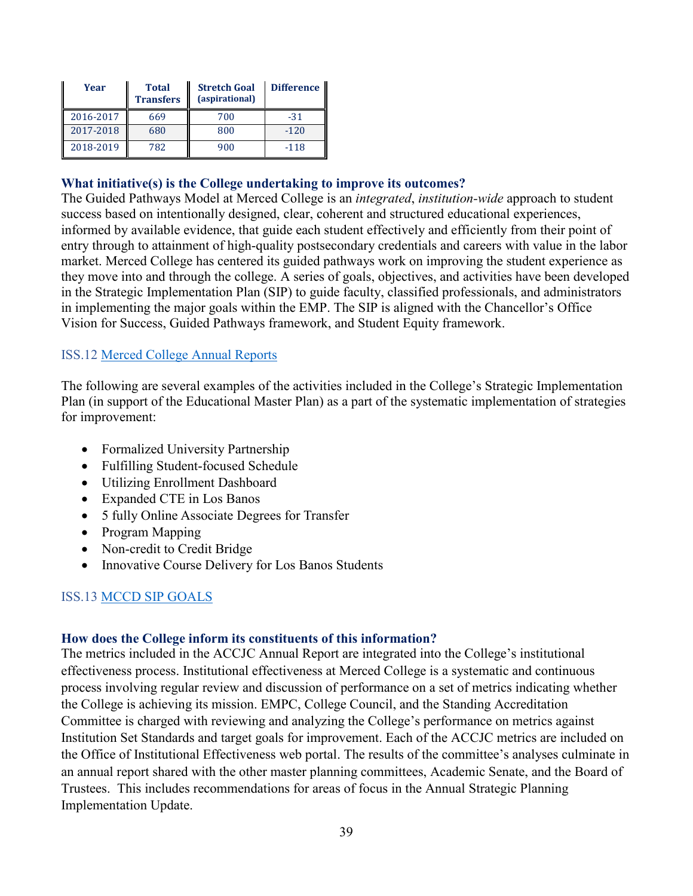| Year | Total Transfers | Stretch Goal (aspirational) | Difference |
|---|---|---|---|
| 2016-2017 | 669 | 700 | -31 |
| 2017-2018 | 680 | 800 | -120 |
| 2018-2019 | 782 | 900 | -118 |

### What initiative(s) is the College undertaking to improve its outcomes?

The Guided Pathways Model at Merced College is an *integrated*, *institution-wide* approach to student success based on intentionally designed, clear, coherent and structured educational experiences, informed by available evidence, that guide each student effectively and efficiently from their point of entry through to attainment of high-quality postsecondary credentials and careers with value in the labor market. Merced College has centered its guided pathways work on improving the student experience as they move into and through the college. A series of goals, objectives, and activities have been developed in the Strategic Implementation Plan (SIP) to guide faculty, classified professionals, and administrators in implementing the major goals within the EMP. The SIP is aligned with the Chancellor's Office Vision for Success, Guided Pathways framework, and Student Equity framework.

ISS.12 Merced College Annual Reports

The following are several examples of the activities included in the College's Strategic Implementation Plan (in support of the Educational Master Plan) as a part of the systematic implementation of strategies for improvement:

- Formalized University Partnership
- Fulfilling Student-focused Schedule
- Utilizing Enrollment Dashboard
- Expanded CTE in Los Banos
- 5 fully Online Associate Degrees for Transfer
- Program Mapping
- Non-credit to Credit Bridge
- Innovative Course Delivery for Los Banos Students

ISS.13 MCCD SIP GOALS

### How does the College inform its constituents of this information?

The metrics included in the ACCJC Annual Report are integrated into the College's institutional effectiveness process. Institutional effectiveness at Merced College is a systematic and continuous process involving regular review and discussion of performance on a set of metrics indicating whether the College is achieving its mission. EMPC, College Council, and the Standing Accreditation Committee is charged with reviewing and analyzing the College's performance on metrics against Institution Set Standards and target goals for improvement. Each of the ACCJC metrics are included on the Office of Institutional Effectiveness web portal. The results of the committee's analyses culminate in an annual report shared with the other master planning committees, Academic Senate, and the Board of Trustees. This includes recommendations for areas of focus in the Annual Strategic Planning Implementation Update.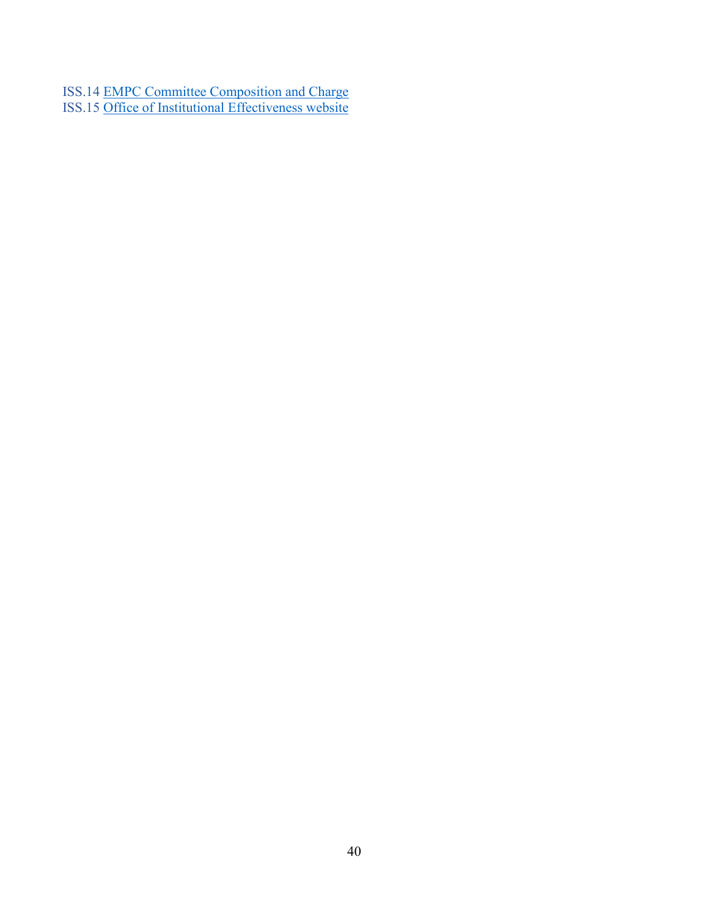ISS.14 EMPC Committee Composition and Charge
ISS.15 Office of Institutional Effectiveness website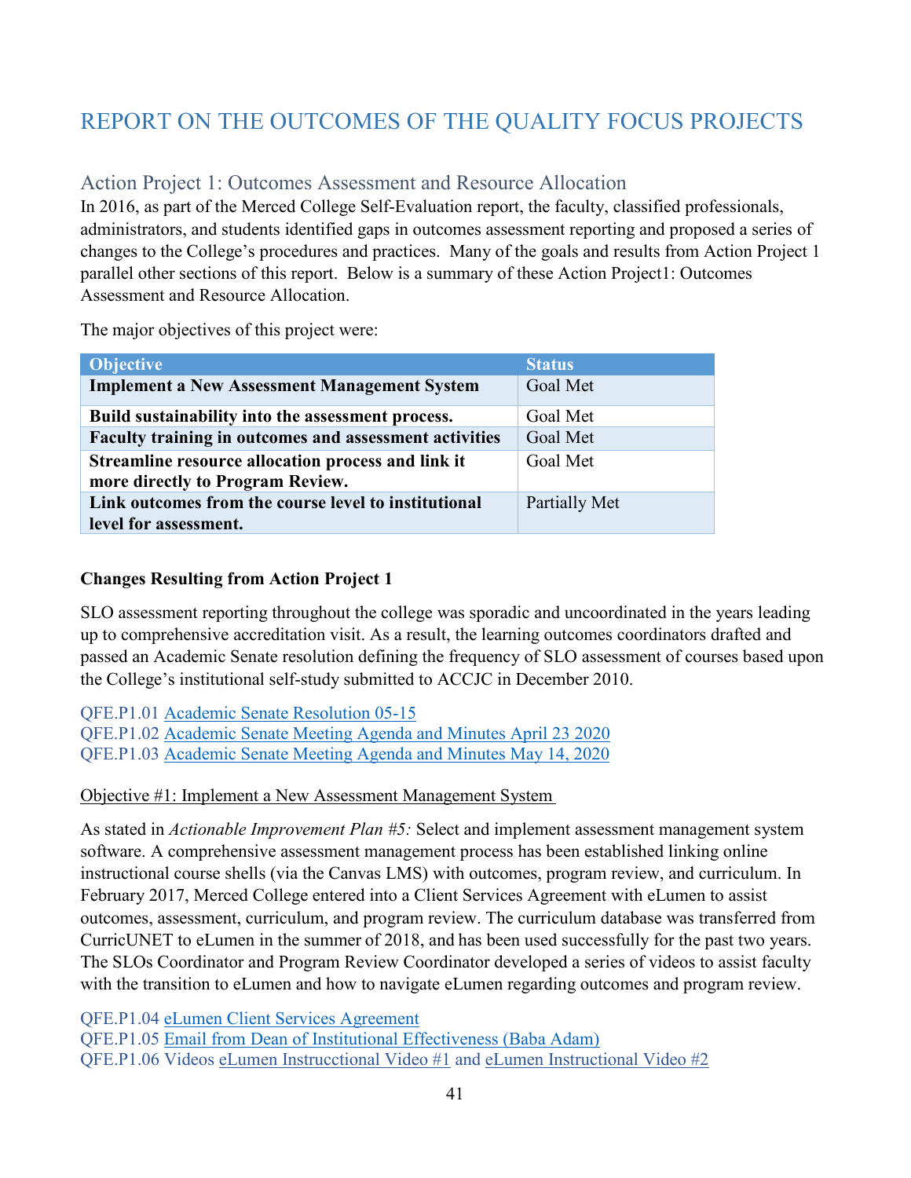# REPORT ON THE OUTCOMES OF THE QUALITY FOCUS PROJECTS

## Action Project 1: Outcomes Assessment and Resource Allocation

In 2016, as part of the Merced College Self-Evaluation report, the faculty, classified professionals, administrators, and students identified gaps in outcomes assessment reporting and proposed a series of changes to the College's procedures and practices. Many of the goals and results from Action Project 1 parallel other sections of this report. Below is a summary of these Action Project1: Outcomes Assessment and Resource Allocation.

The major objectives of this project were:

| Objective | Status |
|---|---|
| **Implement a New Assessment Management System** | Goal Met |
| **Build sustainability into the assessment process.** | Goal Met |
| **Faculty training in outcomes and assessment activities** | Goal Met |
| **Streamline resource allocation process and link it more directly to Program Review.** | Goal Met |
| **Link outcomes from the course level to institutional level for assessment.** | Partially Met |

**Changes Resulting from Action Project 1**

SLO assessment reporting throughout the college was sporadic and uncoordinated in the years leading up to comprehensive accreditation visit. As a result, the learning outcomes coordinators drafted and passed an Academic Senate resolution defining the frequency of SLO assessment of courses based upon the College's institutional self-study submitted to ACCJC in December 2010.

QFE.P1.01 Academic Senate Resolution 05-15
QFE.P1.02 Academic Senate Meeting Agenda and Minutes April 23 2020
QFE.P1.03 Academic Senate Meeting Agenda and Minutes May 14, 2020

Objective #1: Implement a New Assessment Management System

As stated in *Actionable Improvement Plan #5:* Select and implement assessment management system software. A comprehensive assessment management process has been established linking online instructional course shells (via the Canvas LMS) with outcomes, program review, and curriculum. In February 2017, Merced College entered into a Client Services Agreement with eLumen to assist outcomes, assessment, curriculum, and program review. The curriculum database was transferred from CurricUNET to eLumen in the summer of 2018, and has been used successfully for the past two years. The SLOs Coordinator and Program Review Coordinator developed a series of videos to assist faculty with the transition to eLumen and how to navigate eLumen regarding outcomes and program review.

QFE.P1.04 eLumen Client Services Agreement
QFE.P1.05 Email from Dean of Institutional Effectiveness (Baba Adam)
QFE.P1.06 Videos eLumen Instrucctional Video #1 and eLumen Instructional Video #2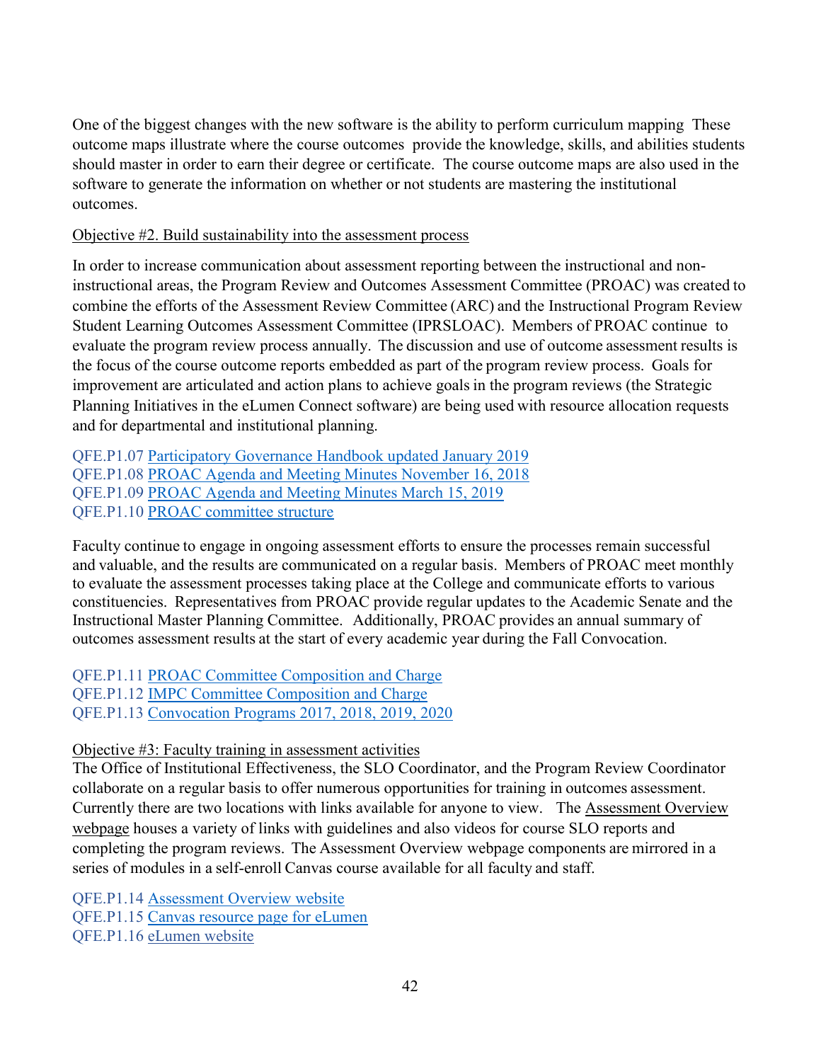One of the biggest changes with the new software is the ability to perform curriculum mapping These outcome maps illustrate where the course outcomes provide the knowledge, skills, and abilities students should master in order to earn their degree or certificate. The course outcome maps are also used in the software to generate the information on whether or not students are mastering the institutional outcomes.

Objective #2. Build sustainability into the assessment process

In order to increase communication about assessment reporting between the instructional and non-instructional areas, the Program Review and Outcomes Assessment Committee (PROAC) was created to combine the efforts of the Assessment Review Committee (ARC) and the Instructional Program Review Student Learning Outcomes Assessment Committee (IPRSLOAC). Members of PROAC continue to evaluate the program review process annually. The discussion and use of outcome assessment results is the focus of the course outcome reports embedded as part of the program review process. Goals for improvement are articulated and action plans to achieve goals in the program reviews (the Strategic Planning Initiatives in the eLumen Connect software) are being used with resource allocation requests and for departmental and institutional planning.

QFE.P1.07 Participatory Governance Handbook updated January 2019
QFE.P1.08 PROAC Agenda and Meeting Minutes November 16, 2018
QFE.P1.09 PROAC Agenda and Meeting Minutes March 15, 2019
QFE.P1.10 PROAC committee structure

Faculty continue to engage in ongoing assessment efforts to ensure the processes remain successful and valuable, and the results are communicated on a regular basis. Members of PROAC meet monthly to evaluate the assessment processes taking place at the College and communicate efforts to various constituencies. Representatives from PROAC provide regular updates to the Academic Senate and the Instructional Master Planning Committee. Additionally, PROAC provides an annual summary of outcomes assessment results at the start of every academic year during the Fall Convocation.

QFE.P1.11 PROAC Committee Composition and Charge
QFE.P1.12 IMPC Committee Composition and Charge
QFE.P1.13 Convocation Programs 2017, 2018, 2019, 2020

Objective #3: Faculty training in assessment activities

The Office of Institutional Effectiveness, the SLO Coordinator, and the Program Review Coordinator collaborate on a regular basis to offer numerous opportunities for training in outcomes assessment. Currently there are two locations with links available for anyone to view. The Assessment Overview webpage houses a variety of links with guidelines and also videos for course SLO reports and completing the program reviews. The Assessment Overview webpage components are mirrored in a series of modules in a self-enroll Canvas course available for all faculty and staff.

QFE.P1.14 Assessment Overview website
QFE.P1.15 Canvas resource page for eLumen
QFE.P1.16 eLumen website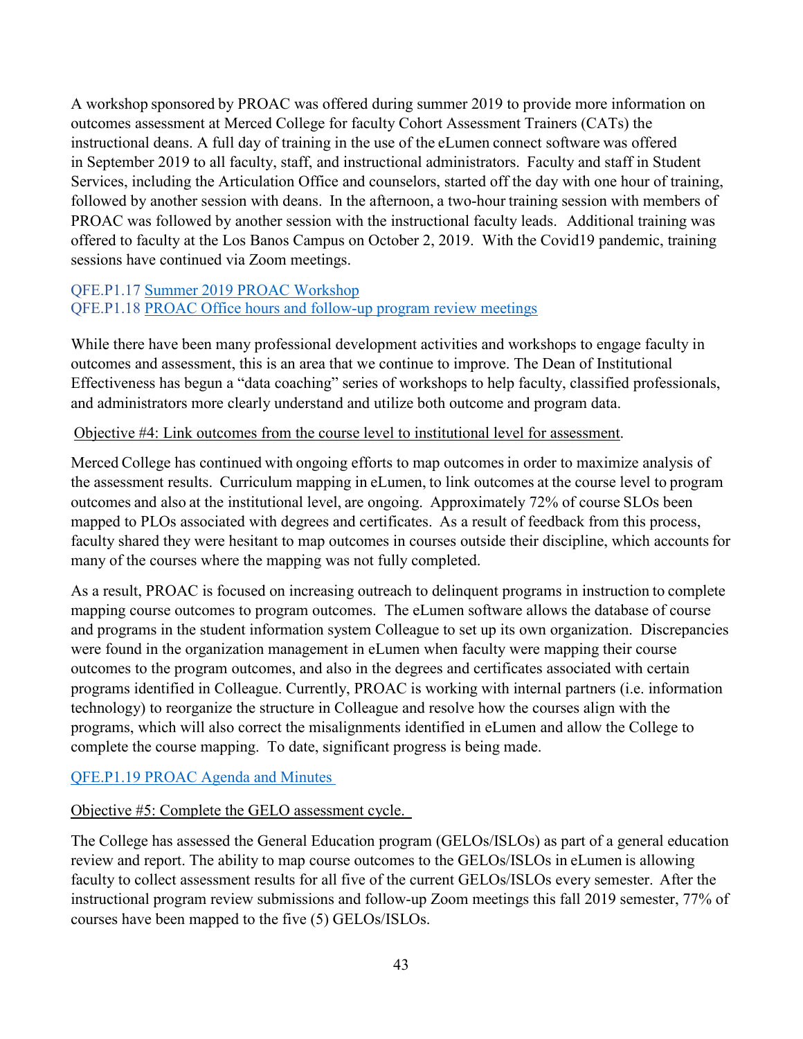A workshop sponsored by PROAC was offered during summer 2019 to provide more information on outcomes assessment at Merced College for faculty Cohort Assessment Trainers (CATs) the instructional deans. A full day of training in the use of the eLumen connect software was offered in September 2019 to all faculty, staff, and instructional administrators. Faculty and staff in Student Services, including the Articulation Office and counselors, started off the day with one hour of training, followed by another session with deans. In the afternoon, a two-hour training session with members of PROAC was followed by another session with the instructional faculty leads. Additional training was offered to faculty at the Los Banos Campus on October 2, 2019. With the Covid19 pandemic, training sessions have continued via Zoom meetings.

QFE.P1.17 Summer 2019 PROAC Workshop
QFE.P1.18 PROAC Office hours and follow-up program review meetings

While there have been many professional development activities and workshops to engage faculty in outcomes and assessment, this is an area that we continue to improve. The Dean of Institutional Effectiveness has begun a "data coaching" series of workshops to help faculty, classified professionals, and administrators more clearly understand and utilize both outcome and program data.

Objective #4: Link outcomes from the course level to institutional level for assessment.

Merced College has continued with ongoing efforts to map outcomes in order to maximize analysis of the assessment results. Curriculum mapping in eLumen, to link outcomes at the course level to program outcomes and also at the institutional level, are ongoing. Approximately 72% of course SLOs been mapped to PLOs associated with degrees and certificates. As a result of feedback from this process, faculty shared they were hesitant to map outcomes in courses outside their discipline, which accounts for many of the courses where the mapping was not fully completed.

As a result, PROAC is focused on increasing outreach to delinquent programs in instruction to complete mapping course outcomes to program outcomes. The eLumen software allows the database of course and programs in the student information system Colleague to set up its own organization. Discrepancies were found in the organization management in eLumen when faculty were mapping their course outcomes to the program outcomes, and also in the degrees and certificates associated with certain programs identified in Colleague. Currently, PROAC is working with internal partners (i.e. information technology) to reorganize the structure in Colleague and resolve how the courses align with the programs, which will also correct the misalignments identified in eLumen and allow the College to complete the course mapping. To date, significant progress is being made.

QFE.P1.19 PROAC Agenda and Minutes

Objective #5: Complete the GELO assessment cycle.

The College has assessed the General Education program (GELOs/ISLOs) as part of a general education review and report. The ability to map course outcomes to the GELOs/ISLOs in eLumen is allowing faculty to collect assessment results for all five of the current GELOs/ISLOs every semester. After the instructional program review submissions and follow-up Zoom meetings this fall 2019 semester, 77% of courses have been mapped to the five (5) GELOs/ISLOs.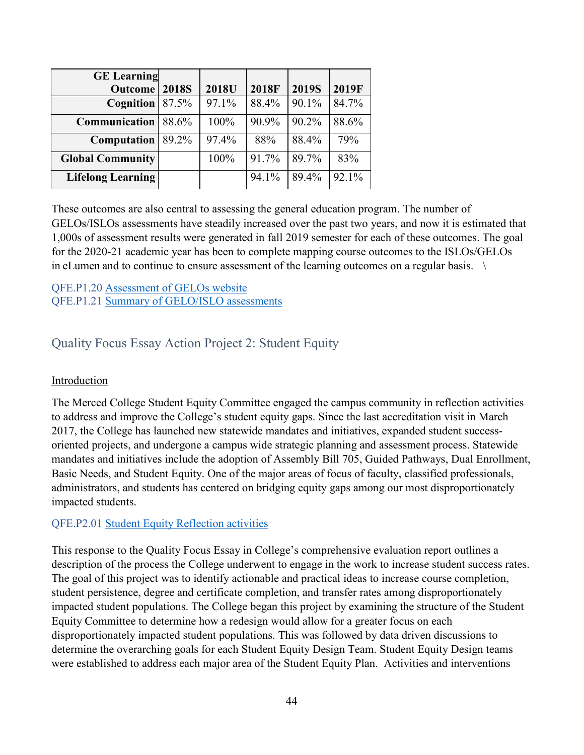| GE Learning Outcome | 2018S | 2018U | 2018F | 2019S | 2019F |
|---|---|---|---|---|---|
| Cognition | 87.5% | 97.1% | 88.4% | 90.1% | 84.7% |
| Communication | 88.6% | 100% | 90.9% | 90.2% | 88.6% |
| Computation | 89.2% | 97.4% | 88% | 88.4% | 79% |
| Global Community | | 100% | 91.7% | 89.7% | 83% |
| Lifelong Learning | | | 94.1% | 89.4% | 92.1% |

These outcomes are also central to assessing the general education program. The number of GELOs/ISLOs assessments have steadily increased over the past two years, and now it is estimated that 1,000s of assessment results were generated in fall 2019 semester for each of these outcomes. The goal for the 2020-21 academic year has been to complete mapping course outcomes to the ISLOs/GELOs in eLumen and to continue to ensure assessment of the learning outcomes on a regular basis. \

QFE.P1.20 Assessment of GELOs website
QFE.P1.21 Summary of GELO/ISLO assessments

## Quality Focus Essay Action Project 2: Student Equity

Introduction

The Merced College Student Equity Committee engaged the campus community in reflection activities to address and improve the College's student equity gaps. Since the last accreditation visit in March 2017, the College has launched new statewide mandates and initiatives, expanded student success-oriented projects, and undergone a campus wide strategic planning and assessment process. Statewide mandates and initiatives include the adoption of Assembly Bill 705, Guided Pathways, Dual Enrollment, Basic Needs, and Student Equity. One of the major areas of focus of faculty, classified professionals, administrators, and students has centered on bridging equity gaps among our most disproportionately impacted students.

QFE.P2.01 Student Equity Reflection activities

This response to the Quality Focus Essay in College's comprehensive evaluation report outlines a description of the process the College underwent to engage in the work to increase student success rates. The goal of this project was to identify actionable and practical ideas to increase course completion, student persistence, degree and certificate completion, and transfer rates among disproportionately impacted student populations. The College began this project by examining the structure of the Student Equity Committee to determine how a redesign would allow for a greater focus on each disproportionately impacted student populations. This was followed by data driven discussions to determine the overarching goals for each Student Equity Design Team. Student Equity Design teams were established to address each major area of the Student Equity Plan. Activities and interventions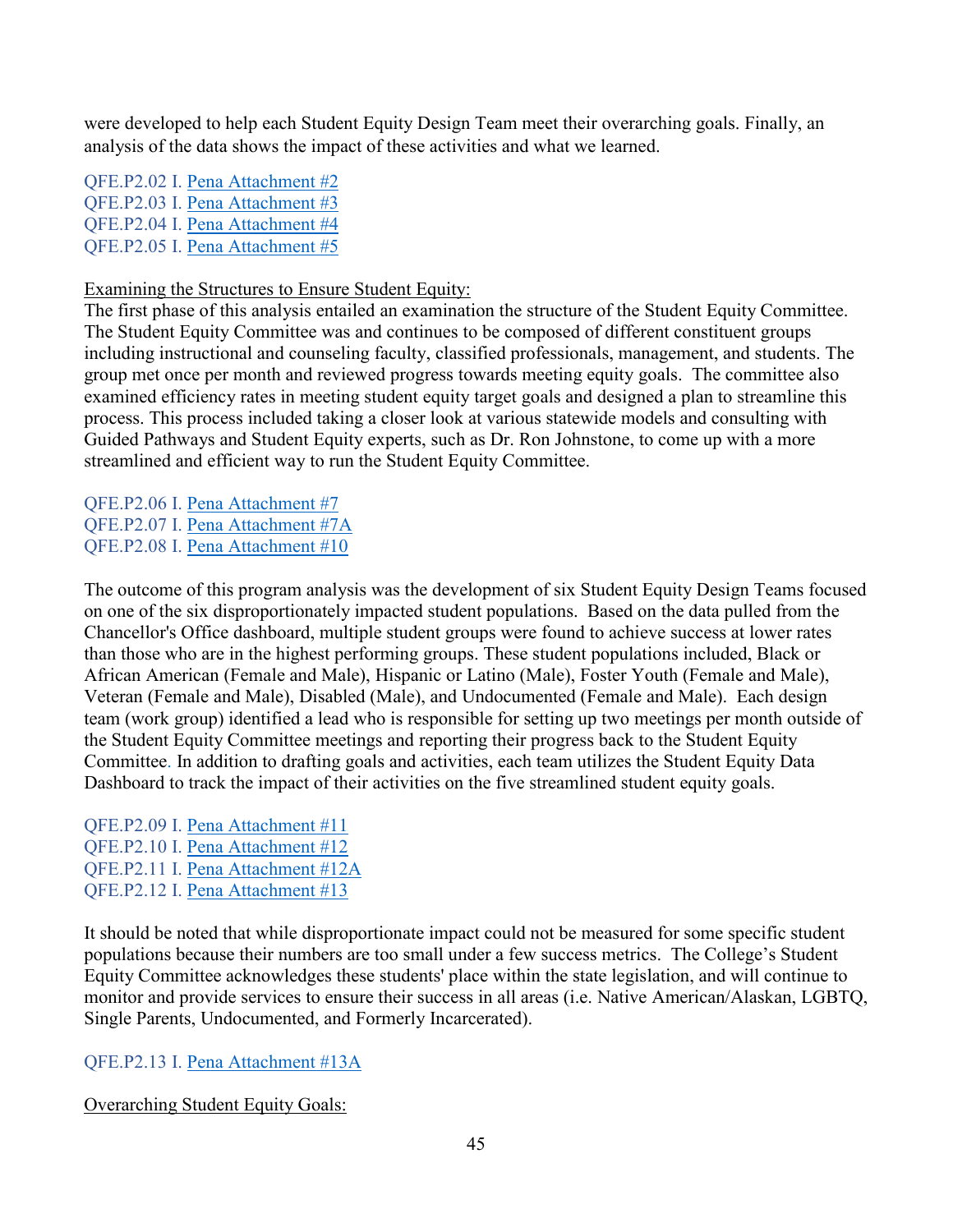were developed to help each Student Equity Design Team meet their overarching goals. Finally, an analysis of the data shows the impact of these activities and what we learned.

QFE.P2.02 I. Pena Attachment #2
QFE.P2.03 I. Pena Attachment #3
QFE.P2.04 I. Pena Attachment #4
QFE.P2.05 I. Pena Attachment #5

Examining the Structures to Ensure Student Equity:
The first phase of this analysis entailed an examination the structure of the Student Equity Committee. The Student Equity Committee was and continues to be composed of different constituent groups including instructional and counseling faculty, classified professionals, management, and students. The group met once per month and reviewed progress towards meeting equity goals. The committee also examined efficiency rates in meeting student equity target goals and designed a plan to streamline this process. This process included taking a closer look at various statewide models and consulting with Guided Pathways and Student Equity experts, such as Dr. Ron Johnstone, to come up with a more streamlined and efficient way to run the Student Equity Committee.

QFE.P2.06 I. Pena Attachment #7
QFE.P2.07 I. Pena Attachment #7A
QFE.P2.08 I. Pena Attachment #10

The outcome of this program analysis was the development of six Student Equity Design Teams focused on one of the six disproportionately impacted student populations. Based on the data pulled from the Chancellor's Office dashboard, multiple student groups were found to achieve success at lower rates than those who are in the highest performing groups. These student populations included, Black or African American (Female and Male), Hispanic or Latino (Male), Foster Youth (Female and Male), Veteran (Female and Male), Disabled (Male), and Undocumented (Female and Male). Each design team (work group) identified a lead who is responsible for setting up two meetings per month outside of the Student Equity Committee meetings and reporting their progress back to the Student Equity Committee. In addition to drafting goals and activities, each team utilizes the Student Equity Data Dashboard to track the impact of their activities on the five streamlined student equity goals.

QFE.P2.09 I. Pena Attachment #11
QFE.P2.10 I. Pena Attachment #12
QFE.P2.11 I. Pena Attachment #12A
QFE.P2.12 I. Pena Attachment #13

It should be noted that while disproportionate impact could not be measured for some specific student populations because their numbers are too small under a few success metrics. The College's Student Equity Committee acknowledges these students' place within the state legislation, and will continue to monitor and provide services to ensure their success in all areas (i.e. Native American/Alaskan, LGBTQ, Single Parents, Undocumented, and Formerly Incarcerated).

QFE.P2.13 I. Pena Attachment #13A

Overarching Student Equity Goals: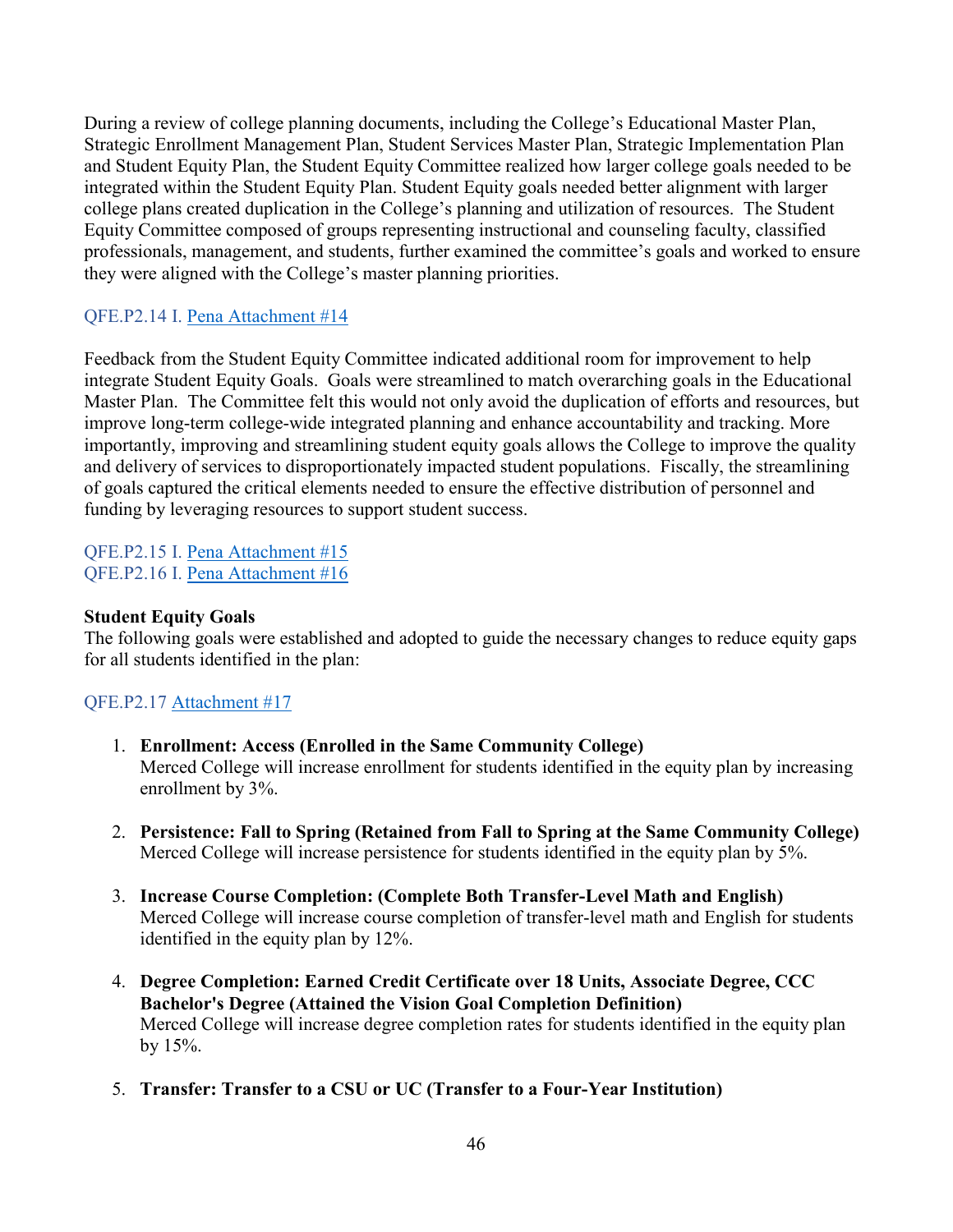During a review of college planning documents, including the College's Educational Master Plan, Strategic Enrollment Management Plan, Student Services Master Plan, Strategic Implementation Plan and Student Equity Plan, the Student Equity Committee realized how larger college goals needed to be integrated within the Student Equity Plan. Student Equity goals needed better alignment with larger college plans created duplication in the College's planning and utilization of resources. The Student Equity Committee composed of groups representing instructional and counseling faculty, classified professionals, management, and students, further examined the committee's goals and worked to ensure they were aligned with the College's master planning priorities.

QFE.P2.14 I. Pena Attachment #14

Feedback from the Student Equity Committee indicated additional room for improvement to help integrate Student Equity Goals. Goals were streamlined to match overarching goals in the Educational Master Plan. The Committee felt this would not only avoid the duplication of efforts and resources, but improve long-term college-wide integrated planning and enhance accountability and tracking. More importantly, improving and streamlining student equity goals allows the College to improve the quality and delivery of services to disproportionately impacted student populations. Fiscally, the streamlining of goals captured the critical elements needed to ensure the effective distribution of personnel and funding by leveraging resources to support student success.

QFE.P2.15 I. Pena Attachment #15
QFE.P2.16 I. Pena Attachment #16

**Student Equity Goals**
The following goals were established and adopted to guide the necessary changes to reduce equity gaps for all students identified in the plan:

QFE.P2.17 Attachment #17

1. **Enrollment: Access (Enrolled in the Same Community College)**
   Merced College will increase enrollment for students identified in the equity plan by increasing enrollment by 3%.

2. **Persistence: Fall to Spring (Retained from Fall to Spring at the Same Community College)**
   Merced College will increase persistence for students identified in the equity plan by 5%.

3. **Increase Course Completion: (Complete Both Transfer-Level Math and English)**
   Merced College will increase course completion of transfer-level math and English for students identified in the equity plan by 12%.

4. **Degree Completion: Earned Credit Certificate over 18 Units, Associate Degree, CCC Bachelor's Degree (Attained the Vision Goal Completion Definition)**
   Merced College will increase degree completion rates for students identified in the equity plan by 15%.

5. **Transfer: Transfer to a CSU or UC (Transfer to a Four-Year Institution)**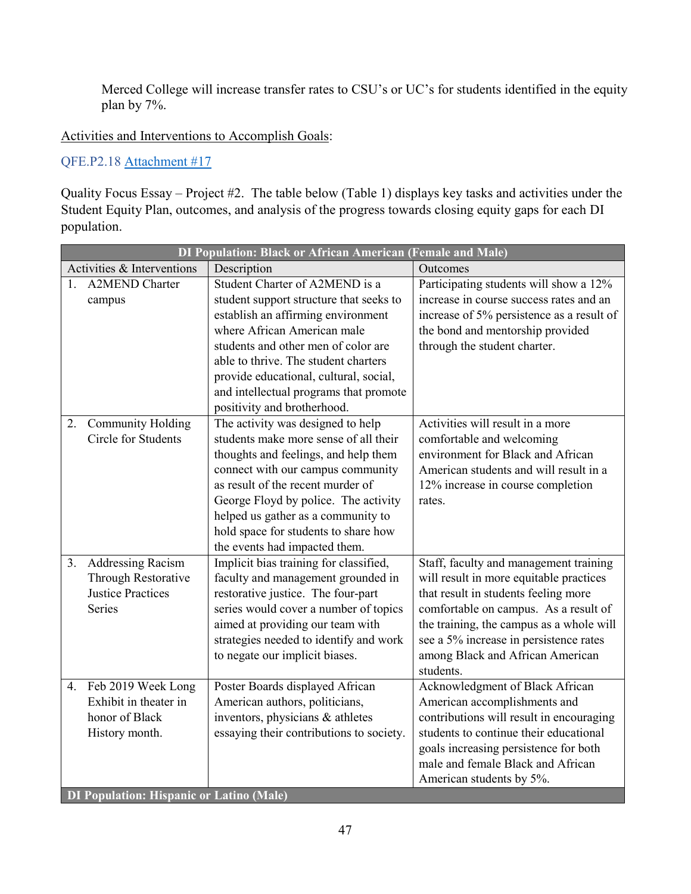Merced College will increase transfer rates to CSU's or UC's for students identified in the equity plan by 7%.

Activities and Interventions to Accomplish Goals:

QFE.P2.18 Attachment #17

Quality Focus Essay – Project #2. The table below (Table 1) displays key tasks and activities under the Student Equity Plan, outcomes, and analysis of the progress towards closing equity gaps for each DI population.

| **DI Population: Black or African American (Female and Male)** | | |
|---|---|---|
| Activities & Interventions | Description | Outcomes |
| 1. A2MEND Charter campus | Student Charter of A2MEND is a student support structure that seeks to establish an affirming environment where African American male students and other men of color are able to thrive. The student charters provide educational, cultural, social, and intellectual programs that promote positivity and brotherhood. | Participating students will show a 12% increase in course success rates and an increase of 5% persistence as a result of the bond and mentorship provided through the student charter. |
| 2. Community Holding Circle for Students | The activity was designed to help students make more sense of all their thoughts and feelings, and help them connect with our campus community as result of the recent murder of George Floyd by police. The activity helped us gather as a community to hold space for students to share how the events had impacted them. | Activities will result in a more comfortable and welcoming environment for Black and African American students and will result in a 12% increase in course completion rates. |
| 3. Addressing Racism Through Restorative Justice Practices Series | Implicit bias training for classified, faculty and management grounded in restorative justice. The four-part series would cover a number of topics aimed at providing our team with strategies needed to identify and work to negate our implicit biases. | Staff, faculty and management training will result in more equitable practices that result in students feeling more comfortable on campus. As a result of the training, the campus as a whole will see a 5% increase in persistence rates among Black and African American students. |
| 4. Feb 2019 Week Long Exhibit in theater in honor of Black History month. | Poster Boards displayed African American authors, politicians, inventors, physicians & athletes essaying their contributions to society. | Acknowledgment of Black African American accomplishments and contributions will result in encouraging students to continue their educational goals increasing persistence for both male and female Black and African American students by 5%. |
| **DI Population: Hispanic or Latino (Male)** | | |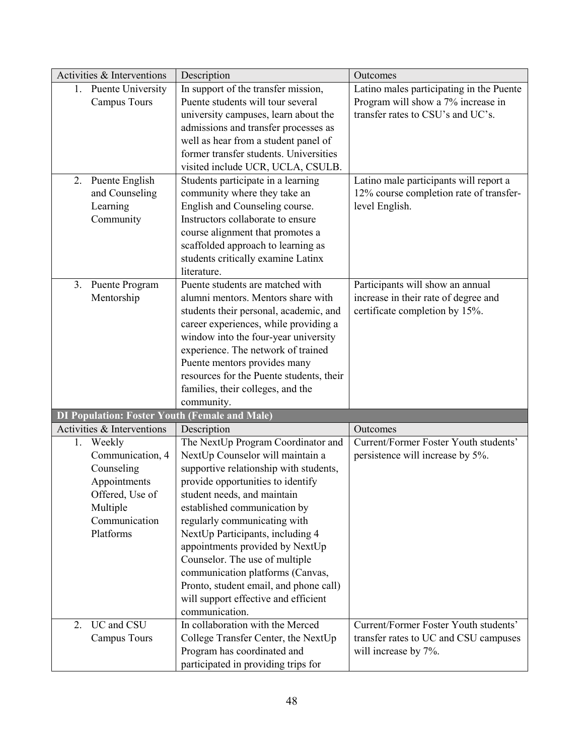| Activities & Interventions | Description | Outcomes |
|---|---|---|
| 1. Puente University Campus Tours | In support of the transfer mission, Puente students will tour several university campuses, learn about the admissions and transfer processes as well as hear from a student panel of former transfer students. Universities visited include UCR, UCLA, CSULB. | Latino males participating in the Puente Program will show a 7% increase in transfer rates to CSU's and UC's. |
| 2. Puente English and Counseling Learning Community | Students participate in a learning community where they take an English and Counseling course. Instructors collaborate to ensure course alignment that promotes a scaffolded approach to learning as students critically examine Latinx literature. | Latino male participants will report a 12% course completion rate of transfer-level English. |
| 3. Puente Program Mentorship | Puente students are matched with alumni mentors. Mentors share with students their personal, academic, and career experiences, while providing a window into the four-year university experience. The network of trained Puente mentors provides many resources for the Puente students, their families, their colleges, and the community. | Participants will show an annual increase in their rate of degree and certificate completion by 15%. |
| **DI Population: Foster Youth (Female and Male)** | | |
| Activities & Interventions | Description | Outcomes |
| 1. Weekly Communication, 4 Counseling Appointments Offered, Use of Multiple Communication Platforms | The NextUp Program Coordinator and NextUp Counselor will maintain a supportive relationship with students, provide opportunities to identify student needs, and maintain established communication by regularly communicating with NextUp Participants, including 4 appointments provided by NextUp Counselor. The use of multiple communication platforms (Canvas, Pronto, student email, and phone call) will support effective and efficient communication. | Current/Former Foster Youth students' persistence will increase by 5%. |
| 2. UC and CSU Campus Tours | In collaboration with the Merced College Transfer Center, the NextUp Program has coordinated and participated in providing trips for | Current/Former Foster Youth students' transfer rates to UC and CSU campuses will increase by 7%. |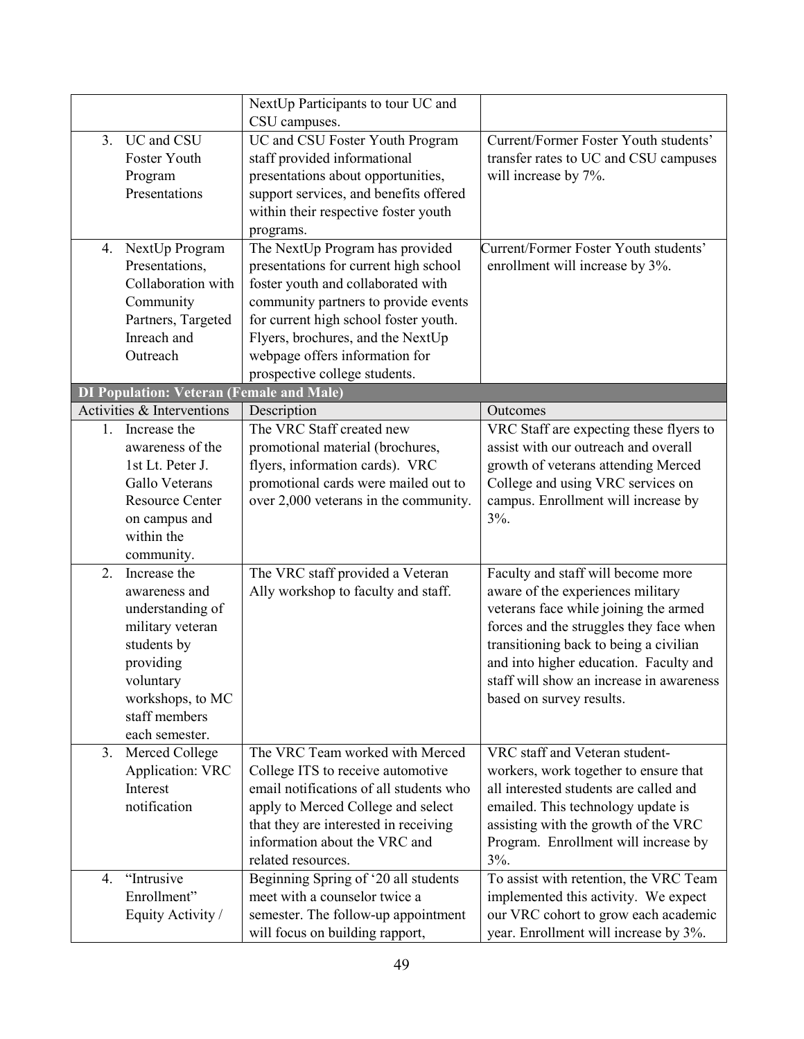| | | |
|---|---|---|
| | NextUp Participants to tour UC and CSU campuses. | |
| 3. UC and CSU Foster Youth Program Presentations | UC and CSU Foster Youth Program staff provided informational presentations about opportunities, support services, and benefits offered within their respective foster youth programs. | Current/Former Foster Youth students' transfer rates to UC and CSU campuses will increase by 7%. |
| 4. NextUp Program Presentations, Collaboration with Community Partners, Targeted Inreach and Outreach | The NextUp Program has provided presentations for current high school foster youth and collaborated with community partners to provide events for current high school foster youth. Flyers, brochures, and the NextUp webpage offers information for prospective college students. | Current/Former Foster Youth students' enrollment will increase by 3%. |
| **DI Population: Veteran (Female and Male)** | | |
| Activities & Interventions | Description | Outcomes |
| 1. Increase the awareness of the 1st Lt. Peter J. Gallo Veterans Resource Center on campus and within the community. | The VRC Staff created new promotional material (brochures, flyers, information cards). VRC promotional cards were mailed out to over 2,000 veterans in the community. | VRC Staff are expecting these flyers to assist with our outreach and overall growth of veterans attending Merced College and using VRC services on campus. Enrollment will increase by 3%. |
| 2. Increase the awareness and understanding of military veteran students by providing voluntary workshops, to MC staff members each semester. | The VRC staff provided a Veteran Ally workshop to faculty and staff. | Faculty and staff will become more aware of the experiences military veterans face while joining the armed forces and the struggles they face when transitioning back to being a civilian and into higher education. Faculty and staff will show an increase in awareness based on survey results. |
| 3. Merced College Application: VRC Interest notification | The VRC Team worked with Merced College ITS to receive automotive email notifications of all students who apply to Merced College and select that they are interested in receiving information about the VRC and related resources. | VRC staff and Veteran student-workers, work together to ensure that all interested students are called and emailed. This technology update is assisting with the growth of the VRC Program. Enrollment will increase by 3%. |
| 4. "Intrusive Enrollment" Equity Activity / | Beginning Spring of '20 all students meet with a counselor twice a semester. The follow-up appointment will focus on building rapport, | To assist with retention, the VRC Team implemented this activity. We expect our VRC cohort to grow each academic year. Enrollment will increase by 3%. |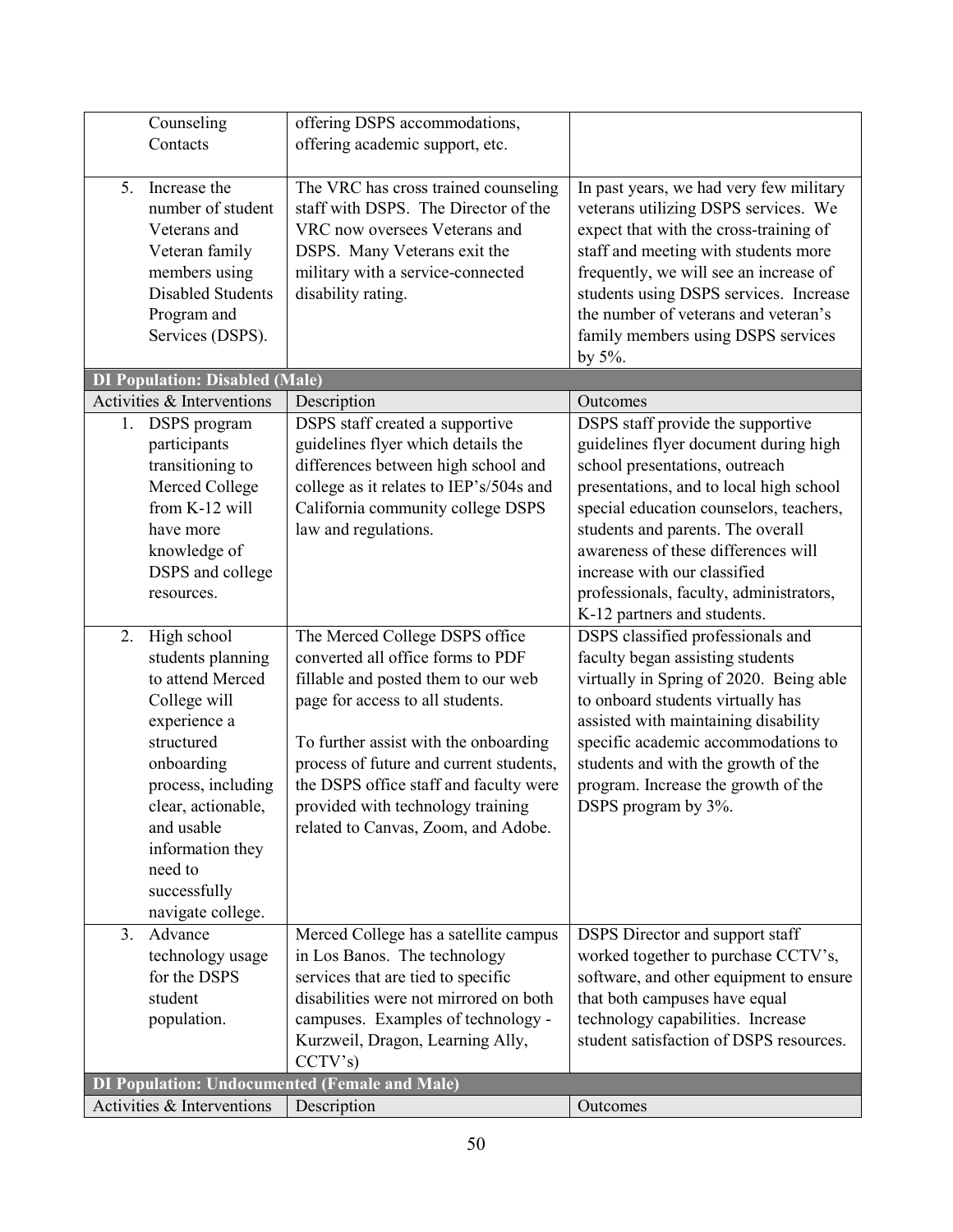| | | |
|---|---|---|
| Counseling Contacts | offering DSPS accommodations, offering academic support, etc. | |
| 5. Increase the number of student Veterans and Veteran family members using Disabled Students Program and Services (DSPS). | The VRC has cross trained counseling staff with DSPS. The Director of the VRC now oversees Veterans and DSPS. Many Veterans exit the military with a service-connected disability rating. | In past years, we had very few military veterans utilizing DSPS services. We expect that with the cross-training of staff and meeting with students more frequently, we will see an increase of students using DSPS services. Increase the number of veterans and veteran's family members using DSPS services by 5%. |
| **DI Population: Disabled (Male)** | | |
| Activities & Interventions | Description | Outcomes |
| 1. DSPS program participants transitioning to Merced College from K-12 will have more knowledge of DSPS and college resources. | DSPS staff created a supportive guidelines flyer which details the differences between high school and college as it relates to IEP's/504s and California community college DSPS law and regulations. | DSPS staff provide the supportive guidelines flyer document during high school presentations, outreach presentations, and to local high school special education counselors, teachers, students and parents. The overall awareness of these differences will increase with our classified professionals, faculty, administrators, K-12 partners and students. |
| 2. High school students planning to attend Merced College will experience a structured onboarding process, including clear, actionable, and usable information they need to successfully navigate college. | The Merced College DSPS office converted all office forms to PDF fillable and posted them to our web page for access to all students.<br><br>To further assist with the onboarding process of future and current students, the DSPS office staff and faculty were provided with technology training related to Canvas, Zoom, and Adobe. | DSPS classified professionals and faculty began assisting students virtually in Spring of 2020. Being able to onboard students virtually has assisted with maintaining disability specific academic accommodations to students and with the growth of the program. Increase the growth of the DSPS program by 3%. |
| 3. Advance technology usage for the DSPS student population. | Merced College has a satellite campus in Los Banos. The technology services that are tied to specific disabilities were not mirrored on both campuses. Examples of technology - Kurzweil, Dragon, Learning Ally, CCTV's) | DSPS Director and support staff worked together to purchase CCTV's, software, and other equipment to ensure that both campuses have equal technology capabilities. Increase student satisfaction of DSPS resources. |
| **DI Population: Undocumented (Female and Male)** | | |
| Activities & Interventions | Description | Outcomes |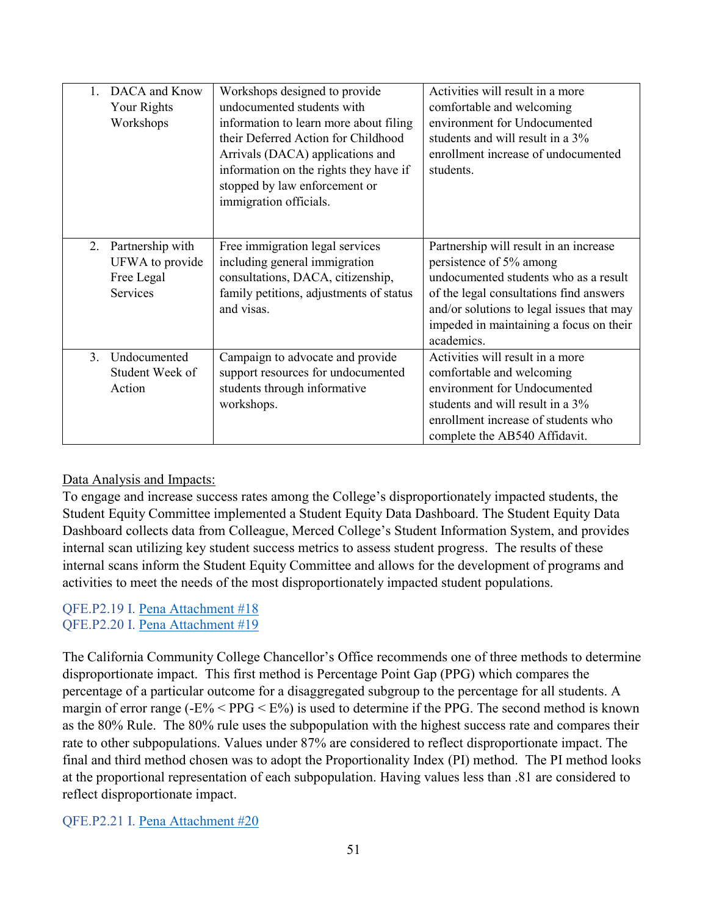| | | |
|---|---|---|
| 1. DACA and Know Your Rights Workshops | Workshops designed to provide undocumented students with information to learn more about filing their Deferred Action for Childhood Arrivals (DACA) applications and information on the rights they have if stopped by law enforcement or immigration officials. | Activities will result in a more comfortable and welcoming environment for Undocumented students and will result in a 3% enrollment increase of undocumented students. |
| 2. Partnership with UFWA to provide Free Legal Services | Free immigration legal services including general immigration consultations, DACA, citizenship, family petitions, adjustments of status and visas. | Partnership will result in an increase persistence of 5% among undocumented students who as a result of the legal consultations find answers and/or solutions to legal issues that may impeded in maintaining a focus on their academics. |
| 3. Undocumented Student Week of Action | Campaign to advocate and provide support resources for undocumented students through informative workshops. | Activities will result in a more comfortable and welcoming environment for Undocumented students and will result in a 3% enrollment increase of students who complete the AB540 Affidavit. |

Data Analysis and Impacts:
To engage and increase success rates among the College's disproportionately impacted students, the Student Equity Committee implemented a Student Equity Data Dashboard. The Student Equity Data Dashboard collects data from Colleague, Merced College's Student Information System, and provides internal scan utilizing key student success metrics to assess student progress. The results of these internal scans inform the Student Equity Committee and allows for the development of programs and activities to meet the needs of the most disproportionately impacted student populations.

QFE.P2.19 I. Pena Attachment #18
QFE.P2.20 I. Pena Attachment #19

The California Community College Chancellor's Office recommends one of three methods to determine disproportionate impact. This first method is Percentage Point Gap (PPG) which compares the percentage of a particular outcome for a disaggregated subgroup to the percentage for all students. A margin of error range (-E% < PPG < E%) is used to determine if the PPG. The second method is known as the 80% Rule. The 80% rule uses the subpopulation with the highest success rate and compares their rate to other subpopulations. Values under 87% are considered to reflect disproportionate impact. The final and third method chosen was to adopt the Proportionality Index (PI) method. The PI method looks at the proportional representation of each subpopulation. Having values less than .81 are considered to reflect disproportionate impact.

QFE.P2.21 I. Pena Attachment #20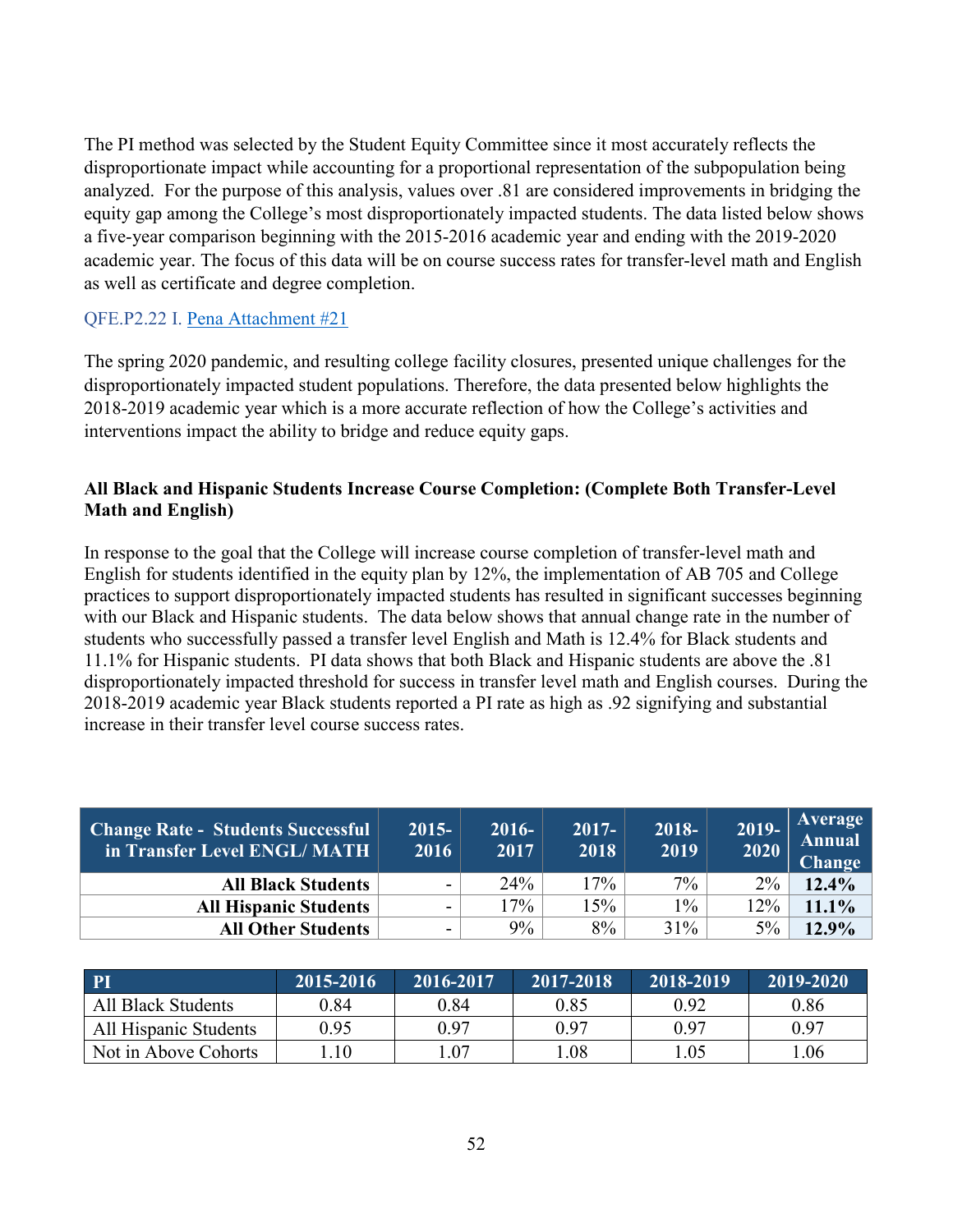The PI method was selected by the Student Equity Committee since it most accurately reflects the disproportionate impact while accounting for a proportional representation of the subpopulation being analyzed. For the purpose of this analysis, values over .81 are considered improvements in bridging the equity gap among the College's most disproportionately impacted students. The data listed below shows a five-year comparison beginning with the 2015-2016 academic year and ending with the 2019-2020 academic year. The focus of this data will be on course success rates for transfer-level math and English as well as certificate and degree completion.

QFE.P2.22 I. Pena Attachment #21

The spring 2020 pandemic, and resulting college facility closures, presented unique challenges for the disproportionately impacted student populations. Therefore, the data presented below highlights the 2018-2019 academic year which is a more accurate reflection of how the College's activities and interventions impact the ability to bridge and reduce equity gaps.

**All Black and Hispanic Students Increase Course Completion: (Complete Both Transfer-Level Math and English)**

In response to the goal that the College will increase course completion of transfer-level math and English for students identified in the equity plan by 12%, the implementation of AB 705 and College practices to support disproportionately impacted students has resulted in significant successes beginning with our Black and Hispanic students. The data below shows that annual change rate in the number of students who successfully passed a transfer level English and Math is 12.4% for Black students and 11.1% for Hispanic students. PI data shows that both Black and Hispanic students are above the .81 disproportionately impacted threshold for success in transfer level math and English courses. During the 2018-2019 academic year Black students reported a PI rate as high as .92 signifying and substantial increase in their transfer level course success rates.

| Change Rate - Students Successful in Transfer Level ENGL/ MATH | 2015-2016 | 2016-2017 | 2017-2018 | 2018-2019 | 2019-2020 | Average Annual Change |
|---|---|---|---|---|---|---|
| **All Black Students** | - | 24% | 17% | 7% | 2% | **12.4%** |
| **All Hispanic Students** | - | 17% | 15% | 1% | 12% | **11.1%** |
| **All Other Students** | - | 9% | 8% | 31% | 5% | **12.9%** |

| PI | 2015-2016 | 2016-2017 | 2017-2018 | 2018-2019 | 2019-2020 |
|---|---|---|---|---|---|
| All Black Students | 0.84 | 0.84 | 0.85 | 0.92 | 0.86 |
| All Hispanic Students | 0.95 | 0.97 | 0.97 | 0.97 | 0.97 |
| Not in Above Cohorts | 1.10 | 1.07 | 1.08 | 1.05 | 1.06 |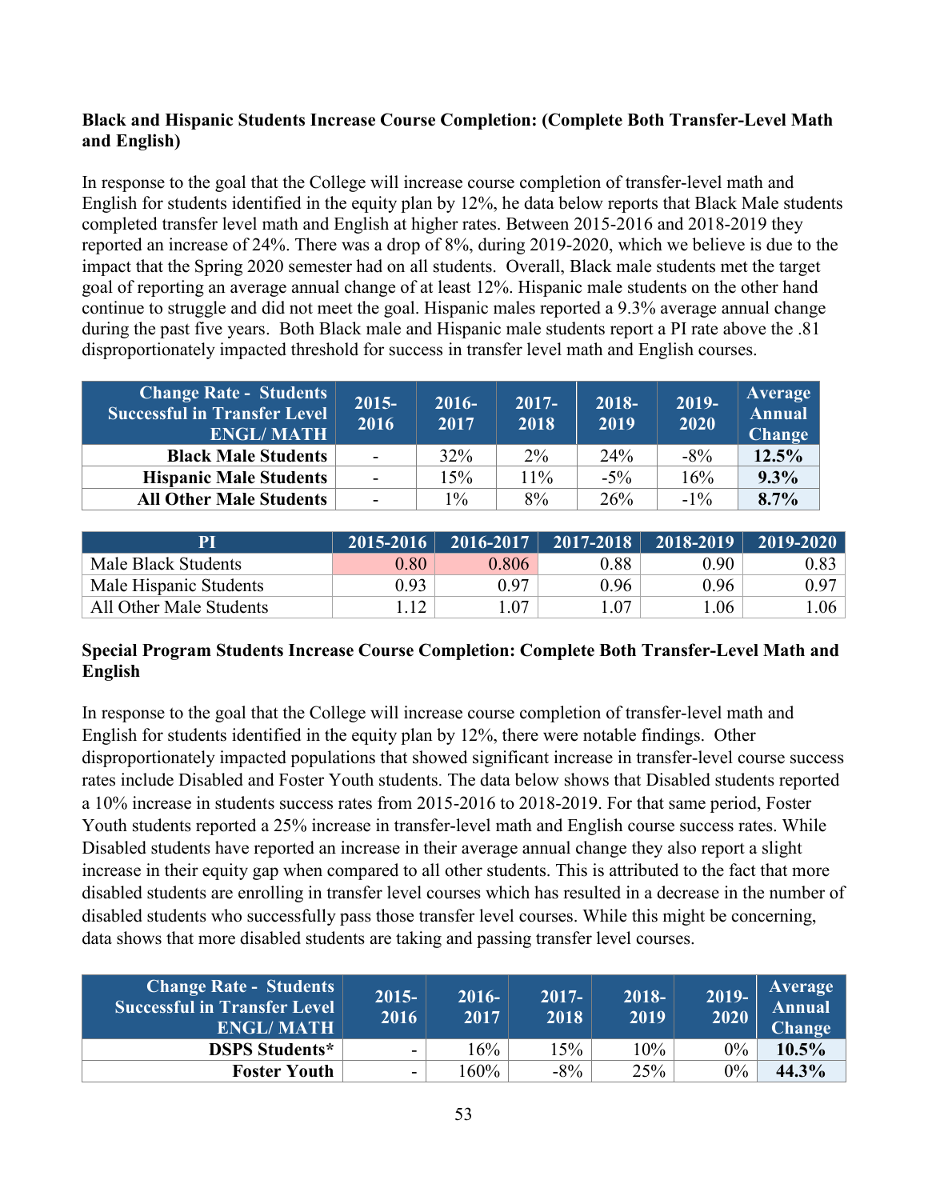**Black and Hispanic Students Increase Course Completion: (Complete Both Transfer-Level Math and English)**

In response to the goal that the College will increase course completion of transfer-level math and English for students identified in the equity plan by 12%, he data below reports that Black Male students completed transfer level math and English at higher rates. Between 2015-2016 and 2018-2019 they reported an increase of 24%. There was a drop of 8%, during 2019-2020, which we believe is due to the impact that the Spring 2020 semester had on all students. Overall, Black male students met the target goal of reporting an average annual change of at least 12%. Hispanic male students on the other hand continue to struggle and did not meet the goal. Hispanic males reported a 9.3% average annual change during the past five years. Both Black male and Hispanic male students report a PI rate above the .81 disproportionately impacted threshold for success in transfer level math and English courses.

| Change Rate - Students Successful in Transfer Level ENGL/ MATH | 2015-2016 | 2016-2017 | 2017-2018 | 2018-2019 | 2019-2020 | Average Annual Change |
|---|---|---|---|---|---|---|
| **Black Male Students** | - | 32% | 2% | 24% | -8% | **12.5%** |
| **Hispanic Male Students** | - | 15% | 11% | -5% | 16% | **9.3%** |
| **All Other Male Students** | - | 1% | 8% | 26% | -1% | **8.7%** |

| PI | 2015-2016 | 2016-2017 | 2017-2018 | 2018-2019 | 2019-2020 |
|---|---|---|---|---|---|
| Male Black Students | 0.80 | 0.806 | 0.88 | 0.90 | 0.83 |
| Male Hispanic Students | 0.93 | 0.97 | 0.96 | 0.96 | 0.97 |
| All Other Male Students | 1.12 | 1.07 | 1.07 | 1.06 | 1.06 |

**Special Program Students Increase Course Completion: Complete Both Transfer-Level Math and English**

In response to the goal that the College will increase course completion of transfer-level math and English for students identified in the equity plan by 12%, there were notable findings. Other disproportionately impacted populations that showed significant increase in transfer-level course success rates include Disabled and Foster Youth students. The data below shows that Disabled students reported a 10% increase in students success rates from 2015-2016 to 2018-2019. For that same period, Foster Youth students reported a 25% increase in transfer-level math and English course success rates. While Disabled students have reported an increase in their average annual change they also report a slight increase in their equity gap when compared to all other students. This is attributed to the fact that more disabled students are enrolling in transfer level courses which has resulted in a decrease in the number of disabled students who successfully pass those transfer level courses. While this might be concerning, data shows that more disabled students are taking and passing transfer level courses.

| Change Rate - Students Successful in Transfer Level ENGL/ MATH | 2015-2016 | 2016-2017 | 2017-2018 | 2018-2019 | 2019-2020 | Average Annual Change |
|---|---|---|---|---|---|---|
| **DSPS Students*** | - | 16% | 15% | 10% | 0% | **10.5%** |
| **Foster Youth** | - | 160% | -8% | 25% | 0% | **44.3%** |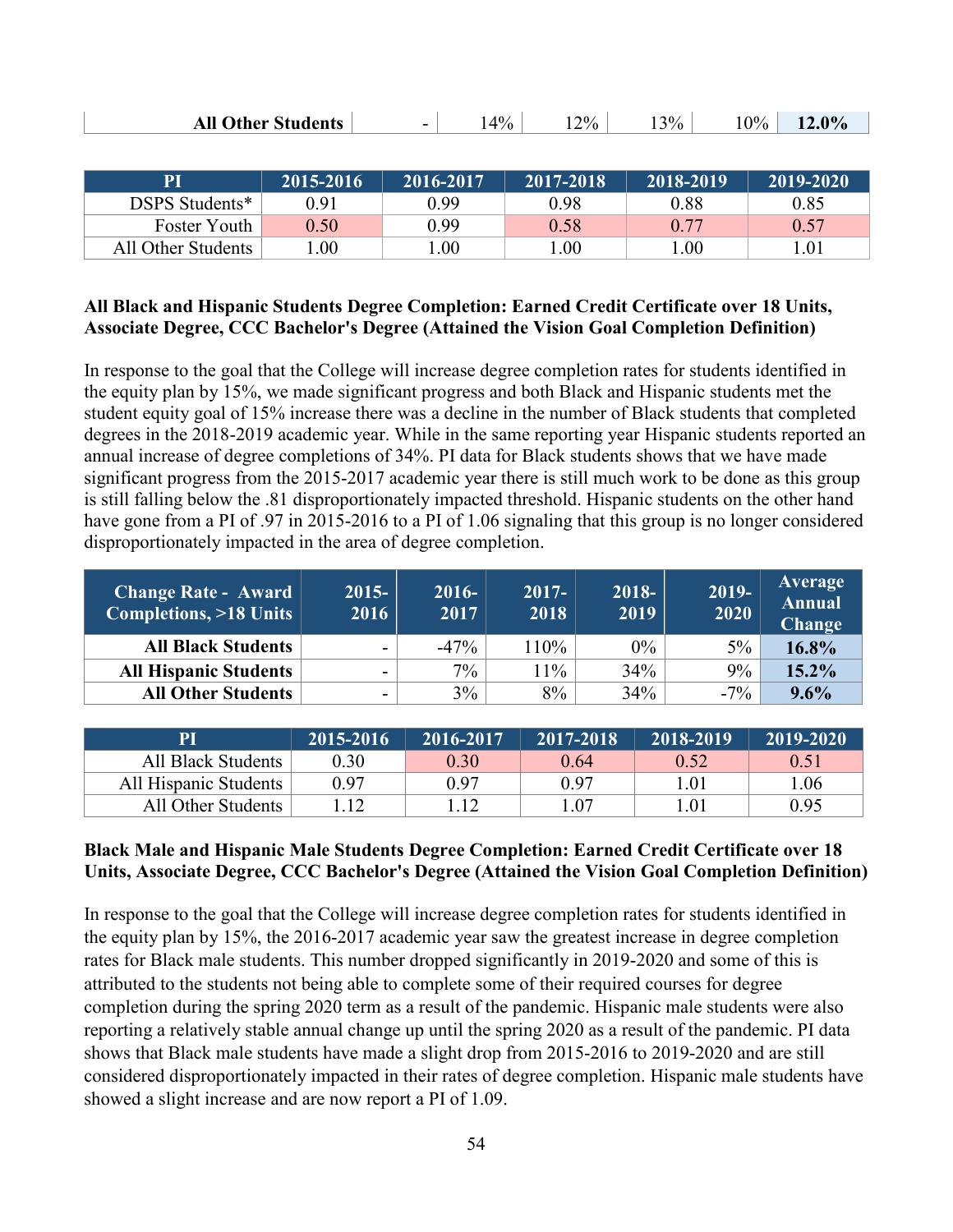| | | | | | | |
|---|---|---|---|---|---|---|
| **All Other Students** | - | 14% | 12% | 13% | 10% | **12.0%** |

| PI | 2015-2016 | 2016-2017 | 2017-2018 | 2018-2019 | 2019-2020 |
|---|---|---|---|---|---|
| DSPS Students* | 0.91 | 0.99 | 0.98 | 0.88 | 0.85 |
| Foster Youth | 0.50 | 0.99 | 0.58 | 0.77 | 0.57 |
| All Other Students | 1.00 | 1.00 | 1.00 | 1.00 | 1.01 |

**All Black and Hispanic Students Degree Completion: Earned Credit Certificate over 18 Units, Associate Degree, CCC Bachelor's Degree (Attained the Vision Goal Completion Definition)**

In response to the goal that the College will increase degree completion rates for students identified in the equity plan by 15%, we made significant progress and both Black and Hispanic students met the student equity goal of 15% increase there was a decline in the number of Black students that completed degrees in the 2018-2019 academic year. While in the same reporting year Hispanic students reported an annual increase of degree completions of 34%. PI data for Black students shows that we have made significant progress from the 2015-2017 academic year there is still much work to be done as this group is still falling below the .81 disproportionately impacted threshold. Hispanic students on the other hand have gone from a PI of .97 in 2015-2016 to a PI of 1.06 signaling that this group is no longer considered disproportionately impacted in the area of degree completion.

| Change Rate - Award Completions, >18 Units | 2015-2016 | 2016-2017 | 2017-2018 | 2018-2019 | 2019-2020 | Average Annual Change |
|---|---|---|---|---|---|---|
| **All Black Students** | - | -47% | 110% | 0% | 5% | **16.8%** |
| **All Hispanic Students** | - | 7% | 11% | 34% | 9% | **15.2%** |
| **All Other Students** | - | 3% | 8% | 34% | -7% | **9.6%** |

| PI | 2015-2016 | 2016-2017 | 2017-2018 | 2018-2019 | 2019-2020 |
|---|---|---|---|---|---|
| All Black Students | 0.30 | 0.30 | 0.64 | 0.52 | 0.51 |
| All Hispanic Students | 0.97 | 0.97 | 0.97 | 1.01 | 1.06 |
| All Other Students | 1.12 | 1.12 | 1.07 | 1.01 | 0.95 |

**Black Male and Hispanic Male Students Degree Completion: Earned Credit Certificate over 18 Units, Associate Degree, CCC Bachelor's Degree (Attained the Vision Goal Completion Definition)**

In response to the goal that the College will increase degree completion rates for students identified in the equity plan by 15%, the 2016-2017 academic year saw the greatest increase in degree completion rates for Black male students. This number dropped significantly in 2019-2020 and some of this is attributed to the students not being able to complete some of their required courses for degree completion during the spring 2020 term as a result of the pandemic. Hispanic male students were also reporting a relatively stable annual change up until the spring 2020 as a result of the pandemic. PI data shows that Black male students have made a slight drop from 2015-2016 to 2019-2020 and are still considered disproportionately impacted in their rates of degree completion. Hispanic male students have showed a slight increase and are now report a PI of 1.09.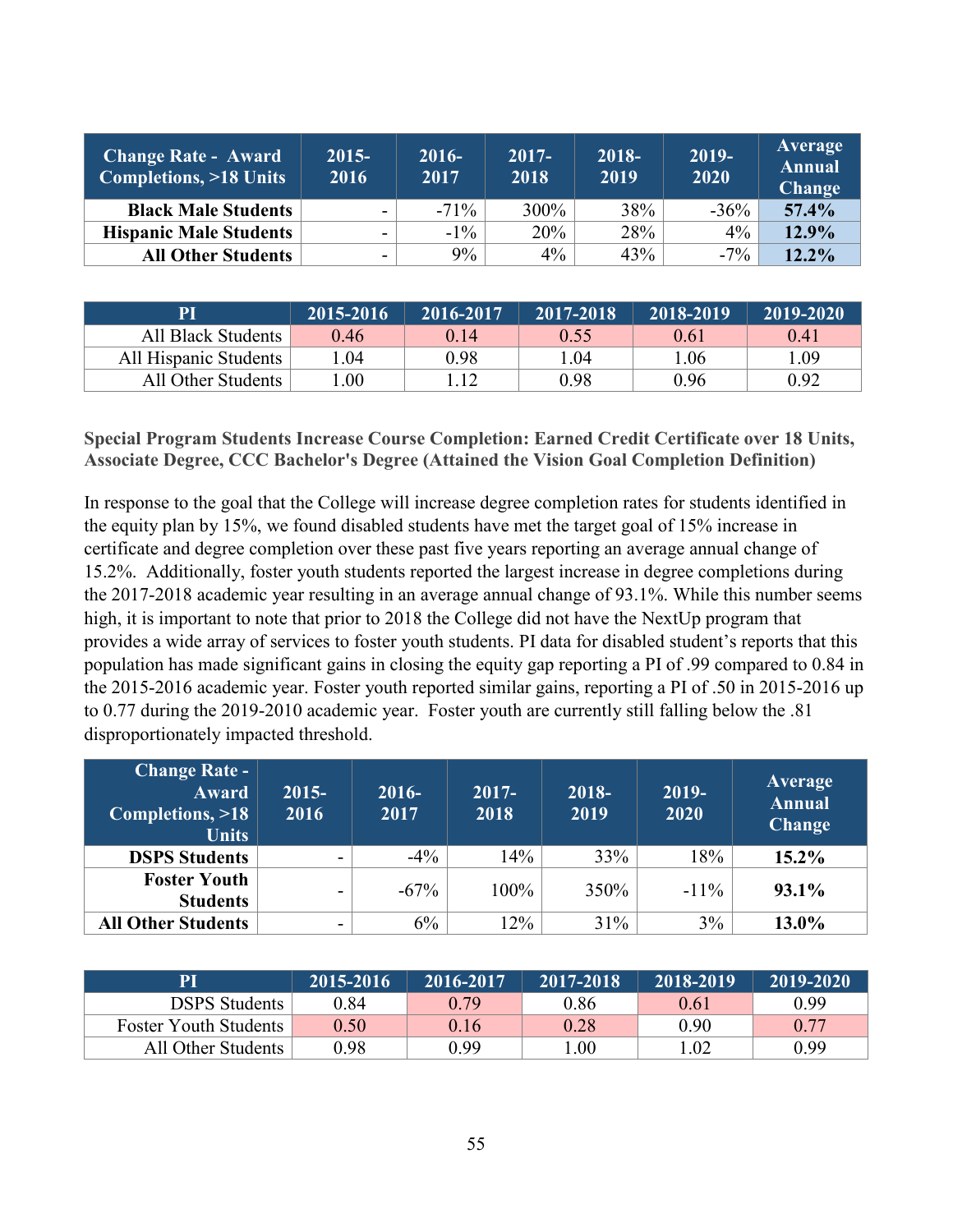| Change Rate - Award Completions, >18 Units | 2015-2016 | 2016-2017 | 2017-2018 | 2018-2019 | 2019-2020 | Average Annual Change |
|---|---|---|---|---|---|---|
| **Black Male Students** | - | -71% | 300% | 38% | -36% | **57.4%** |
| **Hispanic Male Students** | - | -1% | 20% | 28% | 4% | **12.9%** |
| **All Other Students** | - | 9% | 4% | 43% | -7% | **12.2%** |

| PI | 2015-2016 | 2016-2017 | 2017-2018 | 2018-2019 | 2019-2020 |
|---|---|---|---|---|---|
| All Black Students | 0.46 | 0.14 | 0.55 | 0.61 | 0.41 |
| All Hispanic Students | 1.04 | 0.98 | 1.04 | 1.06 | 1.09 |
| All Other Students | 1.00 | 1.12 | 0.98 | 0.96 | 0.92 |

**Special Program Students Increase Course Completion: Earned Credit Certificate over 18 Units, Associate Degree, CCC Bachelor's Degree (Attained the Vision Goal Completion Definition)**

In response to the goal that the College will increase degree completion rates for students identified in the equity plan by 15%, we found disabled students have met the target goal of 15% increase in certificate and degree completion over these past five years reporting an average annual change of 15.2%. Additionally, foster youth students reported the largest increase in degree completions during the 2017-2018 academic year resulting in an average annual change of 93.1%. While this number seems high, it is important to note that prior to 2018 the College did not have the NextUp program that provides a wide array of services to foster youth students. PI data for disabled student's reports that this population has made significant gains in closing the equity gap reporting a PI of .99 compared to 0.84 in the 2015-2016 academic year. Foster youth reported similar gains, reporting a PI of .50 in 2015-2016 up to 0.77 during the 2019-2010 academic year. Foster youth are currently still falling below the .81 disproportionately impacted threshold.

| Change Rate - Award Completions, >18 Units | 2015-2016 | 2016-2017 | 2017-2018 | 2018-2019 | 2019-2020 | Average Annual Change |
|---|---|---|---|---|---|---|
| **DSPS Students** | - | -4% | 14% | 33% | 18% | **15.2%** |
| **Foster Youth Students** | - | -67% | 100% | 350% | -11% | **93.1%** |
| **All Other Students** | - | 6% | 12% | 31% | 3% | **13.0%** |

| PI | 2015-2016 | 2016-2017 | 2017-2018 | 2018-2019 | 2019-2020 |
|---|---|---|---|---|---|
| DSPS Students | 0.84 | 0.79 | 0.86 | 0.61 | 0.99 |
| Foster Youth Students | 0.50 | 0.16 | 0.28 | 0.90 | 0.77 |
| All Other Students | 0.98 | 0.99 | 1.00 | 1.02 | 0.99 |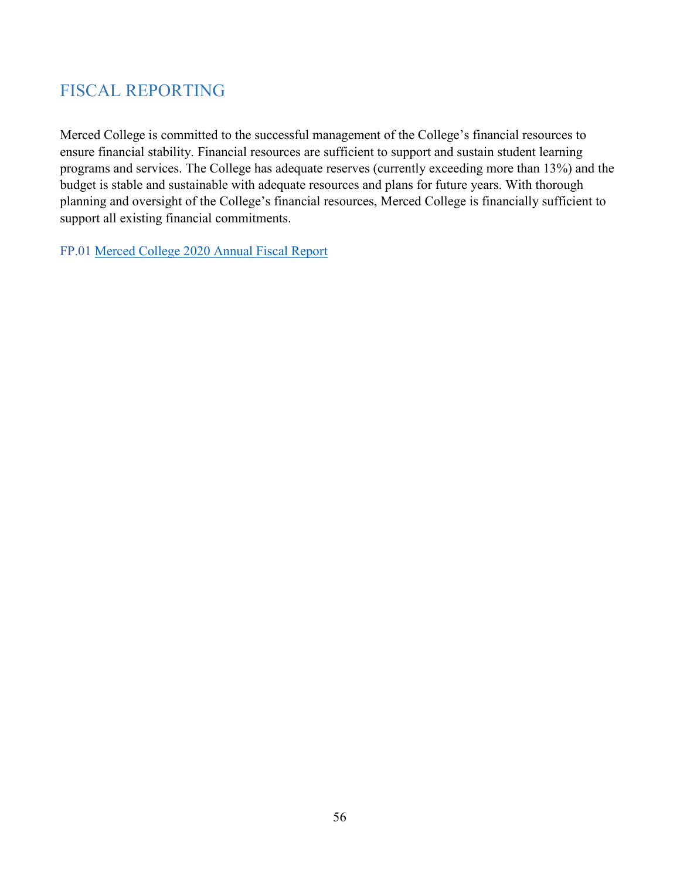## FISCAL REPORTING

Merced College is committed to the successful management of the College's financial resources to ensure financial stability. Financial resources are sufficient to support and sustain student learning programs and services. The College has adequate reserves (currently exceeding more than 13%) and the budget is stable and sustainable with adequate resources and plans for future years. With thorough planning and oversight of the College's financial resources, Merced College is financially sufficient to support all existing financial commitments.

FP.01 Merced College 2020 Annual Fiscal Report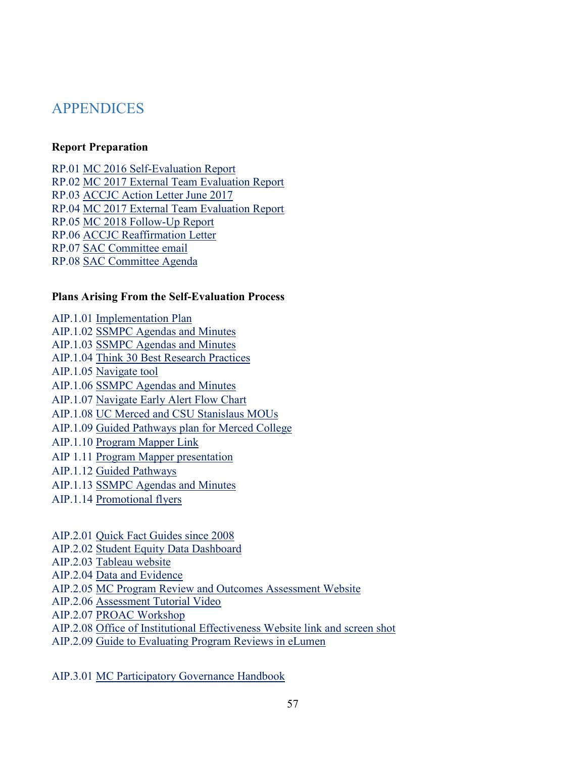# APPENDICES

**Report Preparation**

RP.01 MC 2016 Self-Evaluation Report
RP.02 MC 2017 External Team Evaluation Report
RP.03 ACCJC Action Letter June 2017
RP.04 MC 2017 External Team Evaluation Report
RP.05 MC 2018 Follow-Up Report
RP.06 ACCJC Reaffirmation Letter
RP.07 SAC Committee email
RP.08 SAC Committee Agenda

**Plans Arising From the Self-Evaluation Process**

AIP.1.01 Implementation Plan
AIP.1.02 SSMPC Agendas and Minutes
AIP.1.03 SSMPC Agendas and Minutes
AIP.1.04 Think 30 Best Research Practices
AIP.1.05 Navigate tool
AIP.1.06 SSMPC Agendas and Minutes
AIP.1.07 Navigate Early Alert Flow Chart
AIP.1.08 UC Merced and CSU Stanislaus MOUs
AIP.1.09 Guided Pathways plan for Merced College
AIP.1.10 Program Mapper Link
AIP 1.11 Program Mapper presentation
AIP.1.12 Guided Pathways
AIP.1.13 SSMPC Agendas and Minutes
AIP.1.14 Promotional flyers

AIP.2.01 Quick Fact Guides since 2008
AIP.2.02 Student Equity Data Dashboard
AIP.2.03 Tableau website
AIP.2.04 Data and Evidence
AIP.2.05 MC Program Review and Outcomes Assessment Website
AIP.2.06 Assessment Tutorial Video
AIP.2.07 PROAC Workshop
AIP.2.08 Office of Institutional Effectiveness Website link and screen shot
AIP.2.09 Guide to Evaluating Program Reviews in eLumen

AIP.3.01 MC Participatory Governance Handbook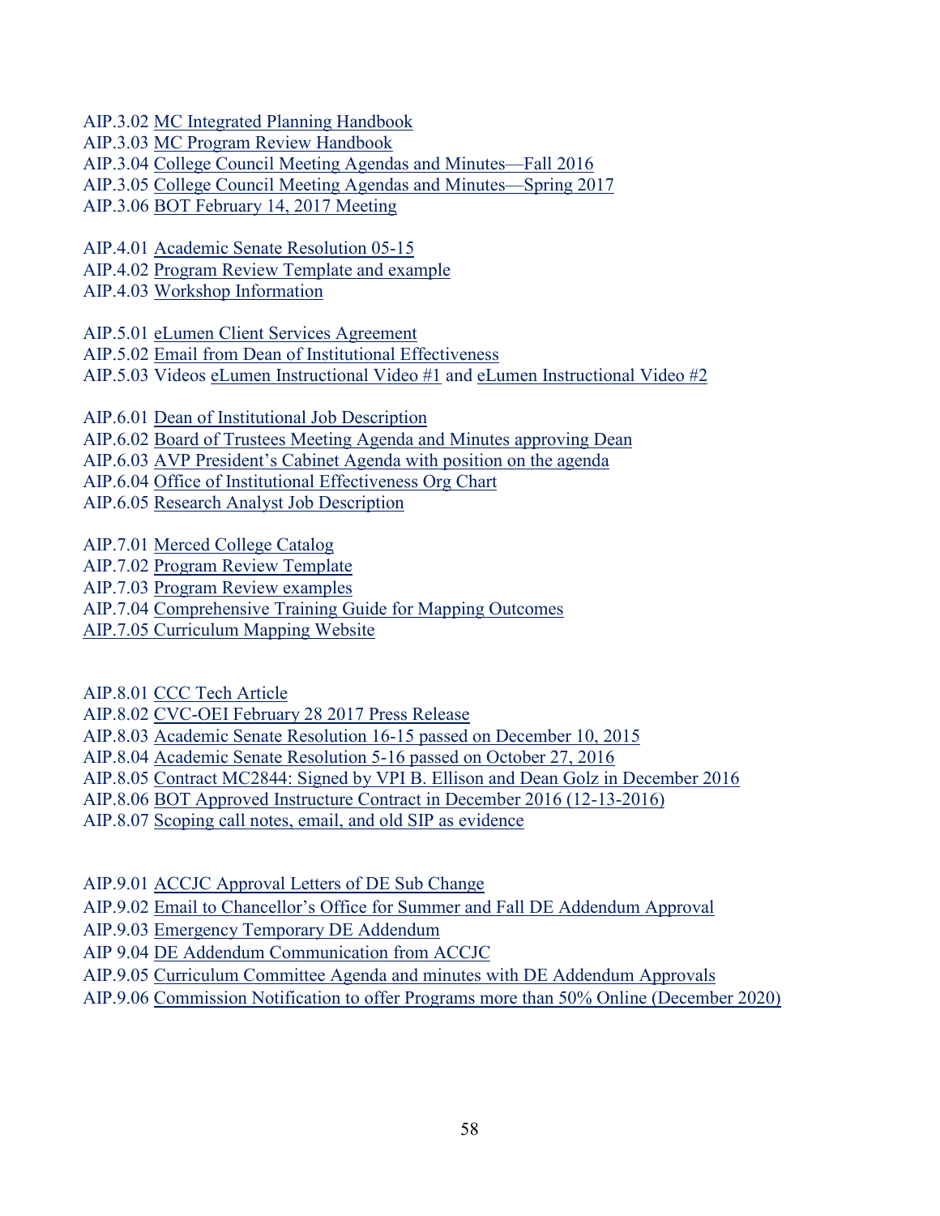AIP.3.02 MC Integrated Planning Handbook
AIP.3.03 MC Program Review Handbook
AIP.3.04 College Council Meeting Agendas and Minutes—Fall 2016
AIP.3.05 College Council Meeting Agendas and Minutes—Spring 2017
AIP.3.06 BOT February 14, 2017 Meeting

AIP.4.01 Academic Senate Resolution 05-15
AIP.4.02 Program Review Template and example
AIP.4.03 Workshop Information

AIP.5.01 eLumen Client Services Agreement
AIP.5.02 Email from Dean of Institutional Effectiveness
AIP.5.03 Videos eLumen Instructional Video #1 and eLumen Instructional Video #2

AIP.6.01 Dean of Institutional Job Description
AIP.6.02 Board of Trustees Meeting Agenda and Minutes approving Dean
AIP.6.03 AVP President's Cabinet Agenda with position on the agenda
AIP.6.04 Office of Institutional Effectiveness Org Chart
AIP.6.05 Research Analyst Job Description

AIP.7.01 Merced College Catalog
AIP.7.02 Program Review Template
AIP.7.03 Program Review examples
AIP.7.04 Comprehensive Training Guide for Mapping Outcomes
AIP.7.05 Curriculum Mapping Website

AIP.8.01 CCC Tech Article
AIP.8.02 CVC-OEI February 28 2017 Press Release
AIP.8.03 Academic Senate Resolution 16-15 passed on December 10, 2015
AIP.8.04 Academic Senate Resolution 5-16 passed on October 27, 2016
AIP.8.05 Contract MC2844: Signed by VPI B. Ellison and Dean Golz in December 2016
AIP.8.06 BOT Approved Instructure Contract in December 2016 (12-13-2016)
AIP.8.07 Scoping call notes, email, and old SIP as evidence

AIP.9.01 ACCJC Approval Letters of DE Sub Change
AIP.9.02 Email to Chancellor's Office for Summer and Fall DE Addendum Approval
AIP.9.03 Emergency Temporary DE Addendum
AIP 9.04 DE Addendum Communication from ACCJC
AIP.9.05 Curriculum Committee Agenda and minutes with DE Addendum Approvals
AIP.9.06 Commission Notification to offer Programs more than 50% Online (December 2020)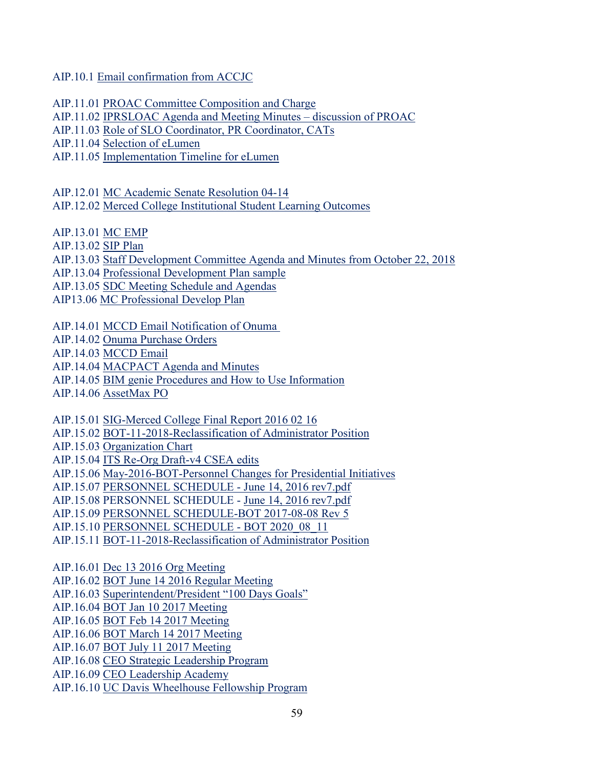AIP.10.1 Email confirmation from ACCJC

AIP.11.01 PROAC Committee Composition and Charge
AIP.11.02 IPRSLOAC Agenda and Meeting Minutes – discussion of PROAC
AIP.11.03 Role of SLO Coordinator, PR Coordinator, CATs
AIP.11.04 Selection of eLumen
AIP.11.05 Implementation Timeline for eLumen

AIP.12.01 MC Academic Senate Resolution 04-14
AIP.12.02 Merced College Institutional Student Learning Outcomes

AIP.13.01 MC EMP
AIP.13.02 SIP Plan
AIP.13.03 Staff Development Committee Agenda and Minutes from October 22, 2018
AIP.13.04 Professional Development Plan sample
AIP.13.05 SDC Meeting Schedule and Agendas
AIP13.06 MC Professional Develop Plan

AIP.14.01 MCCD Email Notification of Onuma
AIP.14.02 Onuma Purchase Orders
AIP.14.03 MCCD Email
AIP.14.04 MACPACT Agenda and Minutes
AIP.14.05 BIM genie Procedures and How to Use Information
AIP.14.06 AssetMax PO

AIP.15.01 SIG-Merced College Final Report 2016 02 16
AIP.15.02 BOT-11-2018-Reclassification of Administrator Position
AIP.15.03 Organization Chart
AIP.15.04 ITS Re-Org Draft-v4 CSEA edits
AIP.15.06 May-2016-BOT-Personnel Changes for Presidential Initiatives
AIP.15.07 PERSONNEL SCHEDULE - June 14, 2016 rev7.pdf
AIP.15.08 PERSONNEL SCHEDULE - June 14, 2016 rev7.pdf
AIP.15.09 PERSONNEL SCHEDULE-BOT 2017-08-08 Rev 5
AIP.15.10 PERSONNEL SCHEDULE - BOT 2020_08_11
AIP.15.11 BOT-11-2018-Reclassification of Administrator Position

AIP.16.01 Dec 13 2016 Org Meeting
AIP.16.02 BOT June 14 2016 Regular Meeting
AIP.16.03 Superintendent/President "100 Days Goals"
AIP.16.04 BOT Jan 10 2017 Meeting
AIP.16.05 BOT Feb 14 2017 Meeting
AIP.16.06 BOT March 14 2017 Meeting
AIP.16.07 BOT July 11 2017 Meeting
AIP.16.08 CEO Strategic Leadership Program
AIP.16.09 CEO Leadership Academy
AIP.16.10 UC Davis Wheelhouse Fellowship Program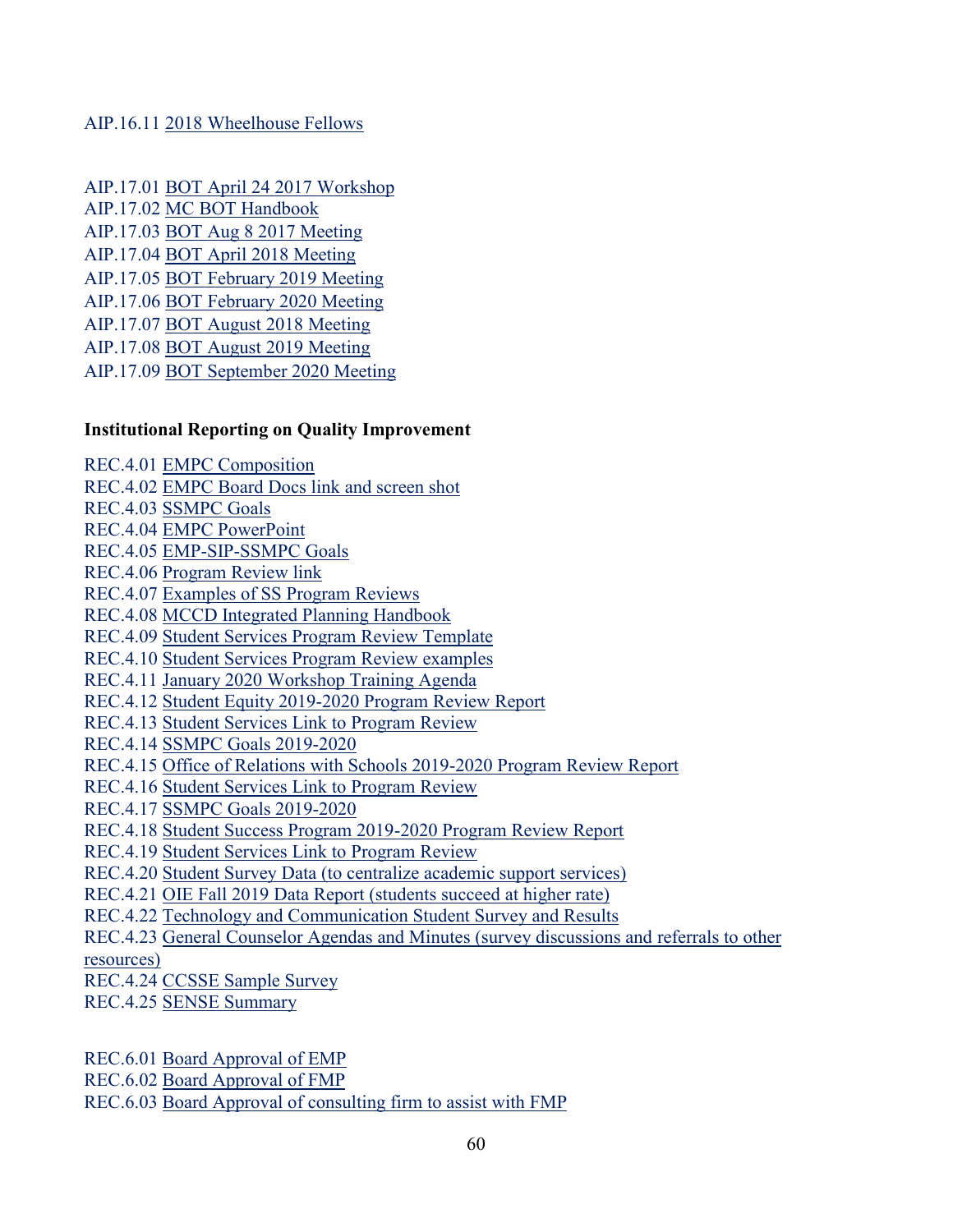AIP.16.11 2018 Wheelhouse Fellows

AIP.17.01 BOT April 24 2017 Workshop
AIP.17.02 MC BOT Handbook
AIP.17.03 BOT Aug 8 2017 Meeting
AIP.17.04 BOT April 2018 Meeting
AIP.17.05 BOT February 2019 Meeting
AIP.17.06 BOT February 2020 Meeting
AIP.17.07 BOT August 2018 Meeting
AIP.17.08 BOT August 2019 Meeting
AIP.17.09 BOT September 2020 Meeting

**Institutional Reporting on Quality Improvement**

REC.4.01 EMPC Composition
REC.4.02 EMPC Board Docs link and screen shot
REC.4.03 SSMPC Goals
REC.4.04 EMPC PowerPoint
REC.4.05 EMP-SIP-SSMPC Goals
REC.4.06 Program Review link
REC.4.07 Examples of SS Program Reviews
REC.4.08 MCCD Integrated Planning Handbook
REC.4.09 Student Services Program Review Template
REC.4.10 Student Services Program Review examples
REC.4.11 January 2020 Workshop Training Agenda
REC.4.12 Student Equity 2019-2020 Program Review Report
REC.4.13 Student Services Link to Program Review
REC.4.14 SSMPC Goals 2019-2020
REC.4.15 Office of Relations with Schools 2019-2020 Program Review Report
REC.4.16 Student Services Link to Program Review
REC.4.17 SSMPC Goals 2019-2020
REC.4.18 Student Success Program 2019-2020 Program Review Report
REC.4.19 Student Services Link to Program Review
REC.4.20 Student Survey Data (to centralize academic support services)
REC.4.21 OIE Fall 2019 Data Report (students succeed at higher rate)
REC.4.22 Technology and Communication Student Survey and Results
REC.4.23 General Counselor Agendas and Minutes (survey discussions and referrals to other resources)
REC.4.24 CCSSE Sample Survey
REC.4.25 SENSE Summary

REC.6.01 Board Approval of EMP
REC.6.02 Board Approval of FMP
REC.6.03 Board Approval of consulting firm to assist with FMP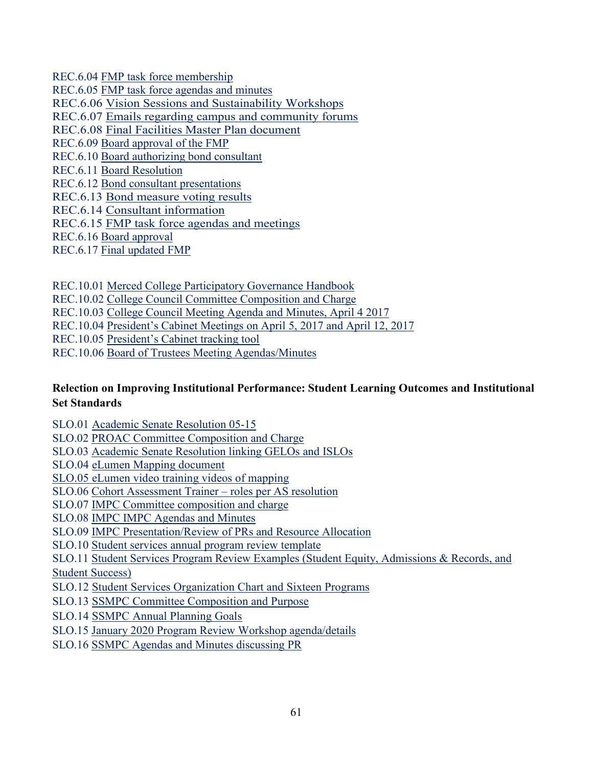REC.6.04 FMP task force membership
REC.6.05 FMP task force agendas and minutes
REC.6.06 Vision Sessions and Sustainability Workshops
REC.6.07 Emails regarding campus and community forums
REC.6.08 Final Facilities Master Plan document
REC.6.09 Board approval of the FMP
REC.6.10 Board authorizing bond consultant
REC.6.11 Board Resolution
REC.6.12 Bond consultant presentations
REC.6.13 Bond measure voting results
REC.6.14 Consultant information
REC.6.15 FMP task force agendas and meetings
REC.6.16 Board approval
REC.6.17 Final updated FMP

REC.10.01 Merced College Participatory Governance Handbook
REC.10.02 College Council Committee Composition and Charge
REC.10.03 College Council Meeting Agenda and Minutes, April 4 2017
REC.10.04 President's Cabinet Meetings on April 5, 2017 and April 12, 2017
REC.10.05 President's Cabinet tracking tool
REC.10.06 Board of Trustees Meeting Agendas/Minutes

**Relection on Improving Institutional Performance: Student Learning Outcomes and Institutional Set Standards**

SLO.01 Academic Senate Resolution 05-15
SLO.02 PROAC Committee Composition and Charge
SLO.03 Academic Senate Resolution linking GELOs and ISLOs
SLO.04 eLumen Mapping document
SLO.05 eLumen video training videos of mapping
SLO.06 Cohort Assessment Trainer – roles per AS resolution
SLO.07 IMPC Committee composition and charge
SLO.08 IMPC IMPC Agendas and Minutes
SLO.09 IMPC Presentation/Review of PRs and Resource Allocation
SLO.10 Student services annual program review template
SLO.11 Student Services Program Review Examples (Student Equity, Admissions & Records, and Student Success)
SLO.12 Student Services Organization Chart and Sixteen Programs
SLO.13 SSMPC Committee Composition and Purpose
SLO.14 SSMPC Annual Planning Goals
SLO.15 January 2020 Program Review Workshop agenda/details
SLO.16 SSMPC Agendas and Minutes discussing PR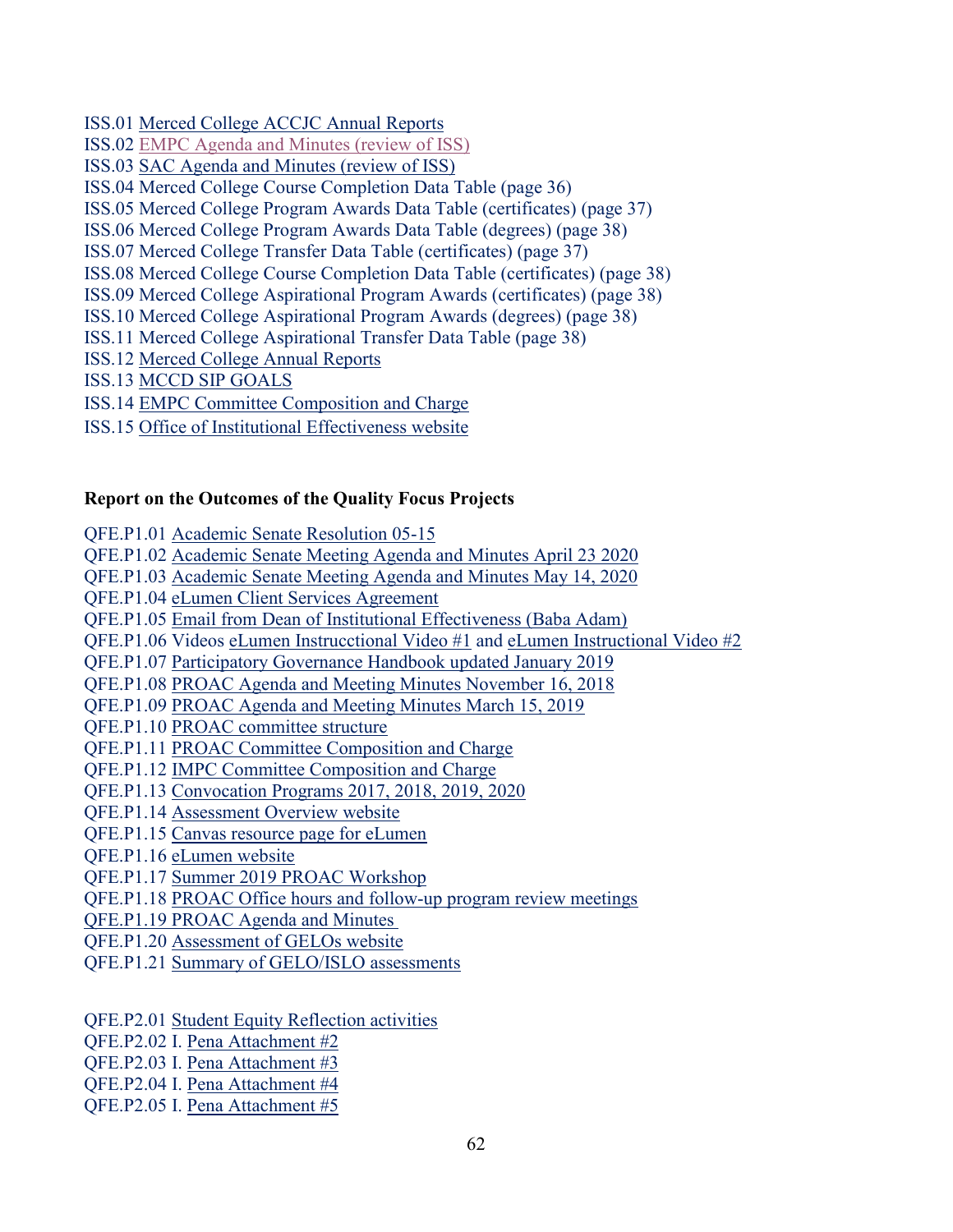ISS.01 Merced College ACCJC Annual Reports
ISS.02 EMPC Agenda and Minutes (review of ISS)
ISS.03 SAC Agenda and Minutes (review of ISS)
ISS.04 Merced College Course Completion Data Table (page 36)
ISS.05 Merced College Program Awards Data Table (certificates) (page 37)
ISS.06 Merced College Program Awards Data Table (degrees) (page 38)
ISS.07 Merced College Transfer Data Table (certificates) (page 37)
ISS.08 Merced College Course Completion Data Table (certificates) (page 38)
ISS.09 Merced College Aspirational Program Awards (certificates) (page 38)
ISS.10 Merced College Aspirational Program Awards (degrees) (page 38)
ISS.11 Merced College Aspirational Transfer Data Table (page 38)
ISS.12 Merced College Annual Reports
ISS.13 MCCD SIP GOALS
ISS.14 EMPC Committee Composition and Charge
ISS.15 Office of Institutional Effectiveness website

**Report on the Outcomes of the Quality Focus Projects**

QFE.P1.01 Academic Senate Resolution 05-15
QFE.P1.02 Academic Senate Meeting Agenda and Minutes April 23 2020
QFE.P1.03 Academic Senate Meeting Agenda and Minutes May 14, 2020
QFE.P1.04 eLumen Client Services Agreement
QFE.P1.05 Email from Dean of Institutional Effectiveness (Baba Adam)
QFE.P1.06 Videos eLumen Instrucctional Video #1 and eLumen Instructional Video #2
QFE.P1.07 Participatory Governance Handbook updated January 2019
QFE.P1.08 PROAC Agenda and Meeting Minutes November 16, 2018
QFE.P1.09 PROAC Agenda and Meeting Minutes March 15, 2019
QFE.P1.10 PROAC committee structure
QFE.P1.11 PROAC Committee Composition and Charge
QFE.P1.12 IMPC Committee Composition and Charge
QFE.P1.13 Convocation Programs 2017, 2018, 2019, 2020
QFE.P1.14 Assessment Overview website
QFE.P1.15 Canvas resource page for eLumen
QFE.P1.16 eLumen website
QFE.P1.17 Summer 2019 PROAC Workshop
QFE.P1.18 PROAC Office hours and follow-up program review meetings
QFE.P1.19 PROAC Agenda and Minutes
QFE.P1.20 Assessment of GELOs website
QFE.P1.21 Summary of GELO/ISLO assessments

QFE.P2.01 Student Equity Reflection activities
QFE.P2.02 I. Pena Attachment #2
QFE.P2.03 I. Pena Attachment #3
QFE.P2.04 I. Pena Attachment #4
QFE.P2.05 I. Pena Attachment #5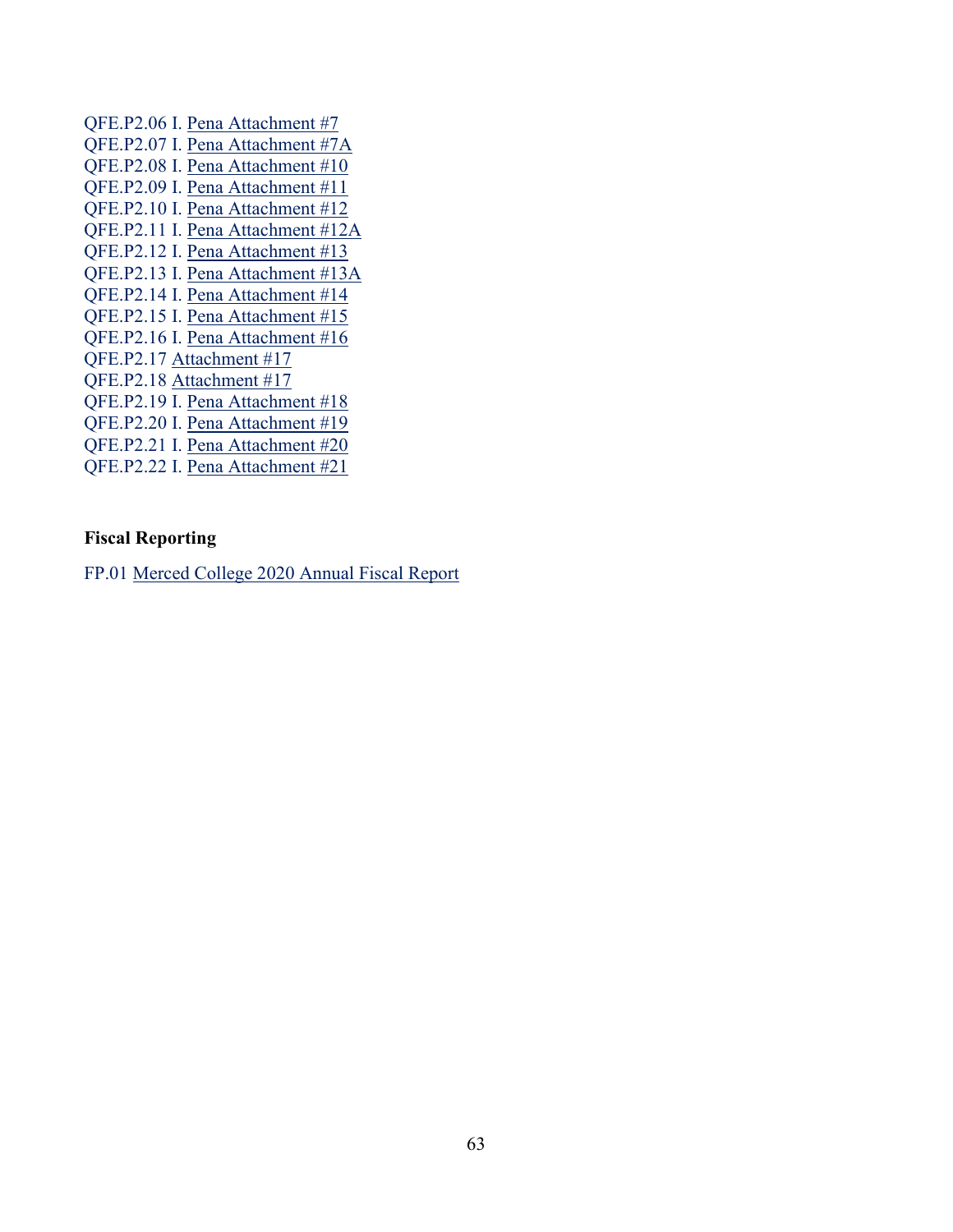QFE.P2.06 I. Pena Attachment #7
QFE.P2.07 I. Pena Attachment #7A
QFE.P2.08 I. Pena Attachment #10
QFE.P2.09 I. Pena Attachment #11
QFE.P2.10 I. Pena Attachment #12
QFE.P2.11 I. Pena Attachment #12A
QFE.P2.12 I. Pena Attachment #13
QFE.P2.13 I. Pena Attachment #13A
QFE.P2.14 I. Pena Attachment #14
QFE.P2.15 I. Pena Attachment #15
QFE.P2.16 I. Pena Attachment #16
QFE.P2.17 Attachment #17
QFE.P2.18 Attachment #17
QFE.P2.19 I. Pena Attachment #18
QFE.P2.20 I. Pena Attachment #19
QFE.P2.21 I. Pena Attachment #20
QFE.P2.22 I. Pena Attachment #21

**Fiscal Reporting**

FP.01 Merced College 2020 Annual Fiscal Report